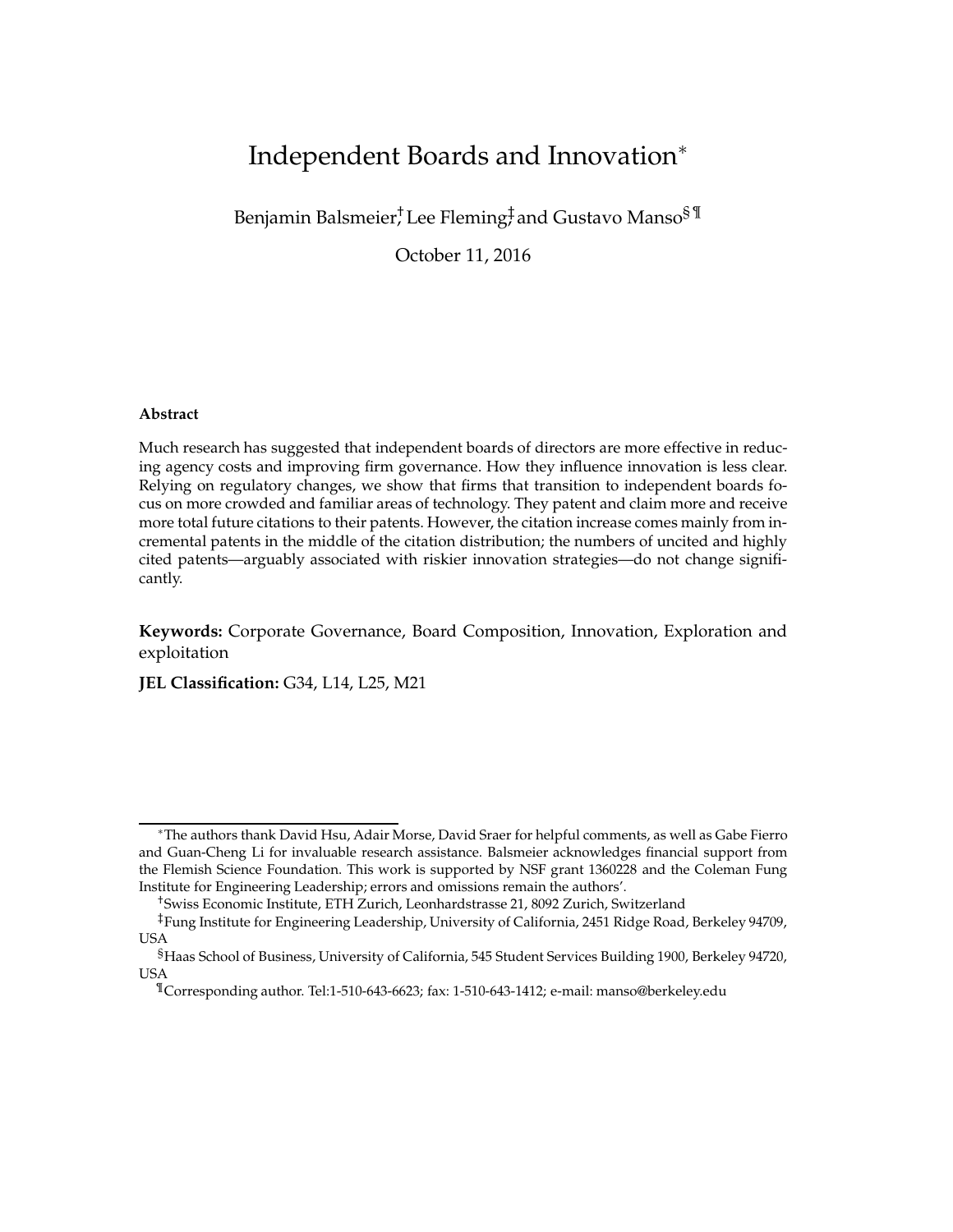# Independent Boards and Innovation[*]

Benjamin Balmeier[†], Lee Fleming[‡], and Gustavo Manso[§ ¶]

October 11, 2016

**Abstract**

Much research has suggested that independent boards of directors are more effective in reducing agency costs and improving firm governance. How they influence innovation is less clear. Relying on regulatory changes, we show that firms that transition to independent boards focus on more crowded and familiar areas of technology. They patent and claim more and receive more total future citations to their patents. However, the citation increase comes mainly from incremental patents in the middle of the citation distribution; the numbers of uncited and highly cited patents—arguably associated with riskier innovation strategies—do not change significantly.

**Keywords:** Corporate Governance, Board Composition, Innovation, Exploration and exploitation

**JEL Classification:** G34, L14, L25, M21

[*] The authors thank David Hsu, Adair Morse, David Sraer for helpful comments, as well as Gabe Fierro and Guan-Cheng Li for invaluable research assistance. Balsmeier acknowledges financial support from the Flemish Science Foundation. This work is supported by NSF grant 1360228 and the Coleman Fung Institute for Engineering Leadership; errors and omissions remain the authors'.

[†] Swiss Economic Institute, ETH Zurich, Leonhardstrasse 21, 8092 Zurich, Switzerland

[‡] Fung Institute for Engineering Leadership, University of California, 2451 Ridge Road, Berkeley 94709, USA

[§] Haas School of Business, University of California, 545 Student Services Building 1900, Berkeley 94720, USA

[¶] Corresponding author. Tel:1-510-643-6623; fax: 1-510-643-1412; e-mail: manso@berkeley.edu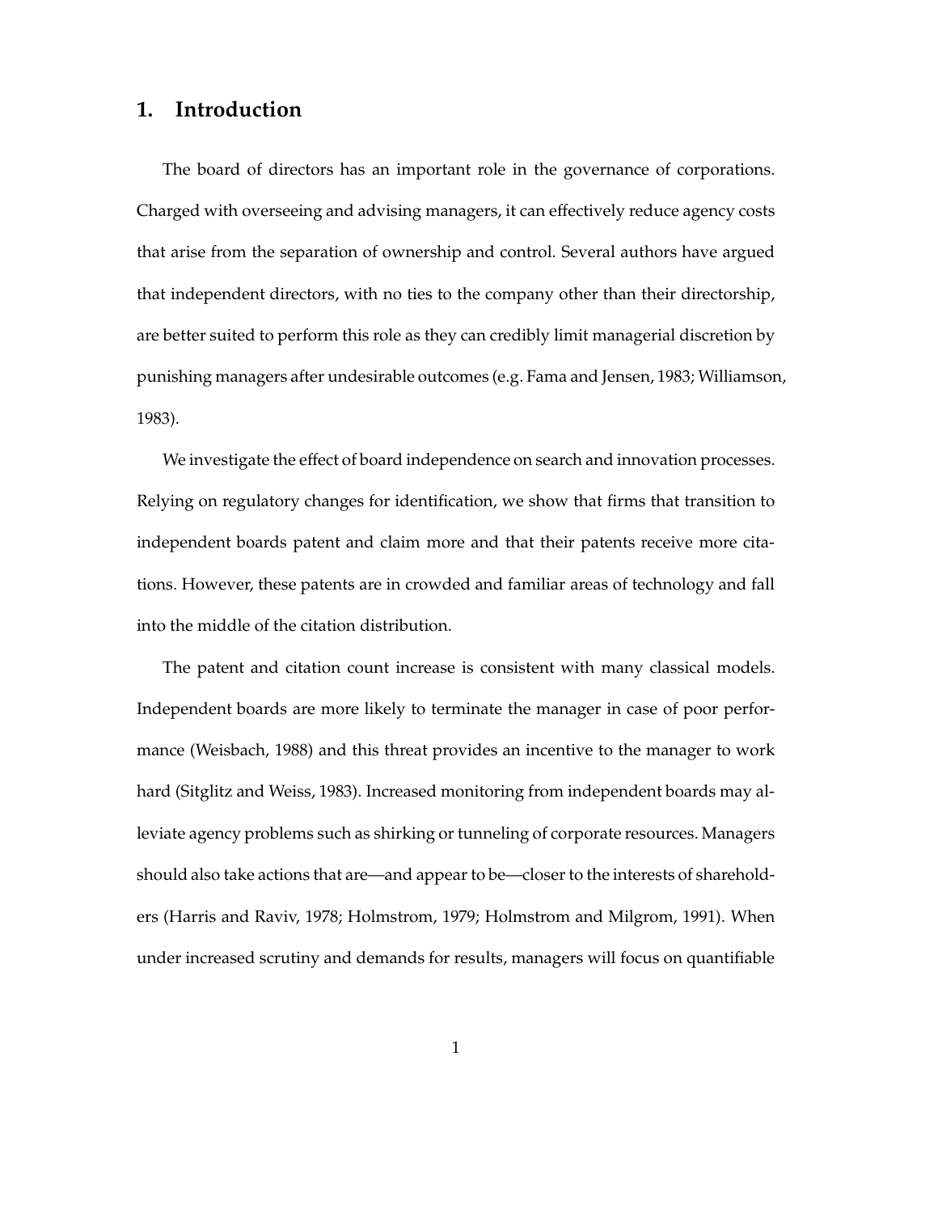## 1. Introduction

The board of directors has an important role in the governance of corporations. Charged with overseeing and advising managers, it can effectively reduce agency costs that arise from the separation of ownership and control. Several authors have argued that independent directors, with no ties to the company other than their directorship, are better suited to perform this role as they can credibly limit managerial discretion by punishing managers after undesirable outcomes (e.g. Fama and Jensen, 1983; Williamson, 1983).

We investigate the effect of board independence on search and innovation processes. Relying on regulatory changes for identification, we show that firms that transition to independent boards patent and claim more and that their patents receive more citations. However, these patents are in crowded and familiar areas of technology and fall into the middle of the citation distribution.

The patent and citation count increase is consistent with many classical models. Independent boards are more likely to terminate the manager in case of poor performance (Weisbach, 1988) and this threat provides an incentive to the manager to work hard (Sitglitz and Weiss, 1983). Increased monitoring from independent boards may alleviate agency problems such as shirking or tunneling of corporate resources. Managers should also take actions that are—and appear to be—closer to the interests of shareholders (Harris and Raviv, 1978; Holmstrom, 1979; Holmstrom and Milgrom, 1991). When under increased scrutiny and demands for results, managers will focus on quantifiable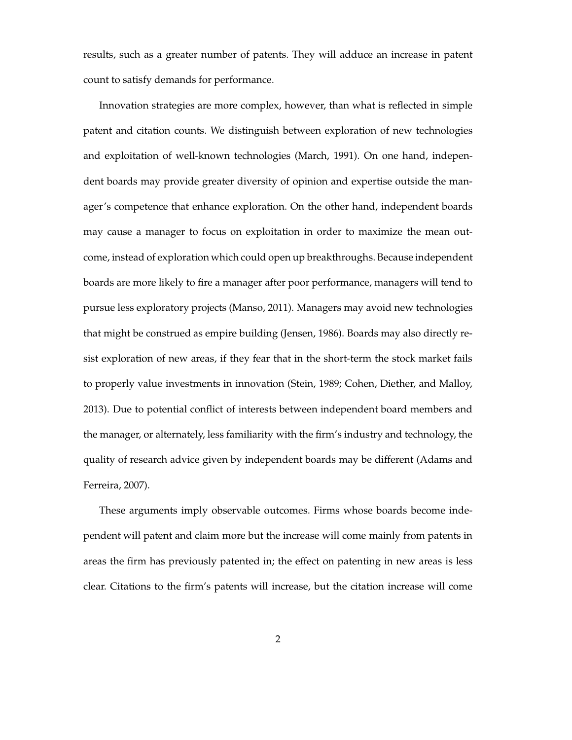results, such as a greater number of patents. They will adduce an increase in patent count to satisfy demands for performance.

Innovation strategies are more complex, however, than what is reflected in simple patent and citation counts. We distinguish between exploration of new technologies and exploitation of well-known technologies (March, 1991). On one hand, independent boards may provide greater diversity of opinion and expertise outside the manager's competence that enhance exploration. On the other hand, independent boards may cause a manager to focus on exploitation in order to maximize the mean outcome, instead of exploration which could open up breakthroughs. Because independent boards are more likely to fire a manager after poor performance, managers will tend to pursue less exploratory projects (Manso, 2011). Managers may avoid new technologies that might be construed as empire building (Jensen, 1986). Boards may also directly resist exploration of new areas, if they fear that in the short-term the stock market fails to properly value investments in innovation (Stein, 1989; Cohen, Diether, and Malloy, 2013). Due to potential conflict of interests between independent board members and the manager, or alternately, less familiarity with the firm's industry and technology, the quality of research advice given by independent boards may be different (Adams and Ferreira, 2007).

These arguments imply observable outcomes. Firms whose boards become independent will patent and claim more but the increase will come mainly from patents in areas the firm has previously patented in; the effect on patenting in new areas is less clear. Citations to the firm's patents will increase, but the citation increase will come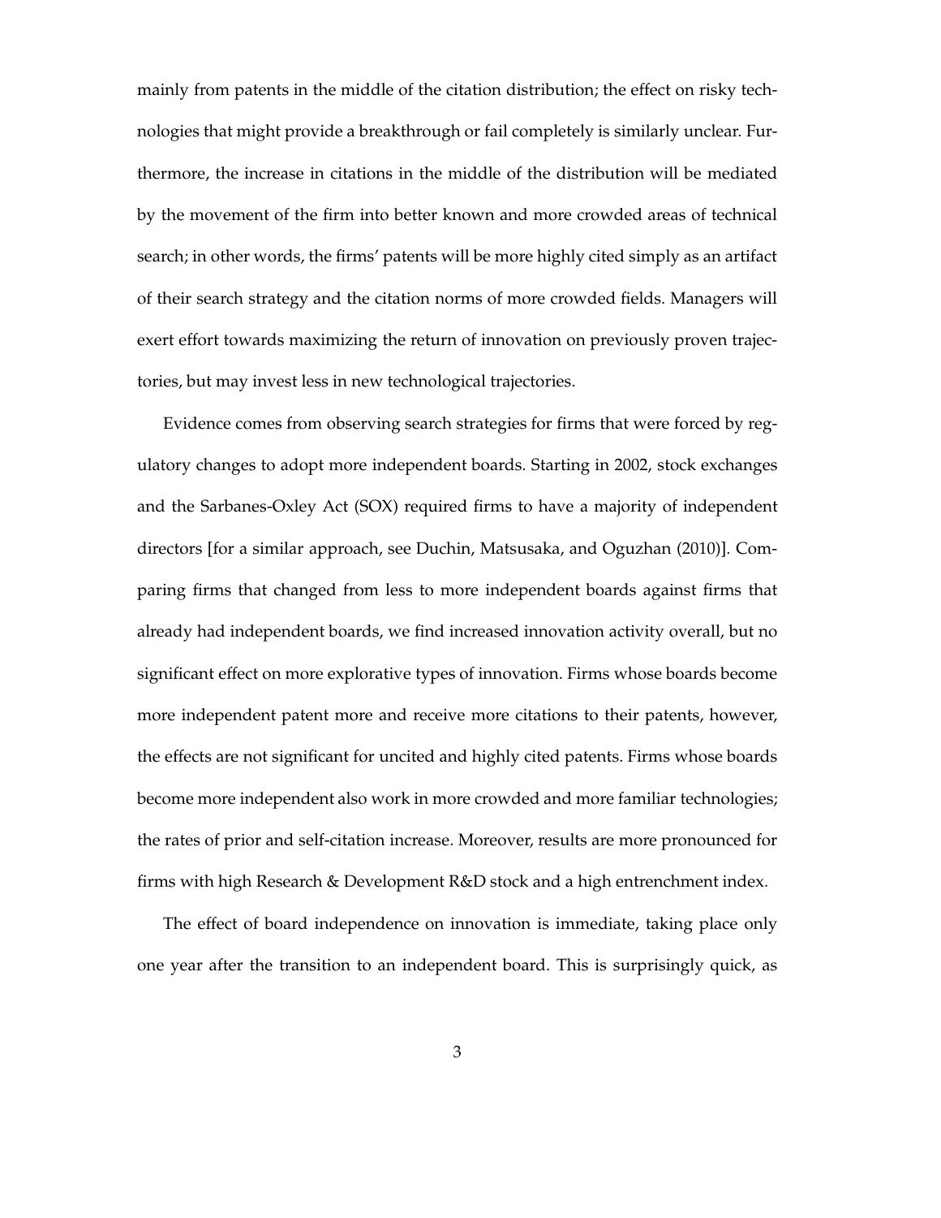mainly from patents in the middle of the citation distribution; the effect on risky technologies that might provide a breakthrough or fail completely is similarly unclear. Furthermore, the increase in citations in the middle of the distribution will be mediated by the movement of the firm into better known and more crowded areas of technical search; in other words, the firms' patents will be more highly cited simply as an artifact of their search strategy and the citation norms of more crowded fields. Managers will exert effort towards maximizing the return of innovation on previously proven trajectories, but may invest less in new technological trajectories.

Evidence comes from observing search strategies for firms that were forced by regulatory changes to adopt more independent boards. Starting in 2002, stock exchanges and the Sarbanes-Oxley Act (SOX) required firms to have a majority of independent directors [for a similar approach, see Duchin, Matsusaka, and Oguzhan (2010)]. Comparing firms that changed from less to more independent boards against firms that already had independent boards, we find increased innovation activity overall, but no significant effect on more explorative types of innovation. Firms whose boards become more independent patent more and receive more citations to their patents, however, the effects are not significant for uncited and highly cited patents. Firms whose boards become more independent also work in more crowded and more familiar technologies; the rates of prior and self-citation increase. Moreover, results are more pronounced for firms with high Research & Development R&D stock and a high entrenchment index.

The effect of board independence on innovation is immediate, taking place only one year after the transition to an independent board. This is surprisingly quick, as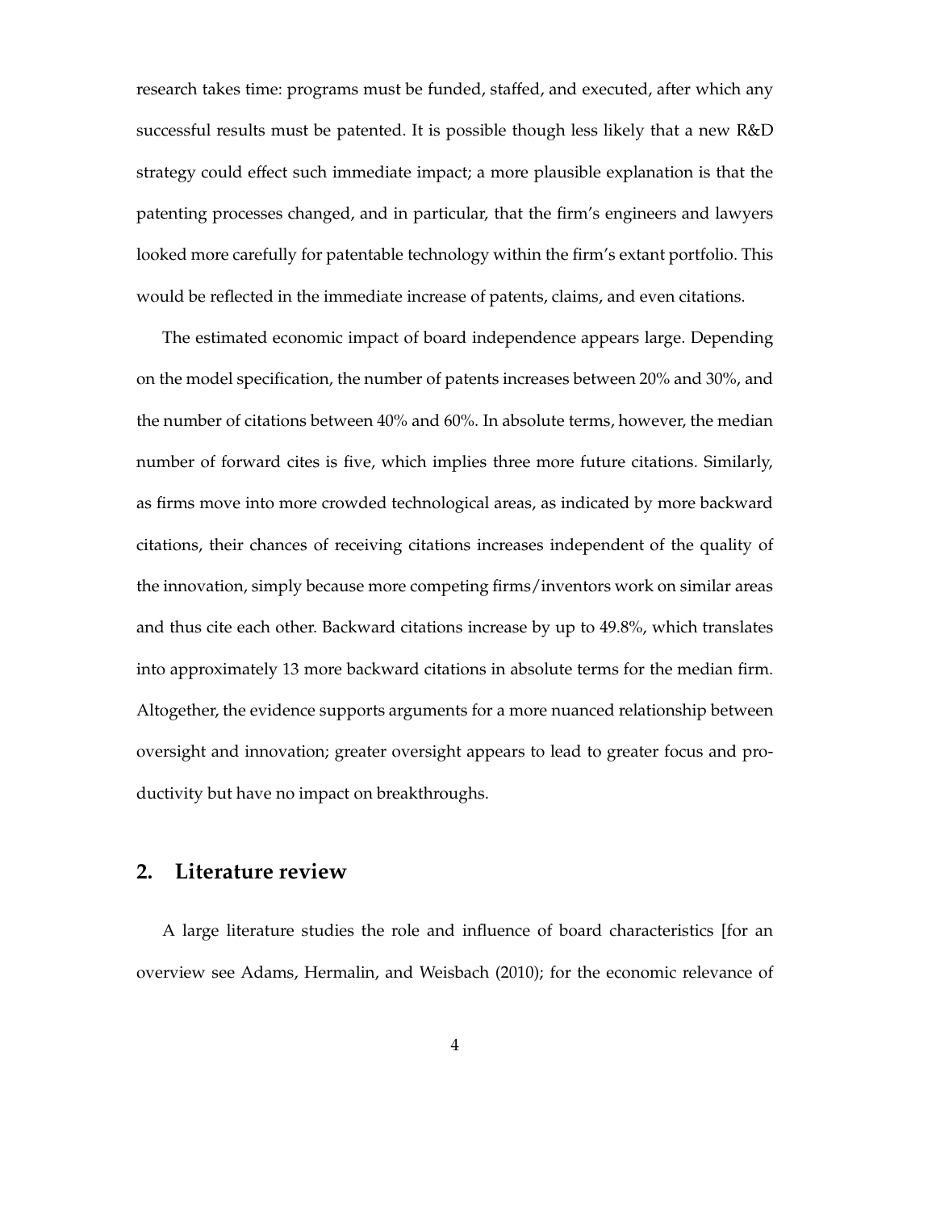research takes time: programs must be funded, staffed, and executed, after which any successful results must be patented. It is possible though less likely that a new R&D strategy could effect such immediate impact; a more plausible explanation is that the patenting processes changed, and in particular, that the firm's engineers and lawyers looked more carefully for patentable technology within the firm's extant portfolio. This would be reflected in the immediate increase of patents, claims, and even citations.

The estimated economic impact of board independence appears large. Depending on the model specification, the number of patents increases between 20% and 30%, and the number of citations between 40% and 60%. In absolute terms, however, the median number of forward cites is five, which implies three more future citations. Similarly, as firms move into more crowded technological areas, as indicated by more backward citations, their chances of receiving citations increases independent of the quality of the innovation, simply because more competing firms/inventors work on similar areas and thus cite each other. Backward citations increase by up to 49.8%, which translates into approximately 13 more backward citations in absolute terms for the median firm. Altogether, the evidence supports arguments for a more nuanced relationship between oversight and innovation; greater oversight appears to lead to greater focus and productivity but have no impact on breakthroughs.

## 2. Literature review

A large literature studies the role and influence of board characteristics [for an overview see Adams, Hermalin, and Weisbach (2010); for the economic relevance of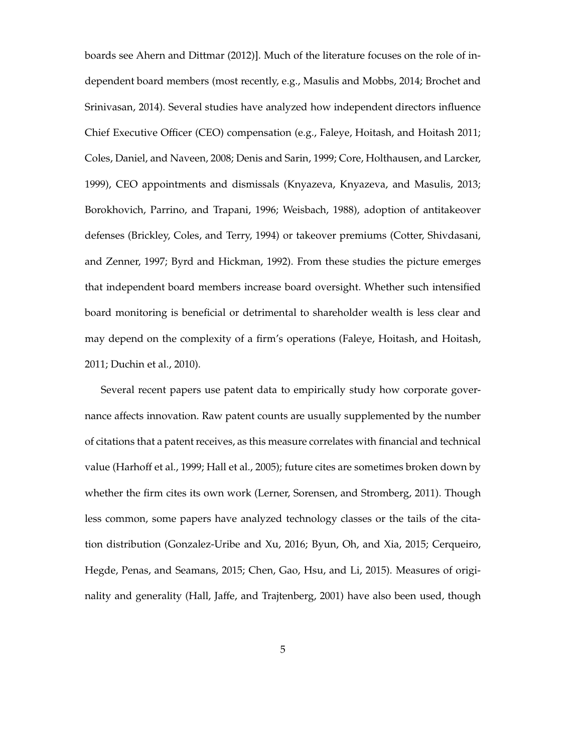boards see Ahern and Dittmar (2012)]. Much of the literature focuses on the role of independent board members (most recently, e.g., Masulis and Mobbs, 2014; Brochet and Srinivasan, 2014). Several studies have analyzed how independent directors influence Chief Executive Officer (CEO) compensation (e.g., Faleye, Hoitash, and Hoitash 2011; Coles, Daniel, and Naveen, 2008; Denis and Sarin, 1999; Core, Holthausen, and Larcker, 1999), CEO appointments and dismissals (Knyazeva, Knyazeva, and Masulis, 2013; Borokhovich, Parrino, and Trapani, 1996; Weisbach, 1988), adoption of antitakeover defenses (Brickley, Coles, and Terry, 1994) or takeover premiums (Cotter, Shivdasani, and Zenner, 1997; Byrd and Hickman, 1992). From these studies the picture emerges that independent board members increase board oversight. Whether such intensified board monitoring is beneficial or detrimental to shareholder wealth is less clear and may depend on the complexity of a firm's operations (Faleye, Hoitash, and Hoitash, 2011; Duchin et al., 2010).

Several recent papers use patent data to empirically study how corporate governance affects innovation. Raw patent counts are usually supplemented by the number of citations that a patent receives, as this measure correlates with financial and technical value (Harhoff et al., 1999; Hall et al., 2005); future cites are sometimes broken down by whether the firm cites its own work (Lerner, Sorensen, and Stromberg, 2011). Though less common, some papers have analyzed technology classes or the tails of the citation distribution (Gonzalez-Uribe and Xu, 2016; Byun, Oh, and Xia, 2015; Cerqueiro, Hegde, Penas, and Seamans, 2015; Chen, Gao, Hsu, and Li, 2015). Measures of originality and generality (Hall, Jaffe, and Trajtenberg, 2001) have also been used, though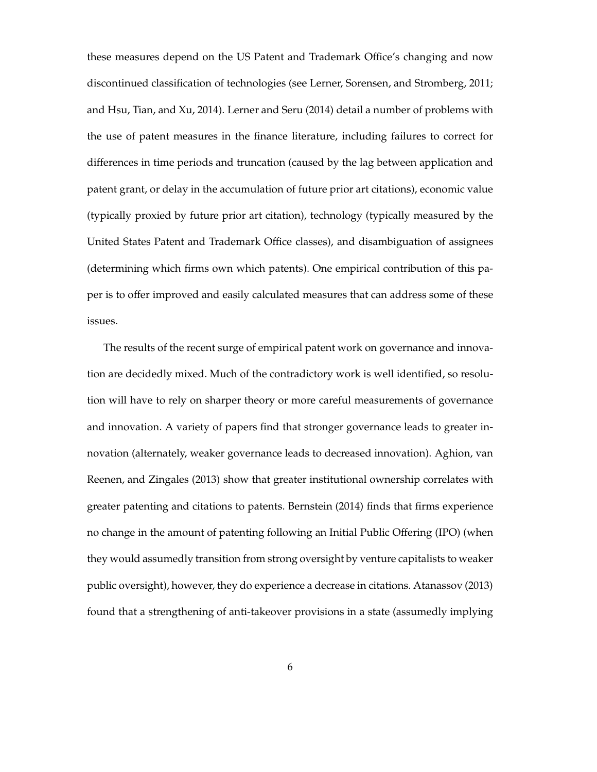these measures depend on the US Patent and Trademark Office's changing and now discontinued classification of technologies (see Lerner, Sorensen, and Stromberg, 2011; and Hsu, Tian, and Xu, 2014). Lerner and Seru (2014) detail a number of problems with the use of patent measures in the finance literature, including failures to correct for differences in time periods and truncation (caused by the lag between application and patent grant, or delay in the accumulation of future prior art citations), economic value (typically proxied by future prior art citation), technology (typically measured by the United States Patent and Trademark Office classes), and disambiguation of assignees (determining which firms own which patents). One empirical contribution of this paper is to offer improved and easily calculated measures that can address some of these issues.

The results of the recent surge of empirical patent work on governance and innovation are decidedly mixed. Much of the contradictory work is well identified, so resolution will have to rely on sharper theory or more careful measurements of governance and innovation. A variety of papers find that stronger governance leads to greater innovation (alternately, weaker governance leads to decreased innovation). Aghion, van Reenen, and Zingales (2013) show that greater institutional ownership correlates with greater patenting and citations to patents. Bernstein (2014) finds that firms experience no change in the amount of patenting following an Initial Public Offering (IPO) (when they would assumedly transition from strong oversight by venture capitalists to weaker public oversight), however, they do experience a decrease in citations. Atanassov (2013) found that a strengthening of anti-takeover provisions in a state (assumedly implying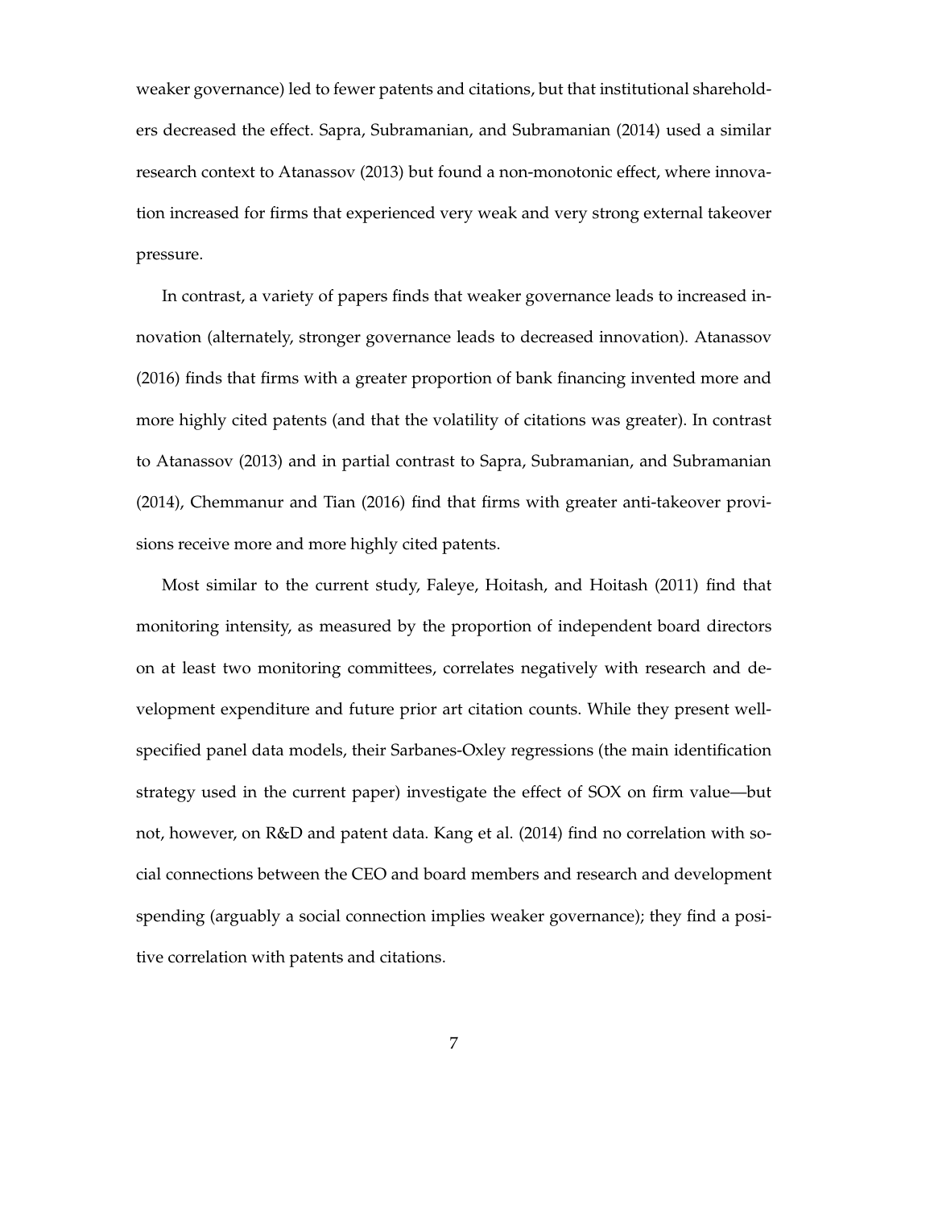weaker governance) led to fewer patents and citations, but that institutional shareholders decreased the effect. Sapra, Subramanian, and Subramanian (2014) used a similar research context to Atanassov (2013) but found a non-monotonic effect, where innovation increased for firms that experienced very weak and very strong external takeover pressure.

In contrast, a variety of papers finds that weaker governance leads to increased innovation (alternately, stronger governance leads to decreased innovation). Atanassov (2016) finds that firms with a greater proportion of bank financing invented more and more highly cited patents (and that the volatility of citations was greater). In contrast to Atanassov (2013) and in partial contrast to Sapra, Subramanian, and Subramanian (2014), Chemmanur and Tian (2016) find that firms with greater anti-takeover provisions receive more and more highly cited patents.

Most similar to the current study, Faleye, Hoitash, and Hoitash (2011) find that monitoring intensity, as measured by the proportion of independent board directors on at least two monitoring committees, correlates negatively with research and development expenditure and future prior art citation counts. While they present well-specified panel data models, their Sarbanes-Oxley regressions (the main identification strategy used in the current paper) investigate the effect of SOX on firm value—but not, however, on R&D and patent data. Kang et al. (2014) find no correlation with social connections between the CEO and board members and research and development spending (arguably a social connection implies weaker governance); they find a positive correlation with patents and citations.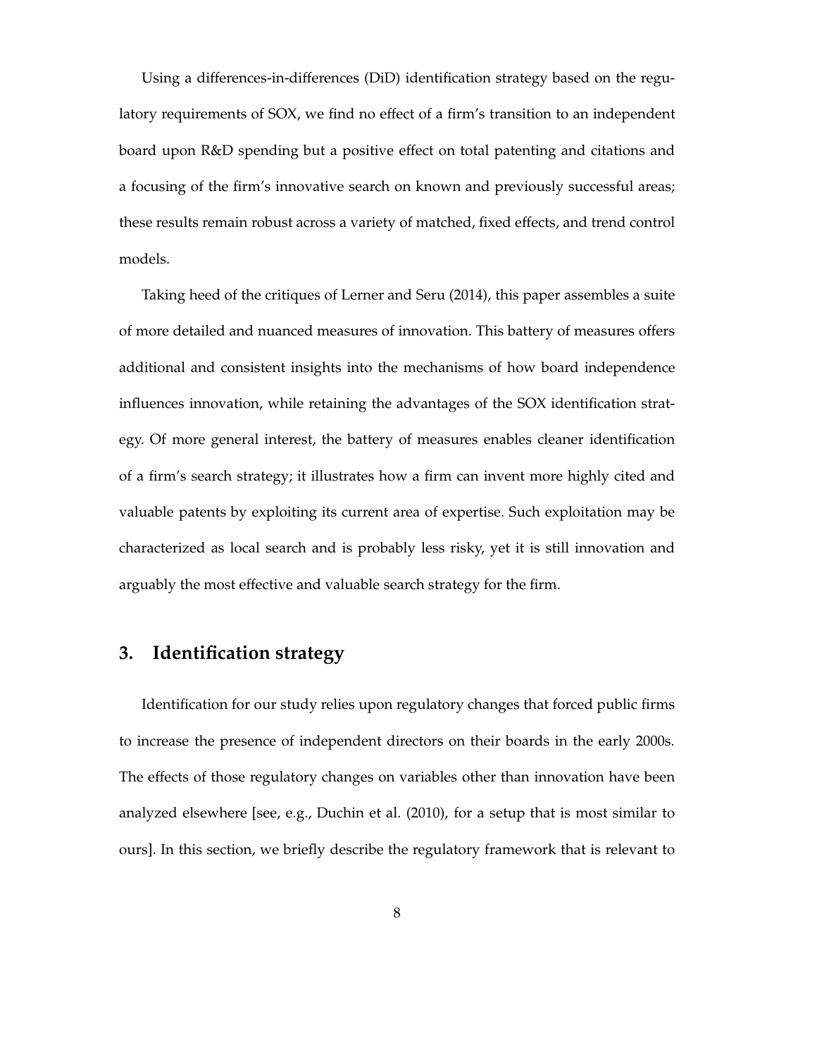Using a differences-in-differences (DiD) identification strategy based on the regulatory requirements of SOX, we find no effect of a firm's transition to an independent board upon R&D spending but a positive effect on total patenting and citations and a focusing of the firm's innovative search on known and previously successful areas; these results remain robust across a variety of matched, fixed effects, and trend control models.

Taking heed of the critiques of Lerner and Seru (2014), this paper assembles a suite of more detailed and nuanced measures of innovation. This battery of measures offers additional and consistent insights into the mechanisms of how board independence influences innovation, while retaining the advantages of the SOX identification strategy. Of more general interest, the battery of measures enables cleaner identification of a firm's search strategy; it illustrates how a firm can invent more highly cited and valuable patents by exploiting its current area of expertise. Such exploitation may be characterized as local search and is probably less risky, yet it is still innovation and arguably the most effective and valuable search strategy for the firm.

## 3. Identification strategy

Identification for our study relies upon regulatory changes that forced public firms to increase the presence of independent directors on their boards in the early 2000s. The effects of those regulatory changes on variables other than innovation have been analyzed elsewhere [see, e.g., Duchin et al. (2010), for a setup that is most similar to ours]. In this section, we briefly describe the regulatory framework that is relevant to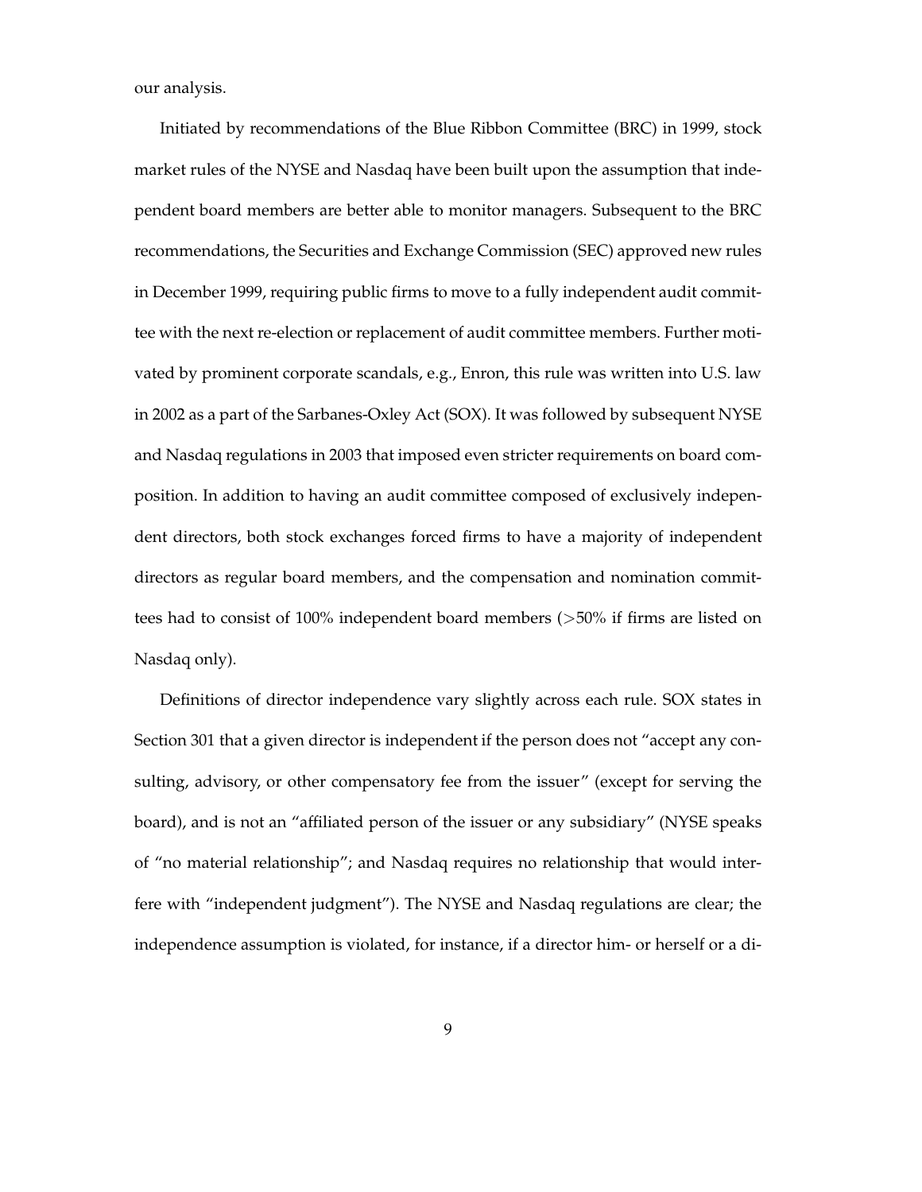our analysis.

Initiated by recommendations of the Blue Ribbon Committee (BRC) in 1999, stock market rules of the NYSE and Nasdaq have been built upon the assumption that independent board members are better able to monitor managers. Subsequent to the BRC recommendations, the Securities and Exchange Commission (SEC) approved new rules in December 1999, requiring public firms to move to a fully independent audit committee with the next re-election or replacement of audit committee members. Further motivated by prominent corporate scandals, e.g., Enron, this rule was written into U.S. law in 2002 as a part of the Sarbanes-Oxley Act (SOX). It was followed by subsequent NYSE and Nasdaq regulations in 2003 that imposed even stricter requirements on board composition. In addition to having an audit committee composed of exclusively independent directors, both stock exchanges forced firms to have a majority of independent directors as regular board members, and the compensation and nomination committees had to consist of 100% independent board members (>50% if firms are listed on Nasdaq only).

Definitions of director independence vary slightly across each rule. SOX states in Section 301 that a given director is independent if the person does not "accept any consulting, advisory, or other compensatory fee from the issuer" (except for serving the board), and is not an "affiliated person of the issuer or any subsidiary" (NYSE speaks of "no material relationship"; and Nasdaq requires no relationship that would interfere with "independent judgment"). The NYSE and Nasdaq regulations are clear; the independence assumption is violated, for instance, if a director him- or herself or a di-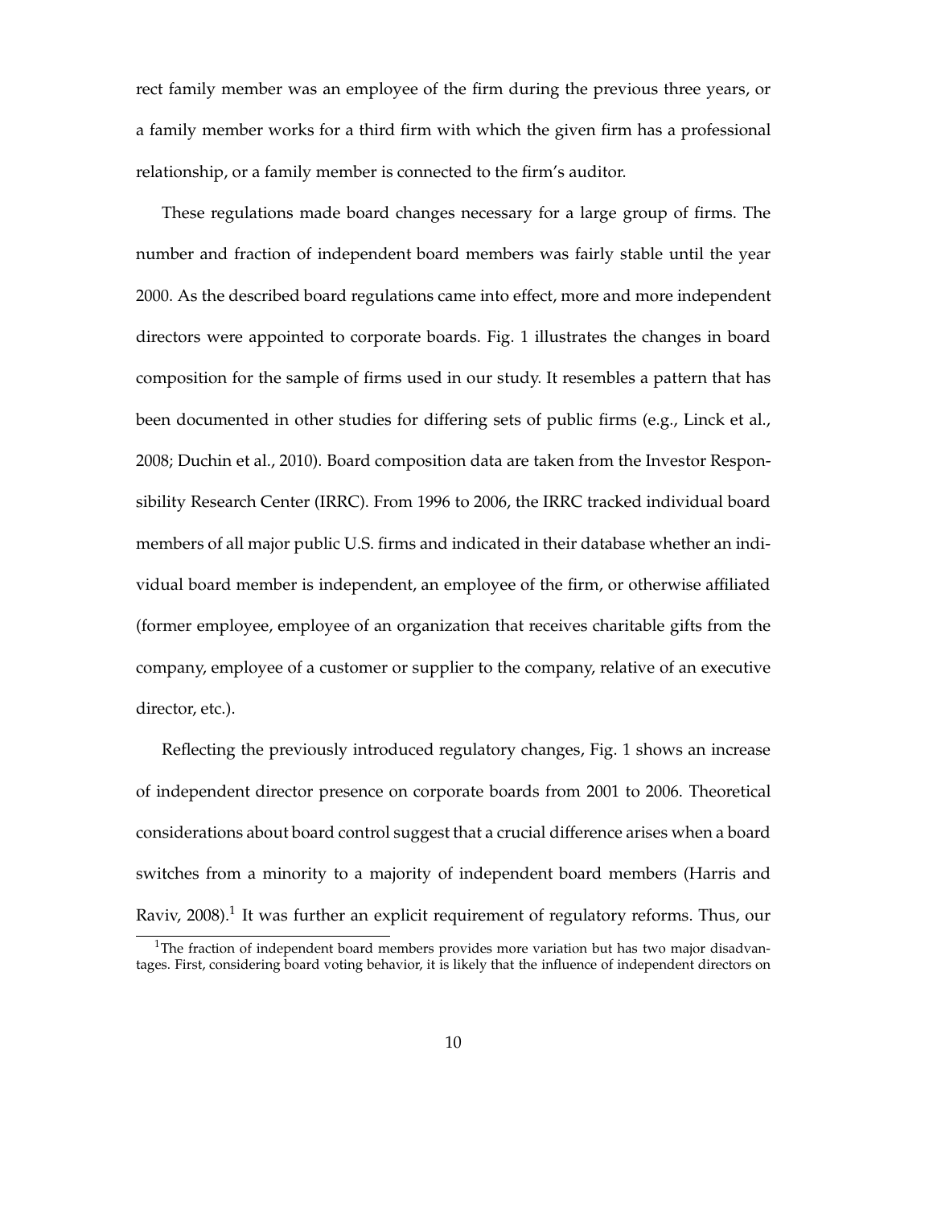rect family member was an employee of the firm during the previous three years, or a family member works for a third firm with which the given firm has a professional relationship, or a family member is connected to the firm's auditor.

These regulations made board changes necessary for a large group of firms. The number and fraction of independent board members was fairly stable until the year 2000. As the described board regulations came into effect, more and more independent directors were appointed to corporate boards. Fig. 1 illustrates the changes in board composition for the sample of firms used in our study. It resembles a pattern that has been documented in other studies for differing sets of public firms (e.g., Linck et al., 2008; Duchin et al., 2010). Board composition data are taken from the Investor Responsibility Research Center (IRRC). From 1996 to 2006, the IRRC tracked individual board members of all major public U.S. firms and indicated in their database whether an individual board member is independent, an employee of the firm, or otherwise affiliated (former employee, employee of an organization that receives charitable gifts from the company, employee of a customer or supplier to the company, relative of an executive director, etc.).

Reflecting the previously introduced regulatory changes, Fig. 1 shows an increase of independent director presence on corporate boards from 2001 to 2006. Theoretical considerations about board control suggest that a crucial difference arises when a board switches from a minority to a majority of independent board members (Harris and Raviv, 2008).[1] It was further an explicit requirement of regulatory reforms. Thus, our

[1] The fraction of independent board members provides more variation but has two major disadvantages. First, considering board voting behavior, it is likely that the influence of independent directors on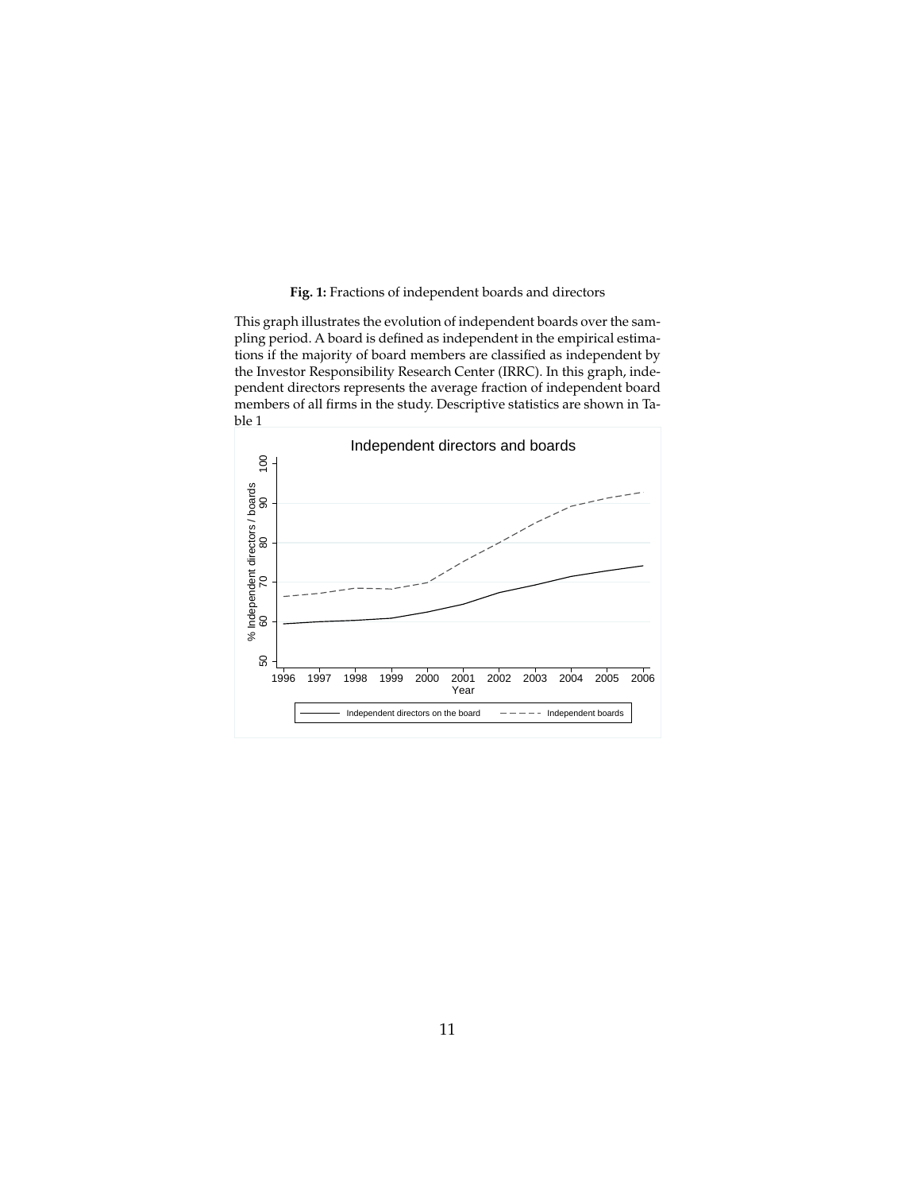**Fig. 1:** Fractions of independent boards and directors

This graph illustrates the evolution of independent boards over the sampling period. A board is defined as independent in the empirical estimations if the majority of board members are classified as independent by the Investor Responsibility Research Center (IRRC). In this graph, independent directors represents the average fraction of independent board members of all firms in the study. Descriptive statistics are shown in Table 1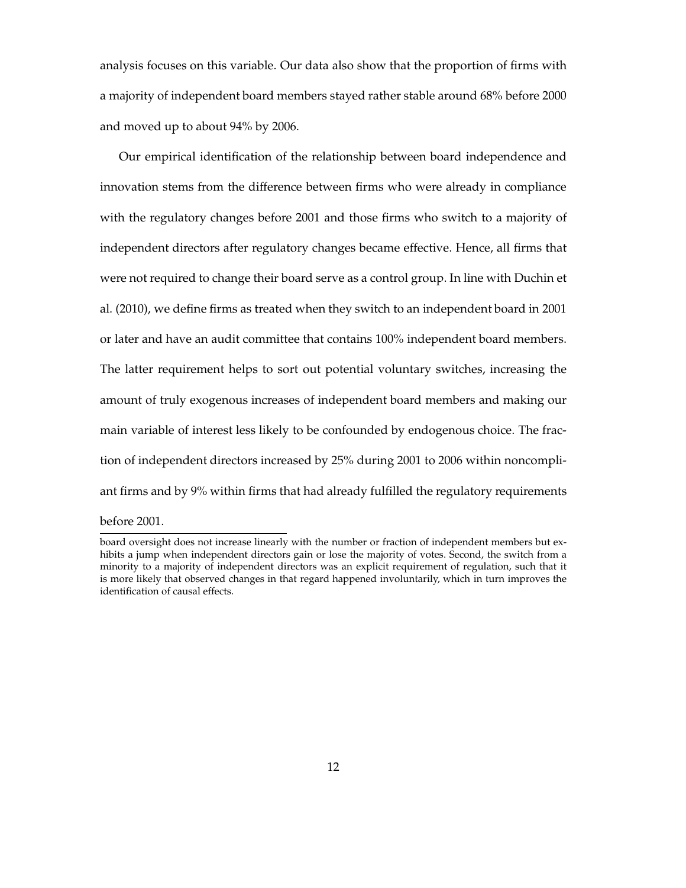analysis focuses on this variable. Our data also show that the proportion of firms with a majority of independent board members stayed rather stable around 68% before 2000 and moved up to about 94% by 2006.

Our empirical identification of the relationship between board independence and innovation stems from the difference between firms who were already in compliance with the regulatory changes before 2001 and those firms who switch to a majority of independent directors after regulatory changes became effective. Hence, all firms that were not required to change their board serve as a control group. In line with Duchin et al. (2010), we define firms as treated when they switch to an independent board in 2001 or later and have an audit committee that contains 100% independent board members. The latter requirement helps to sort out potential voluntary switches, increasing the amount of truly exogenous increases of independent board members and making our main variable of interest less likely to be confounded by endogenous choice. The fraction of independent directors increased by 25% during 2001 to 2006 within noncompliant firms and by 9% within firms that had already fulfilled the regulatory requirements before 2001.

board oversight does not increase linearly with the number or fraction of independent members but exhibits a jump when independent directors gain or lose the majority of votes. Second, the switch from a minority to a majority of independent directors was an explicit requirement of regulation, such that it is more likely that observed changes in that regard happened involuntarily, which in turn improves the identification of causal effects.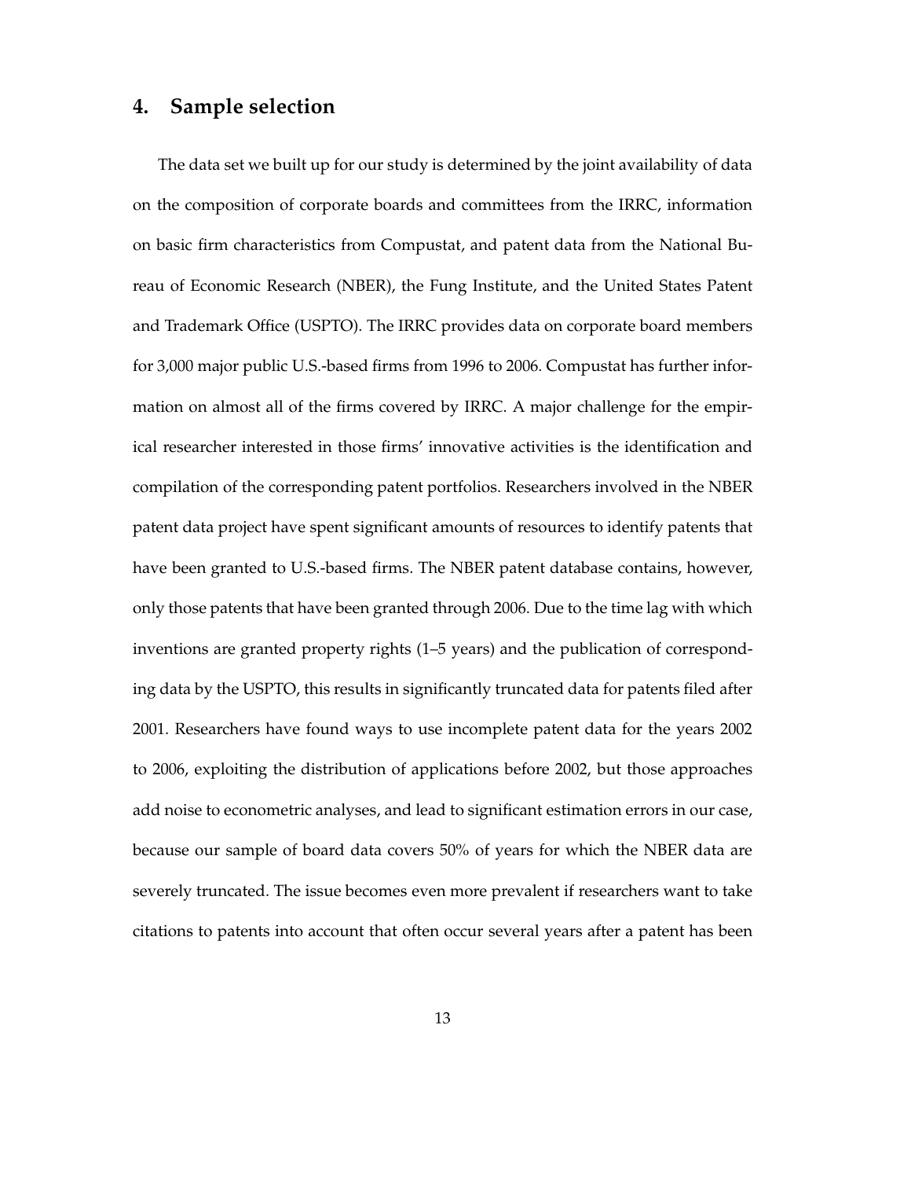## 4. Sample selection

The data set we built up for our study is determined by the joint availability of data on the composition of corporate boards and committees from the IRRC, information on basic firm characteristics from Compustat, and patent data from the National Bureau of Economic Research (NBER), the Fung Institute, and the United States Patent and Trademark Office (USPTO). The IRRC provides data on corporate board members for 3,000 major public U.S.-based firms from 1996 to 2006. Compustat has further information on almost all of the firms covered by IRRC. A major challenge for the empirical researcher interested in those firms' innovative activities is the identification and compilation of the corresponding patent portfolios. Researchers involved in the NBER patent data project have spent significant amounts of resources to identify patents that have been granted to U.S.-based firms. The NBER patent database contains, however, only those patents that have been granted through 2006. Due to the time lag with which inventions are granted property rights (1–5 years) and the publication of corresponding data by the USPTO, this results in significantly truncated data for patents filed after 2001. Researchers have found ways to use incomplete patent data for the years 2002 to 2006, exploiting the distribution of applications before 2002, but those approaches add noise to econometric analyses, and lead to significant estimation errors in our case, because our sample of board data covers 50% of years for which the NBER data are severely truncated. The issue becomes even more prevalent if researchers want to take citations to patents into account that often occur several years after a patent has been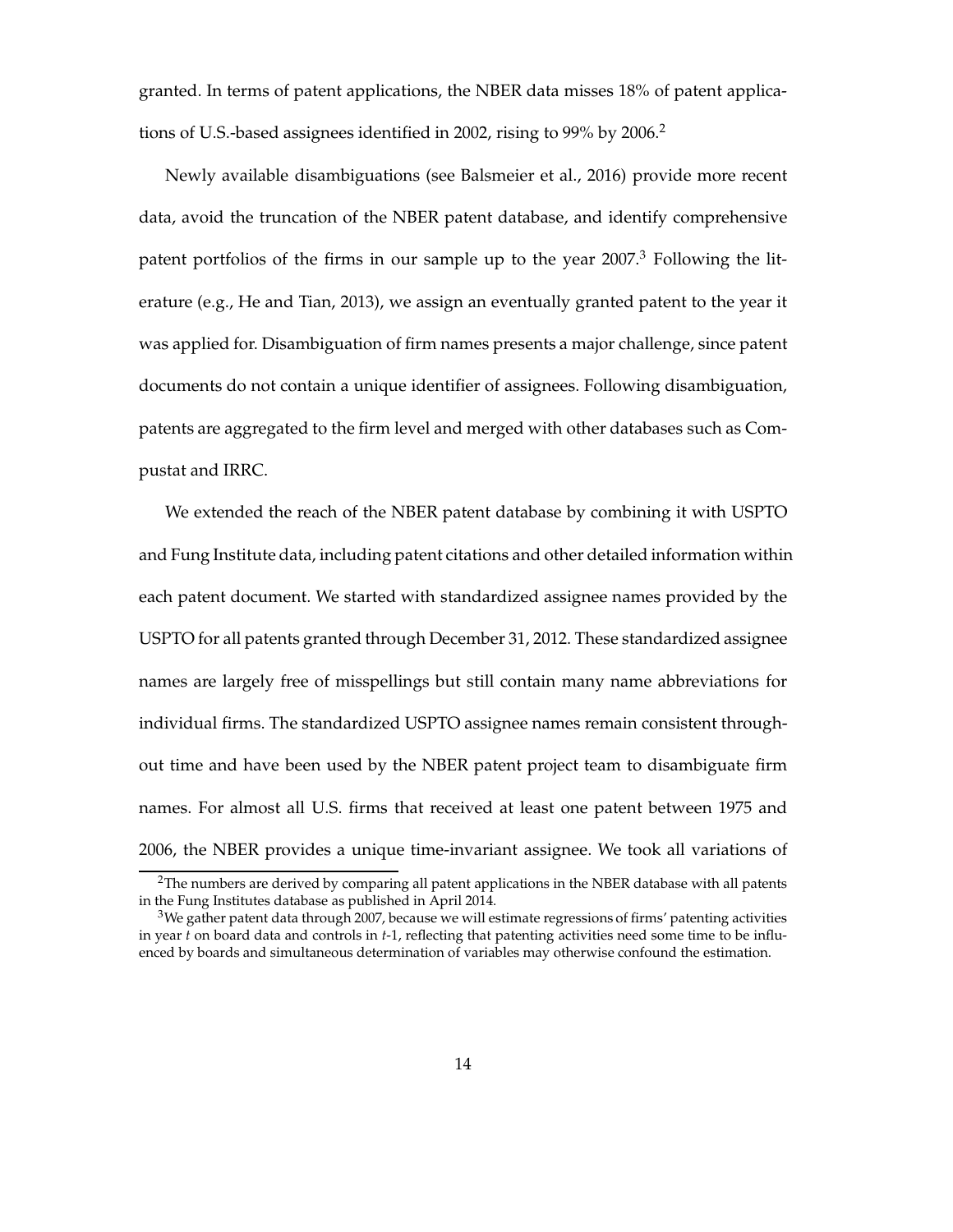granted. In terms of patent applications, the NBER data misses 18% of patent applications of U.S.-based assignees identified in 2002, rising to 99% by 2006.[2]

Newly available disambiguations (see Balsmeier et al., 2016) provide more recent data, avoid the truncation of the NBER patent database, and identify comprehensive patent portfolios of the firms in our sample up to the year 2007.[3] Following the literature (e.g., He and Tian, 2013), we assign an eventually granted patent to the year it was applied for. Disambiguation of firm names presents a major challenge, since patent documents do not contain a unique identifier of assignees. Following disambiguation, patents are aggregated to the firm level and merged with other databases such as Compustat and IRRC.

We extended the reach of the NBER patent database by combining it with USPTO and Fung Institute data, including patent citations and other detailed information within each patent document. We started with standardized assignee names provided by the USPTO for all patents granted through December 31, 2012. These standardized assignee names are largely free of misspellings but still contain many name abbreviations for individual firms. The standardized USPTO assignee names remain consistent throughout time and have been used by the NBER patent project team to disambiguate firm names. For almost all U.S. firms that received at least one patent between 1975 and 2006, the NBER provides a unique time-invariant assignee. We took all variations of

[2]The numbers are derived by comparing all patent applications in the NBER database with all patents in the Fung Institutes database as published in April 2014.

[3]We gather patent data through 2007, because we will estimate regressions of firms' patenting activities in year $t$ on board data and controls in $t$-1, reflecting that patenting activities need some time to be influenced by boards and simultaneous determination of variables may otherwise confound the estimation.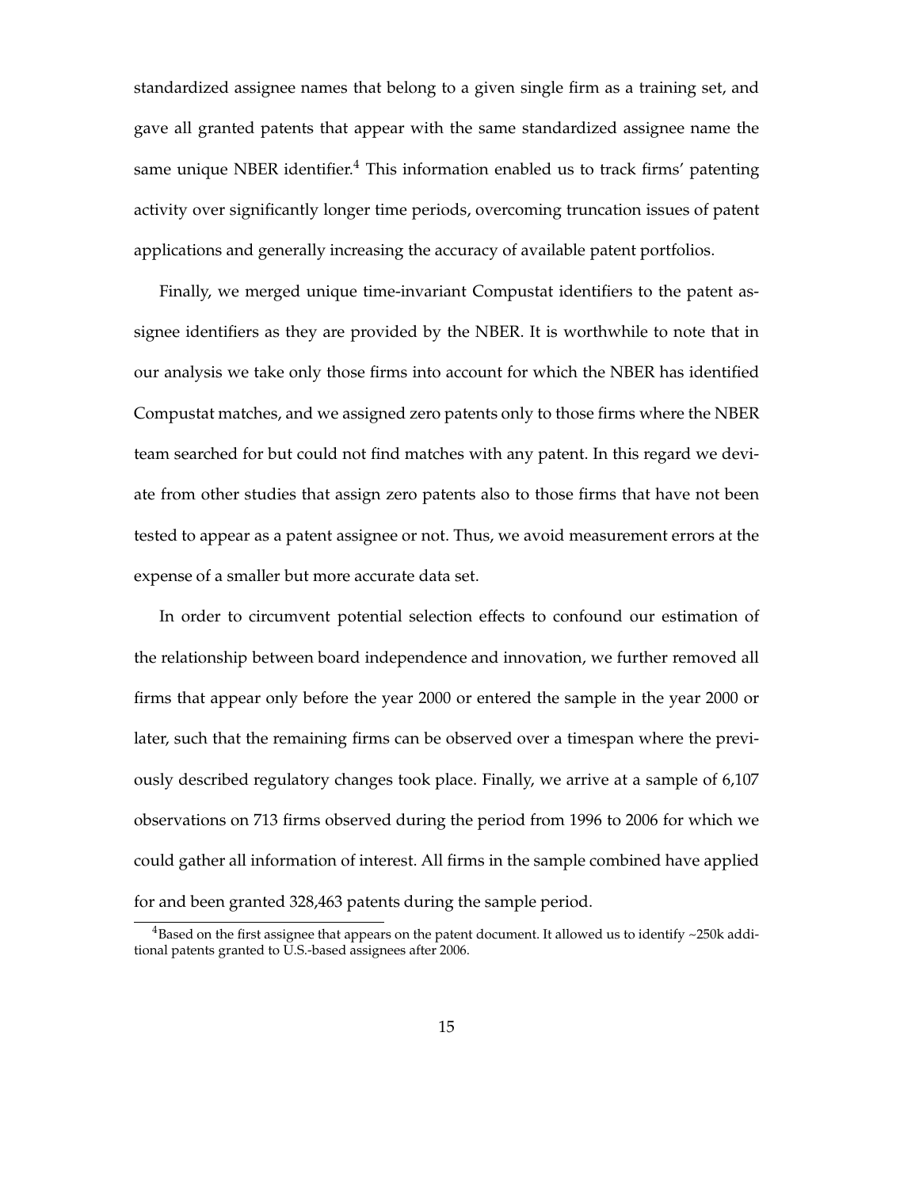standardized assignee names that belong to a given single firm as a training set, and gave all granted patents that appear with the same standardized assignee name the same unique NBER identifier.[4] This information enabled us to track firms' patenting activity over significantly longer time periods, overcoming truncation issues of patent applications and generally increasing the accuracy of available patent portfolios.

Finally, we merged unique time-invariant Compustat identifiers to the patent assignee identifiers as they are provided by the NBER. It is worthwhile to note that in our analysis we take only those firms into account for which the NBER has identified Compustat matches, and we assigned zero patents only to those firms where the NBER team searched for but could not find matches with any patent. In this regard we deviate from other studies that assign zero patents also to those firms that have not been tested to appear as a patent assignee or not. Thus, we avoid measurement errors at the expense of a smaller but more accurate data set.

In order to circumvent potential selection effects to confound our estimation of the relationship between board independence and innovation, we further removed all firms that appear only before the year 2000 or entered the sample in the year 2000 or later, such that the remaining firms can be observed over a timespan where the previously described regulatory changes took place. Finally, we arrive at a sample of 6,107 observations on 713 firms observed during the period from 1996 to 2006 for which we could gather all information of interest. All firms in the sample combined have applied for and been granted 328,463 patents during the sample period.

[4] Based on the first assignee that appears on the patent document. It allowed us to identify ~250k additional patents granted to U.S.-based assignees after 2006.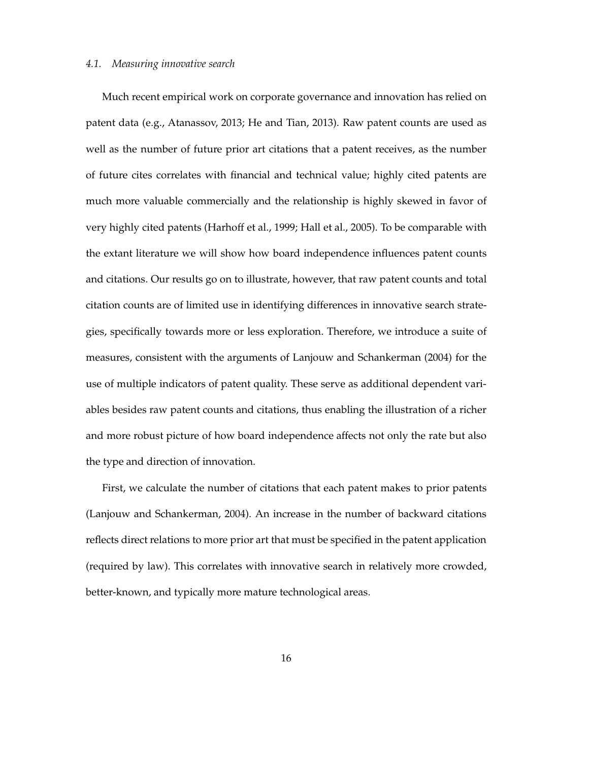### *4.1. Measuring innovative search*

Much recent empirical work on corporate governance and innovation has relied on patent data (e.g., Atanassov, 2013; He and Tian, 2013). Raw patent counts are used as well as the number of future prior art citations that a patent receives, as the number of future cites correlates with financial and technical value; highly cited patents are much more valuable commercially and the relationship is highly skewed in favor of very highly cited patents (Harhoff et al., 1999; Hall et al., 2005). To be comparable with the extant literature we will show how board independence influences patent counts and citations. Our results go on to illustrate, however, that raw patent counts and total citation counts are of limited use in identifying differences in innovative search strategies, specifically towards more or less exploration. Therefore, we introduce a suite of measures, consistent with the arguments of Lanjouw and Schankerman (2004) for the use of multiple indicators of patent quality. These serve as additional dependent variables besides raw patent counts and citations, thus enabling the illustration of a richer and more robust picture of how board independence affects not only the rate but also the type and direction of innovation.

First, we calculate the number of citations that each patent makes to prior patents (Lanjouw and Schankerman, 2004). An increase in the number of backward citations reflects direct relations to more prior art that must be specified in the patent application (required by law). This correlates with innovative search in relatively more crowded, better-known, and typically more mature technological areas.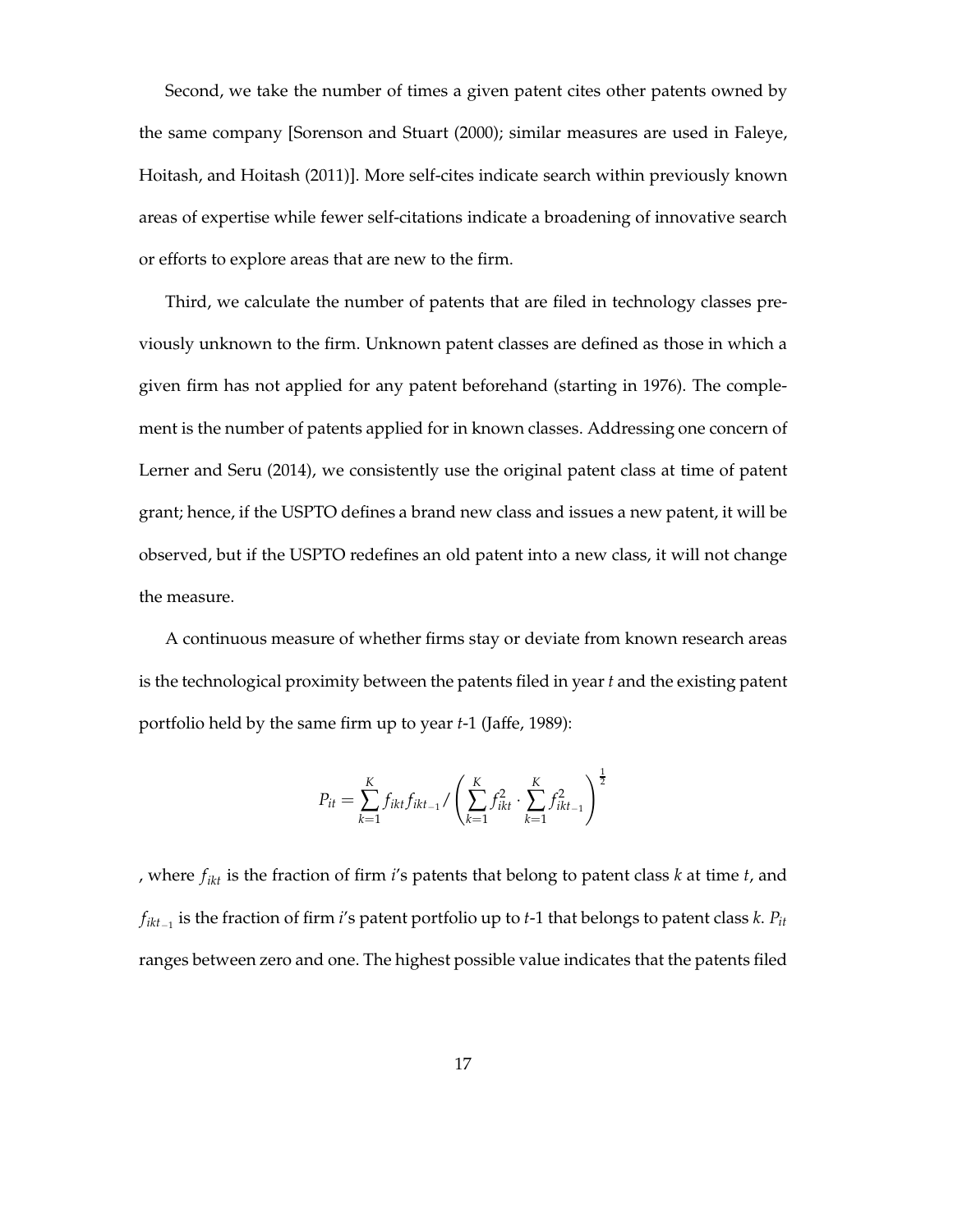Second, we take the number of times a given patent cites other patents owned by the same company [Sorenson and Stuart (2000); similar measures are used in Faleye, Hoitash, and Hoitash (2011)]. More self-cites indicate search within previously known areas of expertise while fewer self-citations indicate a broadening of innovative search or efforts to explore areas that are new to the firm.

Third, we calculate the number of patents that are filed in technology classes previously unknown to the firm. Unknown patent classes are defined as those in which a given firm has not applied for any patent beforehand (starting in 1976). The complement is the number of patents applied for in known classes. Addressing one concern of Lerner and Seru (2014), we consistently use the original patent class at time of patent grant; hence, if the USPTO defines a brand new class and issues a new patent, it will be observed, but if the USPTO redefines an old patent into a new class, it will not change the measure.

A continuous measure of whether firms stay or deviate from known research areas is the technological proximity between the patents filed in year *t* and the existing patent portfolio held by the same firm up to year *t*-1 (Jaffe, 1989):

$$P_{it} = \sum_{k=1}^{K} f_{ikt} f_{ikt_{-1}} / \left( \sum_{k=1}^{K} f_{ikt}^2 \cdot \sum_{k=1}^{K} f_{ikt_{-1}}^2 \right)^{\frac{1}{2}}$$

, where $f_{ikt}$ is the fraction of firm *i*'s patents that belong to patent class *k* at time *t*, and $f_{ikt_{-1}}$ is the fraction of firm *i*'s patent portfolio up to *t*-1 that belongs to patent class *k*. $P_{it}$ ranges between zero and one. The highest possible value indicates that the patents filed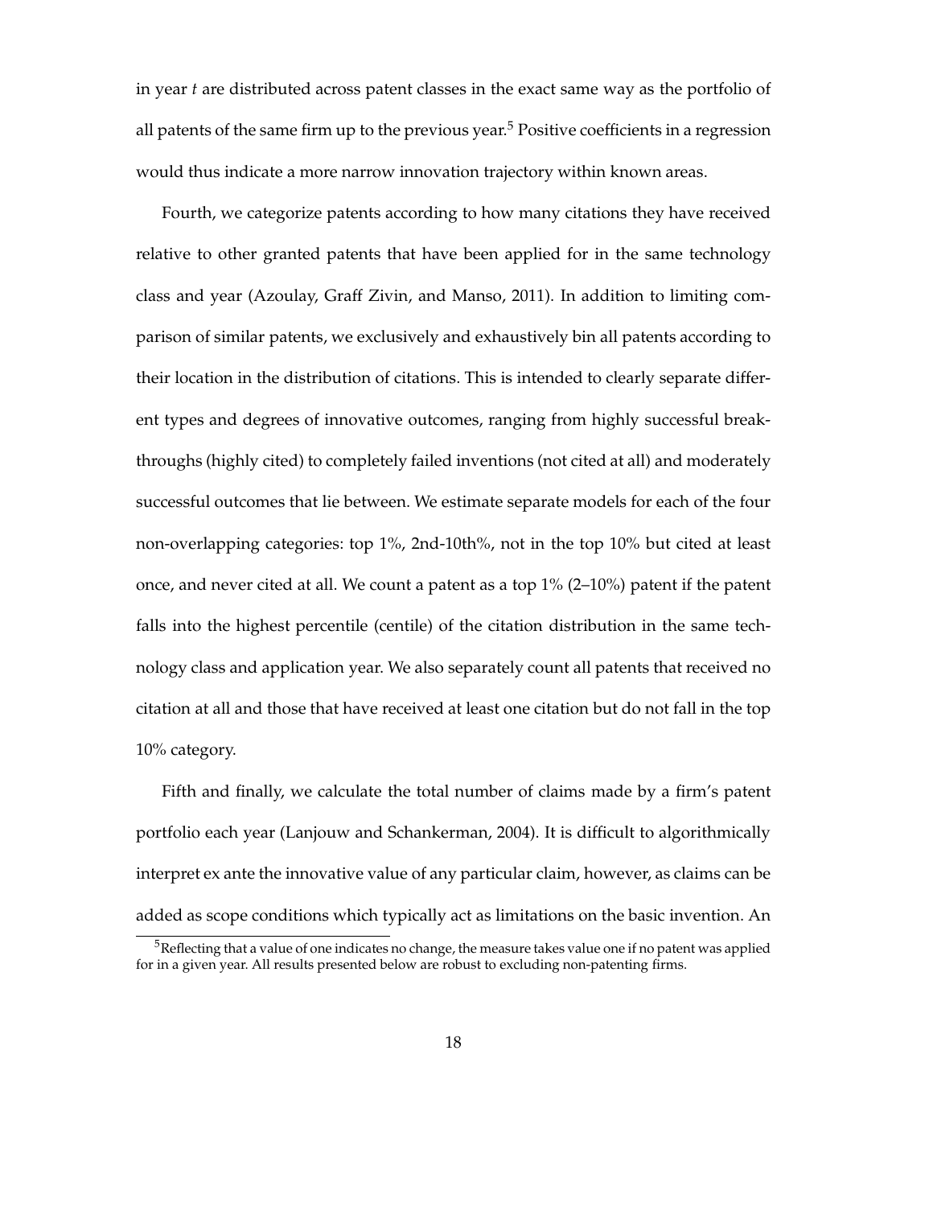in year *t* are distributed across patent classes in the exact same way as the portfolio of all patents of the same firm up to the previous year.[5] Positive coefficients in a regression would thus indicate a more narrow innovation trajectory within known areas.

Fourth, we categorize patents according to how many citations they have received relative to other granted patents that have been applied for in the same technology class and year (Azoulay, Graff Zivin, and Manso, 2011). In addition to limiting comparison of similar patents, we exclusively and exhaustively bin all patents according to their location in the distribution of citations. This is intended to clearly separate different types and degrees of innovative outcomes, ranging from highly successful breakthroughs (highly cited) to completely failed inventions (not cited at all) and moderately successful outcomes that lie between. We estimate separate models for each of the four non-overlapping categories: top 1%, 2nd-10th%, not in the top 10% but cited at least once, and never cited at all. We count a patent as a top 1% (2–10%) patent if the patent falls into the highest percentile (centile) of the citation distribution in the same technology class and application year. We also separately count all patents that received no citation at all and those that have received at least one citation but do not fall in the top 10% category.

Fifth and finally, we calculate the total number of claims made by a firm's patent portfolio each year (Lanjouw and Schankerman, 2004). It is difficult to algorithmically interpret ex ante the innovative value of any particular claim, however, as claims can be added as scope conditions which typically act as limitations on the basic invention. An

[5] Reflecting that a value of one indicates no change, the measure takes value one if no patent was applied for in a given year. All results presented below are robust to excluding non-patenting firms.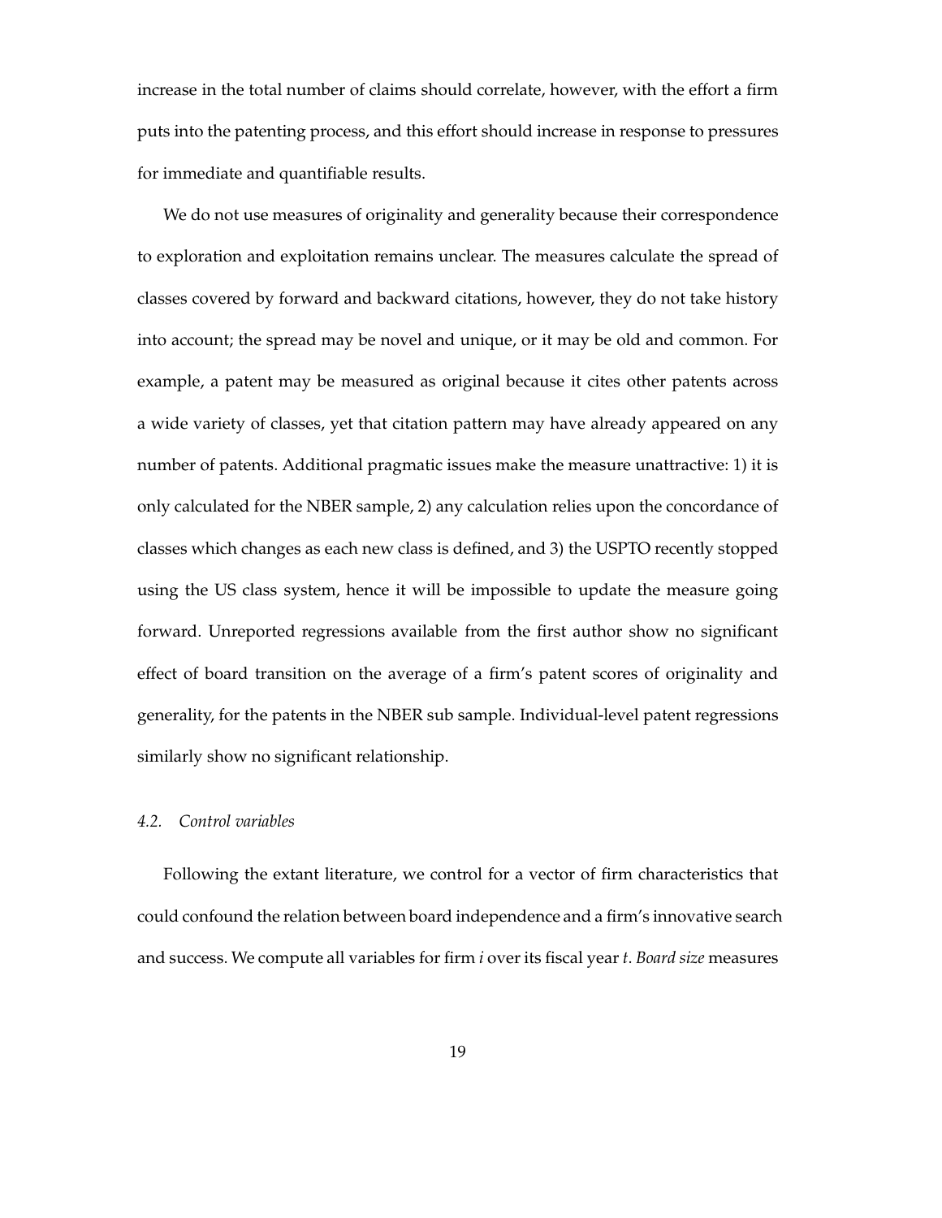increase in the total number of claims should correlate, however, with the effort a firm puts into the patenting process, and this effort should increase in response to pressures for immediate and quantifiable results.

We do not use measures of originality and generality because their correspondence to exploration and exploitation remains unclear. The measures calculate the spread of classes covered by forward and backward citations, however, they do not take history into account; the spread may be novel and unique, or it may be old and common. For example, a patent may be measured as original because it cites other patents across a wide variety of classes, yet that citation pattern may have already appeared on any number of patents. Additional pragmatic issues make the measure unattractive: 1) it is only calculated for the NBER sample, 2) any calculation relies upon the concordance of classes which changes as each new class is defined, and 3) the USPTO recently stopped using the US class system, hence it will be impossible to update the measure going forward. Unreported regressions available from the first author show no significant effect of board transition on the average of a firm's patent scores of originality and generality, for the patents in the NBER sub sample. Individual-level patent regressions similarly show no significant relationship.

### *4.2. Control variables*

Following the extant literature, we control for a vector of firm characteristics that could confound the relation between board independence and a firm's innovative search and success. We compute all variables for firm *i* over its fiscal year *t*. *Board size* measures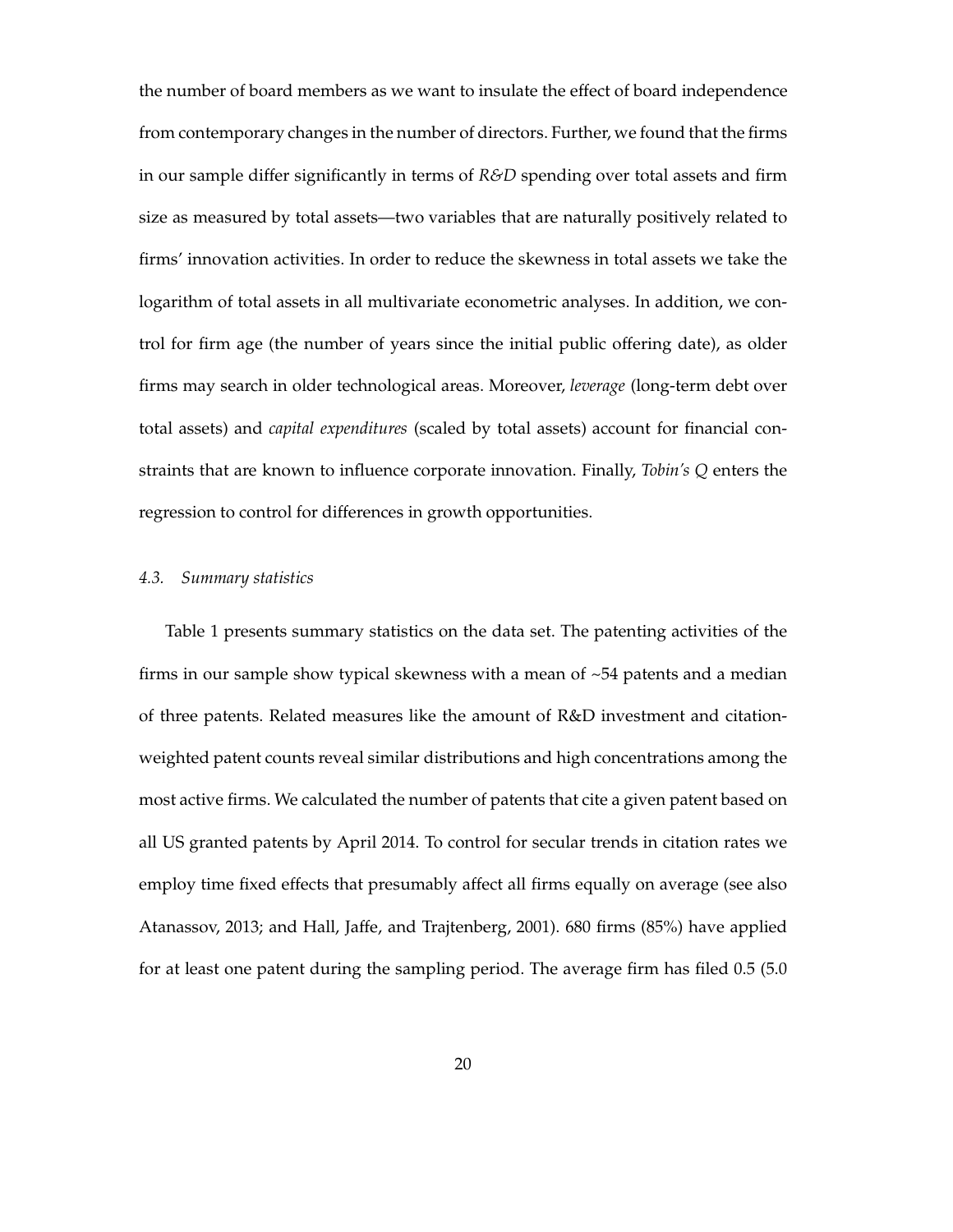the number of board members as we want to insulate the effect of board independence from contemporary changes in the number of directors. Further, we found that the firms in our sample differ significantly in terms of *R&D* spending over total assets and firm size as measured by total assets—two variables that are naturally positively related to firms' innovation activities. In order to reduce the skewness in total assets we take the logarithm of total assets in all multivariate econometric analyses. In addition, we control for firm age (the number of years since the initial public offering date), as older firms may search in older technological areas. Moreover, *leverage* (long-term debt over total assets) and *capital expenditures* (scaled by total assets) account for financial constraints that are known to influence corporate innovation. Finally, *Tobin's Q* enters the regression to control for differences in growth opportunities.

### *4.3. Summary statistics*

Table 1 presents summary statistics on the data set. The patenting activities of the firms in our sample show typical skewness with a mean of ~54 patents and a median of three patents. Related measures like the amount of R&D investment and citation-weighted patent counts reveal similar distributions and high concentrations among the most active firms. We calculated the number of patents that cite a given patent based on all US granted patents by April 2014. To control for secular trends in citation rates we employ time fixed effects that presumably affect all firms equally on average (see also Atanassov, 2013; and Hall, Jaffe, and Trajtenberg, 2001). 680 firms (85%) have applied for at least one patent during the sampling period. The average firm has filed 0.5 (5.0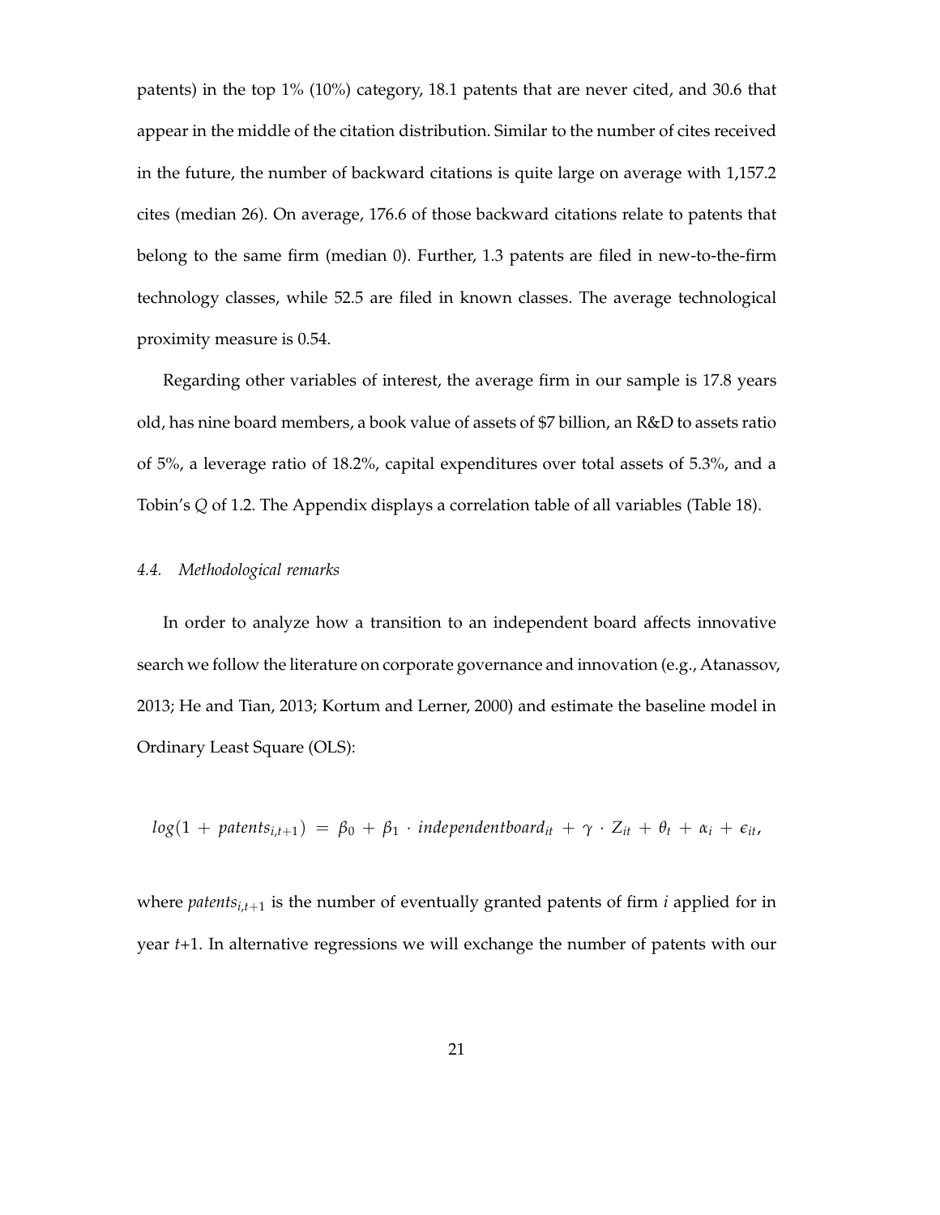patents) in the top 1% (10%) category, 18.1 patents that are never cited, and 30.6 that appear in the middle of the citation distribution. Similar to the number of cites received in the future, the number of backward citations is quite large on average with 1,157.2 cites (median 26). On average, 176.6 of those backward citations relate to patents that belong to the same firm (median 0). Further, 1.3 patents are filed in new-to-the-firm technology classes, while 52.5 are filed in known classes. The average technological proximity measure is 0.54.

Regarding other variables of interest, the average firm in our sample is 17.8 years old, has nine board members, a book value of assets of $7 billion, an R&D to assets ratio of 5%, a leverage ratio of 18.2%, capital expenditures over total assets of 5.3%, and a Tobin's *Q* of 1.2. The Appendix displays a correlation table of all variables (Table 18).

### *4.4. Methodological remarks*

In order to analyze how a transition to an independent board affects innovative search we follow the literature on corporate governance and innovation (e.g., Atanassov, 2013; He and Tian, 2013; Kortum and Lerner, 2000) and estimate the baseline model in Ordinary Least Square (OLS):

$$log(1 + patents_{i,t+1}) = \beta_0 + \beta_1 \cdot independentboard_{it} + \gamma \cdot Z_{it} + \theta_t + \alpha_i + \epsilon_{it},$$

where $patents_{i,t+1}$ is the number of eventually granted patents of firm $i$ applied for in year $t$+1. In alternative regressions we will exchange the number of patents with our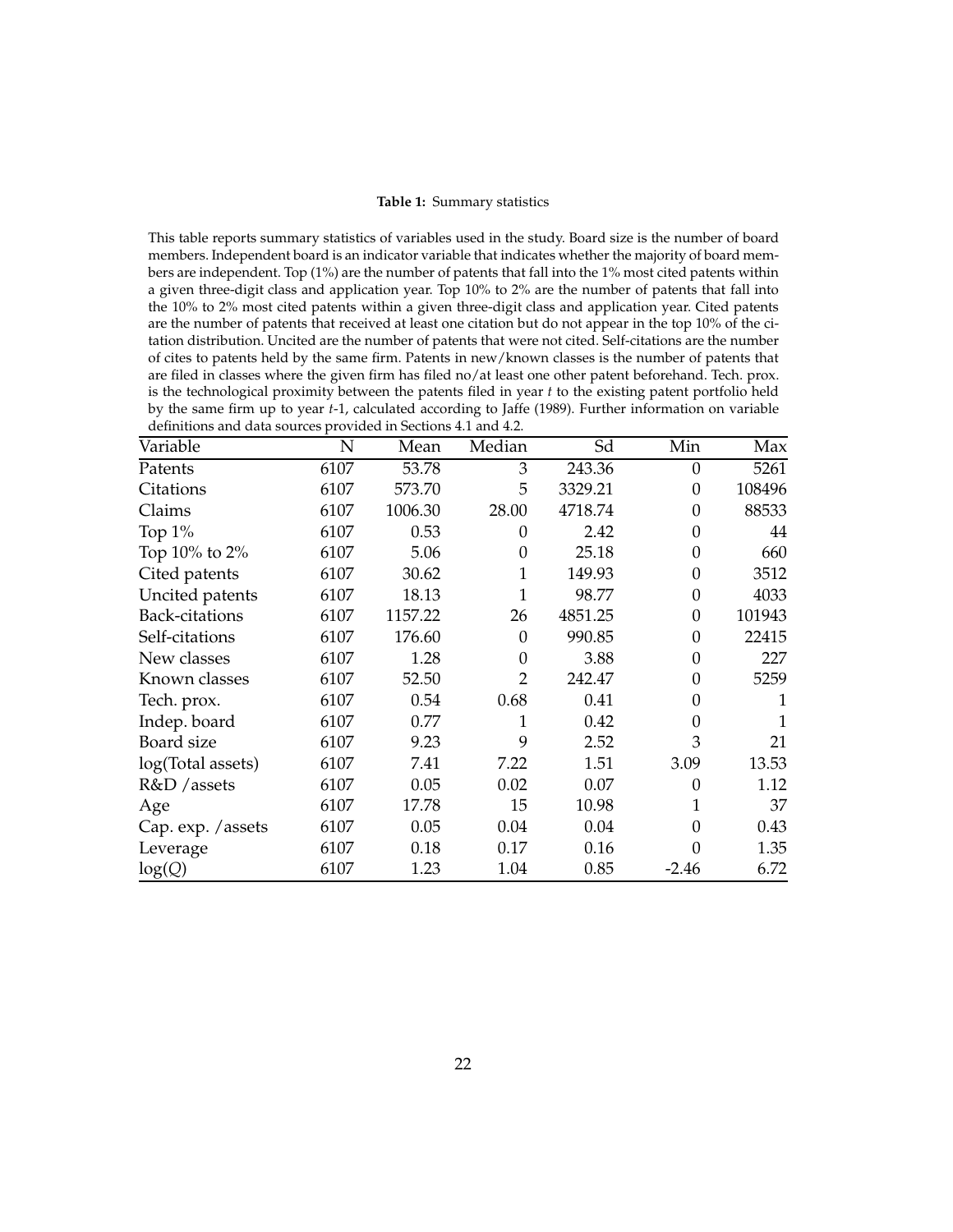**Table 1:** Summary statistics

This table reports summary statistics of variables used in the study. Board size is the number of board members. Independent board is an indicator variable that indicates whether the majority of board members are independent. Top (1%) are the number of patents that fall into the 1% most cited patents within a given three-digit class and application year. Top 10% to 2% are the number of patents that fall into the 10% to 2% most cited patents within a given three-digit class and application year. Cited patents are the number of patents that received at least one citation but do not appear in the top 10% of the citation distribution. Uncited are the number of patents that were not cited. Self-citations are the number of cites to patents held by the same firm. Patents in new/known classes is the number of patents that are filed in classes where the given firm has filed no/at least one other patent beforehand. Tech. prox. is the technological proximity between the patents filed in year *t* to the existing patent portfolio held by the same firm up to year *t*-1, calculated according to Jaffe (1989). Further information on variable definitions and data sources provided in Sections 4.1 and 4.2.

| Variable | N | Mean | Median | Sd | Min | Max |
|---|---|---|---|---|---|---|
| Patents | 6107 | 53.78 | 3 | 243.36 | 0 | 5261 |
| Citations | 6107 | 573.70 | 5 | 3329.21 | 0 | 108496 |
| Claims | 6107 | 1006.30 | 28.00 | 4718.74 | 0 | 88533 |
| Top 1% | 6107 | 0.53 | 0 | 2.42 | 0 | 44 |
| Top 10% to 2% | 6107 | 5.06 | 0 | 25.18 | 0 | 660 |
| Cited patents | 6107 | 30.62 | 1 | 149.93 | 0 | 3512 |
| Uncited patents | 6107 | 18.13 | 1 | 98.77 | 0 | 4033 |
| Back-citations | 6107 | 1157.22 | 26 | 4851.25 | 0 | 101943 |
| Self-citations | 6107 | 176.60 | 0 | 990.85 | 0 | 22415 |
| New classes | 6107 | 1.28 | 0 | 3.88 | 0 | 227 |
| Known classes | 6107 | 52.50 | 2 | 242.47 | 0 | 5259 |
| Tech. prox. | 6107 | 0.54 | 0.68 | 0.41 | 0 | 1 |
| Indep. board | 6107 | 0.77 | 1 | 0.42 | 0 | 1 |
| Board size | 6107 | 9.23 | 9 | 2.52 | 3 | 21 |
| log(Total assets) | 6107 | 7.41 | 7.22 | 1.51 | 3.09 | 13.53 |
| R&D /assets | 6107 | 0.05 | 0.02 | 0.07 | 0 | 1.12 |
| Age | 6107 | 17.78 | 15 | 10.98 | 1 | 37 |
| Cap. exp. /assets | 6107 | 0.05 | 0.04 | 0.04 | 0 | 0.43 |
| Leverage | 6107 | 0.18 | 0.17 | 0.16 | 0 | 1.35 |
| log($Q$) | 6107 | 1.23 | 1.04 | 0.85 | -2.46 | 6.72 |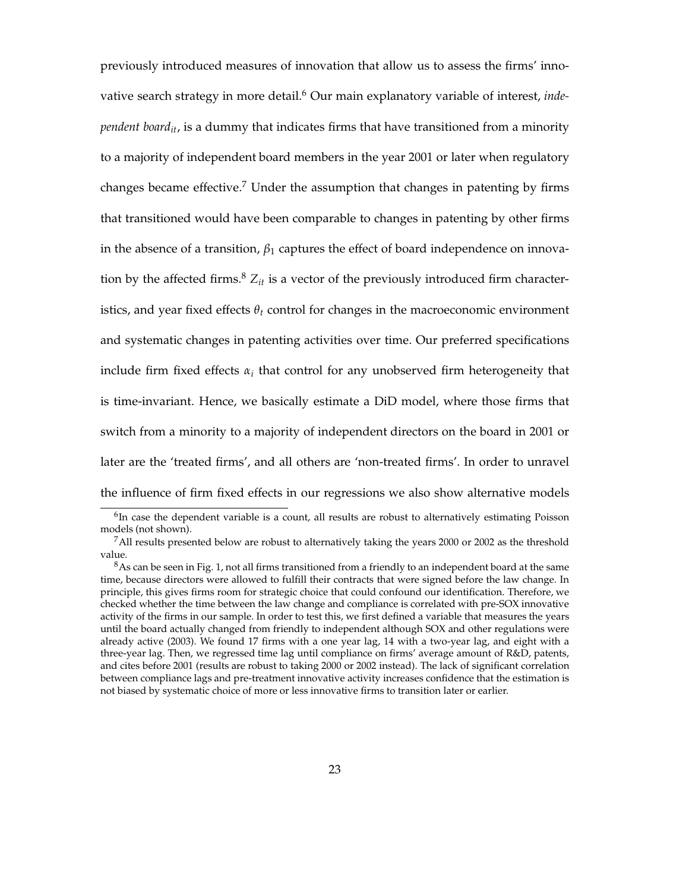previously introduced measures of innovation that allow us to assess the firms' innovative search strategy in more detail.[6] Our main explanatory variable of interest, *independent board*$_{it}$, is a dummy that indicates firms that have transitioned from a minority to a majority of independent board members in the year 2001 or later when regulatory changes became effective.[7] Under the assumption that changes in patenting by firms that transitioned would have been comparable to changes in patenting by other firms in the absence of a transition, $\beta_1$ captures the effect of board independence on innovation by the affected firms.[8] $Z_{it}$ is a vector of the previously introduced firm characteristics, and year fixed effects $\theta_t$ control for changes in the macroeconomic environment and systematic changes in patenting activities over time. Our preferred specifications include firm fixed effects $\alpha_i$ that control for any unobserved firm heterogeneity that is time-invariant. Hence, we basically estimate a DiD model, where those firms that switch from a minority to a majority of independent directors on the board in 2001 or later are the 'treated firms', and all others are 'non-treated firms'. In order to unravel the influence of firm fixed effects in our regressions we also show alternative models

[6] In case the dependent variable is a count, all results are robust to alternatively estimating Poisson models (not shown).

[7] All results presented below are robust to alternatively taking the years 2000 or 2002 as the threshold value.

[8] As can be seen in Fig. 1, not all firms transitioned from a friendly to an independent board at the same time, because directors were allowed to fulfill their contracts that were signed before the law change. In principle, this gives firms room for strategic choice that could confound our identification. Therefore, we checked whether the time between the law change and compliance is correlated with pre-SOX innovative activity of the firms in our sample. In order to test this, we first defined a variable that measures the years until the board actually changed from friendly to independent although SOX and other regulations were already active (2003). We found 17 firms with a one year lag, 14 with a two-year lag, and eight with a three-year lag. Then, we regressed time lag until compliance on firms' average amount of R&D, patents, and cites before 2001 (results are robust to taking 2000 or 2002 instead). The lack of significant correlation between compliance lags and pre-treatment innovative activity increases confidence that the estimation is not biased by systematic choice of more or less innovative firms to transition later or earlier.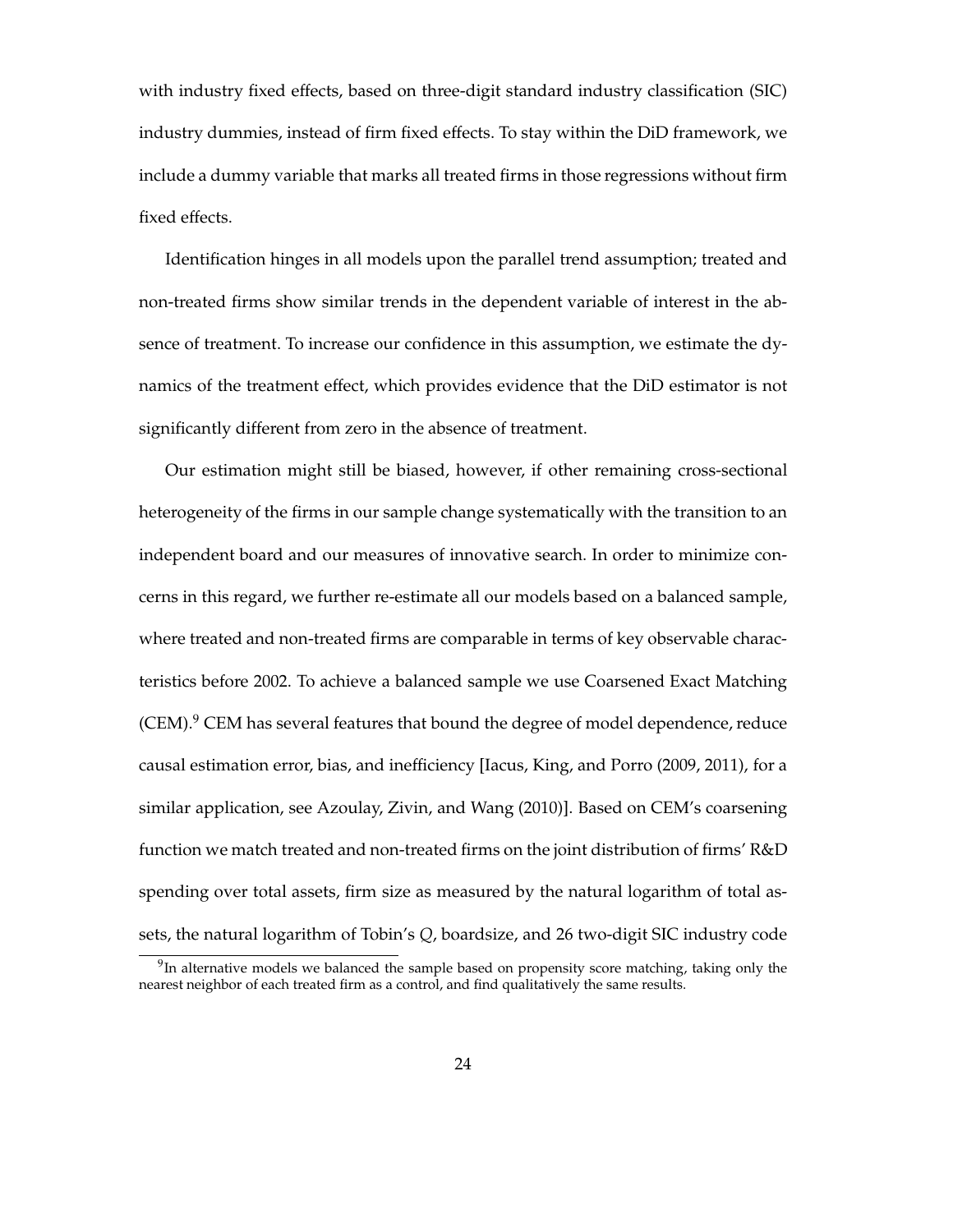with industry fixed effects, based on three-digit standard industry classification (SIC) industry dummies, instead of firm fixed effects. To stay within the DiD framework, we include a dummy variable that marks all treated firms in those regressions without firm fixed effects.

Identification hinges in all models upon the parallel trend assumption; treated and non-treated firms show similar trends in the dependent variable of interest in the absence of treatment. To increase our confidence in this assumption, we estimate the dynamics of the treatment effect, which provides evidence that the DiD estimator is not significantly different from zero in the absence of treatment.

Our estimation might still be biased, however, if other remaining cross-sectional heterogeneity of the firms in our sample change systematically with the transition to an independent board and our measures of innovative search. In order to minimize concerns in this regard, we further re-estimate all our models based on a balanced sample, where treated and non-treated firms are comparable in terms of key observable characteristics before 2002. To achieve a balanced sample we use Coarsened Exact Matching (CEM).[9] CEM has several features that bound the degree of model dependence, reduce causal estimation error, bias, and inefficiency [Iacus, King, and Porro (2009, 2011), for a similar application, see Azoulay, Zivin, and Wang (2010)]. Based on CEM's coarsening function we match treated and non-treated firms on the joint distribution of firms' R&D spending over total assets, firm size as measured by the natural logarithm of total assets, the natural logarithm of Tobin's $Q$, boardsize, and 26 two-digit SIC industry code

[9] In alternative models we balanced the sample based on propensity score matching, taking only the nearest neighbor of each treated firm as a control, and find qualitatively the same results.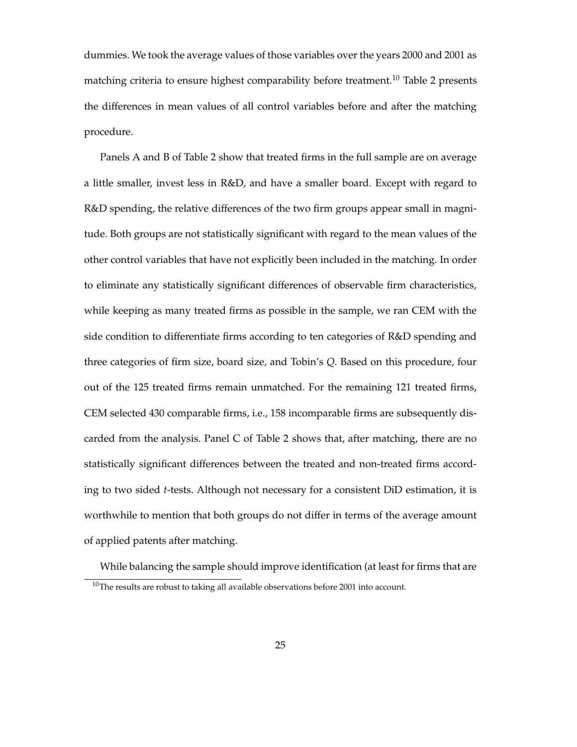dummies. We took the average values of those variables over the years 2000 and 2001 as matching criteria to ensure highest comparability before treatment.[10] Table 2 presents the differences in mean values of all control variables before and after the matching procedure.

Panels A and B of Table 2 show that treated firms in the full sample are on average a little smaller, invest less in R&D, and have a smaller board. Except with regard to R&D spending, the relative differences of the two firm groups appear small in magnitude. Both groups are not statistically significant with regard to the mean values of the other control variables that have not explicitly been included in the matching. In order to eliminate any statistically significant differences of observable firm characteristics, while keeping as many treated firms as possible in the sample, we ran CEM with the side condition to differentiate firms according to ten categories of R&D spending and three categories of firm size, board size, and Tobin's *Q*. Based on this procedure, four out of the 125 treated firms remain unmatched. For the remaining 121 treated firms, CEM selected 430 comparable firms, i.e., 158 incomparable firms are subsequently discarded from the analysis. Panel C of Table 2 shows that, after matching, there are no statistically significant differences between the treated and non-treated firms according to two sided *t*-tests. Although not necessary for a consistent DiD estimation, it is worthwhile to mention that both groups do not differ in terms of the average amount of applied patents after matching.

While balancing the sample should improve identification (at least for firms that are

[10] The results are robust to taking all available observations before 2001 into account.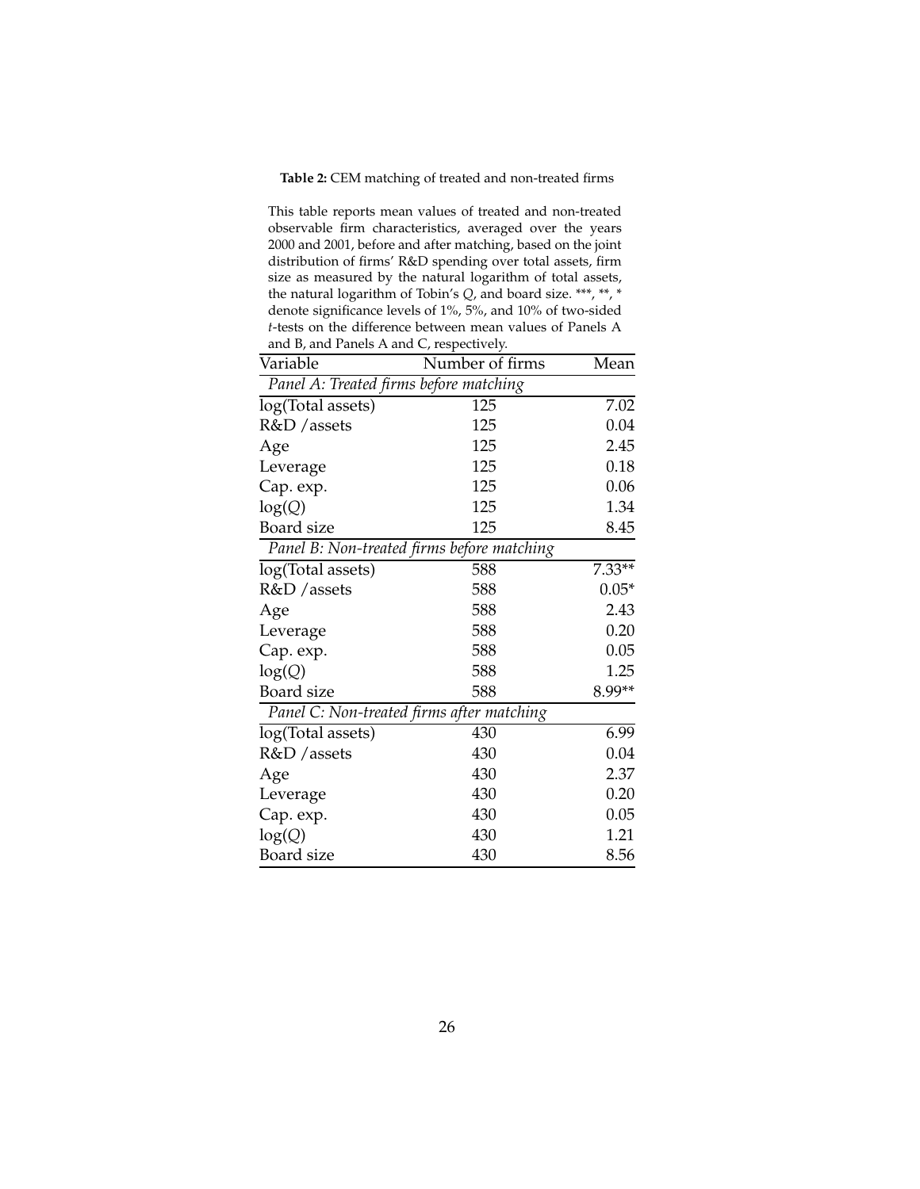**Table 2:** CEM matching of treated and non-treated firms

This table reports mean values of treated and non-treated observable firm characteristics, averaged over the years 2000 and 2001, before and after matching, based on the joint distribution of firms' R&D spending over total assets, firm size as measured by the natural logarithm of total assets, the natural logarithm of Tobin's $Q$, and board size. ***, **, * denote significance levels of 1%, 5%, and 10% of two-sided $t$-tests on the difference between mean values of Panels A and B, and Panels A and C, respectively.

| Variable | Number of firms | Mean |
|---|---|---|
| *Panel A: Treated firms before matching* | | |
| log(Total assets) | 125 | 7.02 |
| R&D /assets | 125 | 0.04 |
| Age | 125 | 2.45 |
| Leverage | 125 | 0.18 |
| Cap. exp. | 125 | 0.06 |
| log($Q$) | 125 | 1.34 |
| Board size | 125 | 8.45 |
| *Panel B: Non-treated firms before matching* | | |
| log(Total assets) | 588 | 7.33** |
| R&D /assets | 588 | 0.05* |
| Age | 588 | 2.43 |
| Leverage | 588 | 0.20 |
| Cap. exp. | 588 | 0.05 |
| log($Q$) | 588 | 1.25 |
| Board size | 588 | 8.99** |
| *Panel C: Non-treated firms after matching* | | |
| log(Total assets) | 430 | 6.99 |
| R&D /assets | 430 | 0.04 |
| Age | 430 | 2.37 |
| Leverage | 430 | 0.20 |
| Cap. exp. | 430 | 0.05 |
| log($Q$) | 430 | 1.21 |
| Board size | 430 | 8.56 |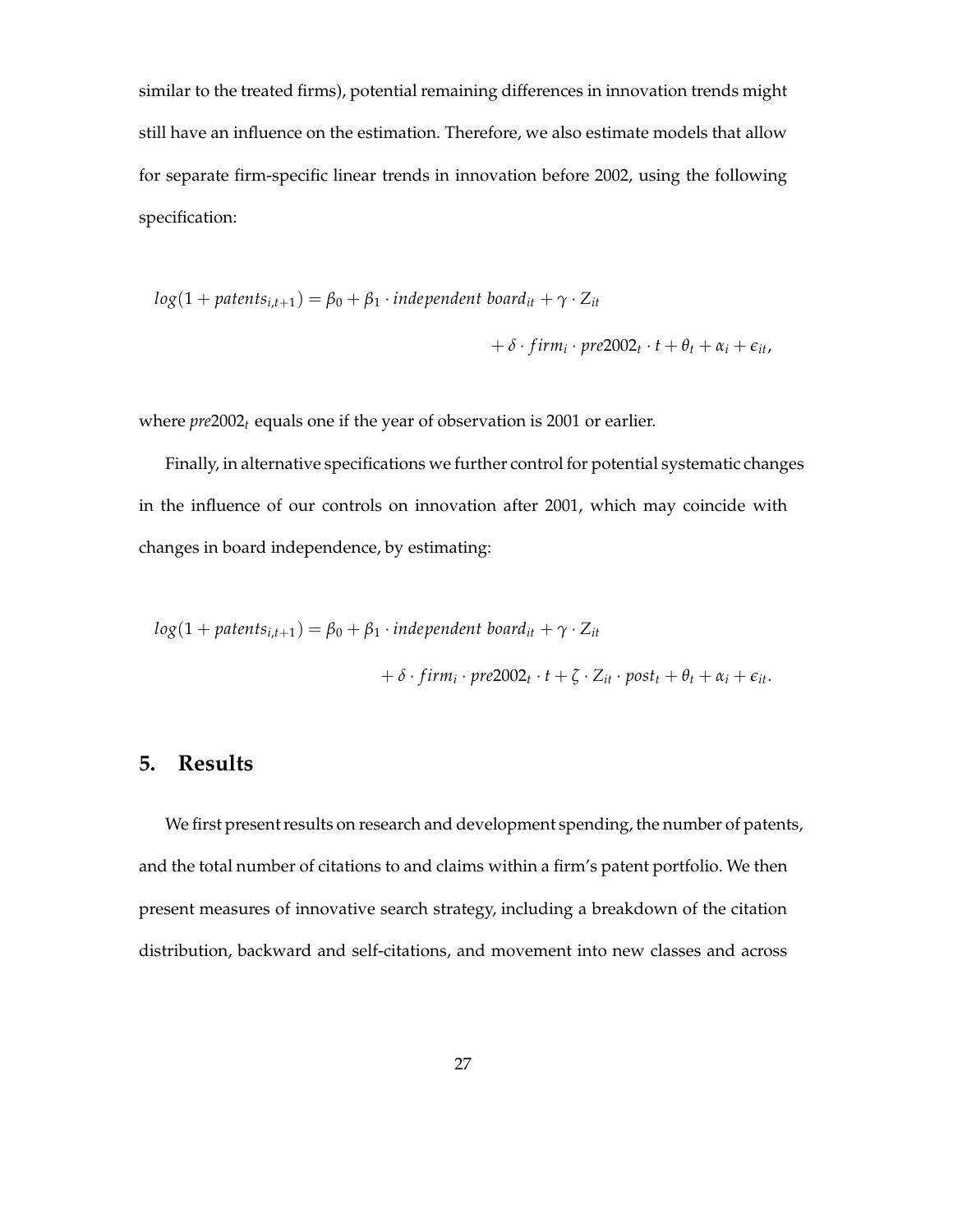similar to the treated firms), potential remaining differences in innovation trends might still have an influence on the estimation. Therefore, we also estimate models that allow for separate firm-specific linear trends in innovation before 2002, using the following specification:

$$
\begin{aligned}
log(1 + patents_{i,t+1}) = \beta_0 + \beta_1 \cdot independent\ board_{it} + \gamma \cdot Z_{it} \\
+ \delta \cdot firm_i \cdot pre2002_t \cdot t + \theta_t + \alpha_i + \epsilon_{it},
\end{aligned}
$$

where $pre2002_t$ equals one if the year of observation is 2001 or earlier.

Finally, in alternative specifications we further control for potential systematic changes in the influence of our controls on innovation after 2001, which may coincide with changes in board independence, by estimating:

$$
\begin{aligned}
log(1 + patents_{i,t+1}) = \beta_0 + \beta_1 \cdot independent\ board_{it} + \gamma \cdot Z_{it} \\
+ \delta \cdot firm_i \cdot pre2002_t \cdot t + \zeta \cdot Z_{it} \cdot post_t + \theta_t + \alpha_i + \epsilon_{it}.
\end{aligned}
$$

## 5. Results

We first present results on research and development spending, the number of patents, and the total number of citations to and claims within a firm's patent portfolio. We then present measures of innovative search strategy, including a breakdown of the citation distribution, backward and self-citations, and movement into new classes and across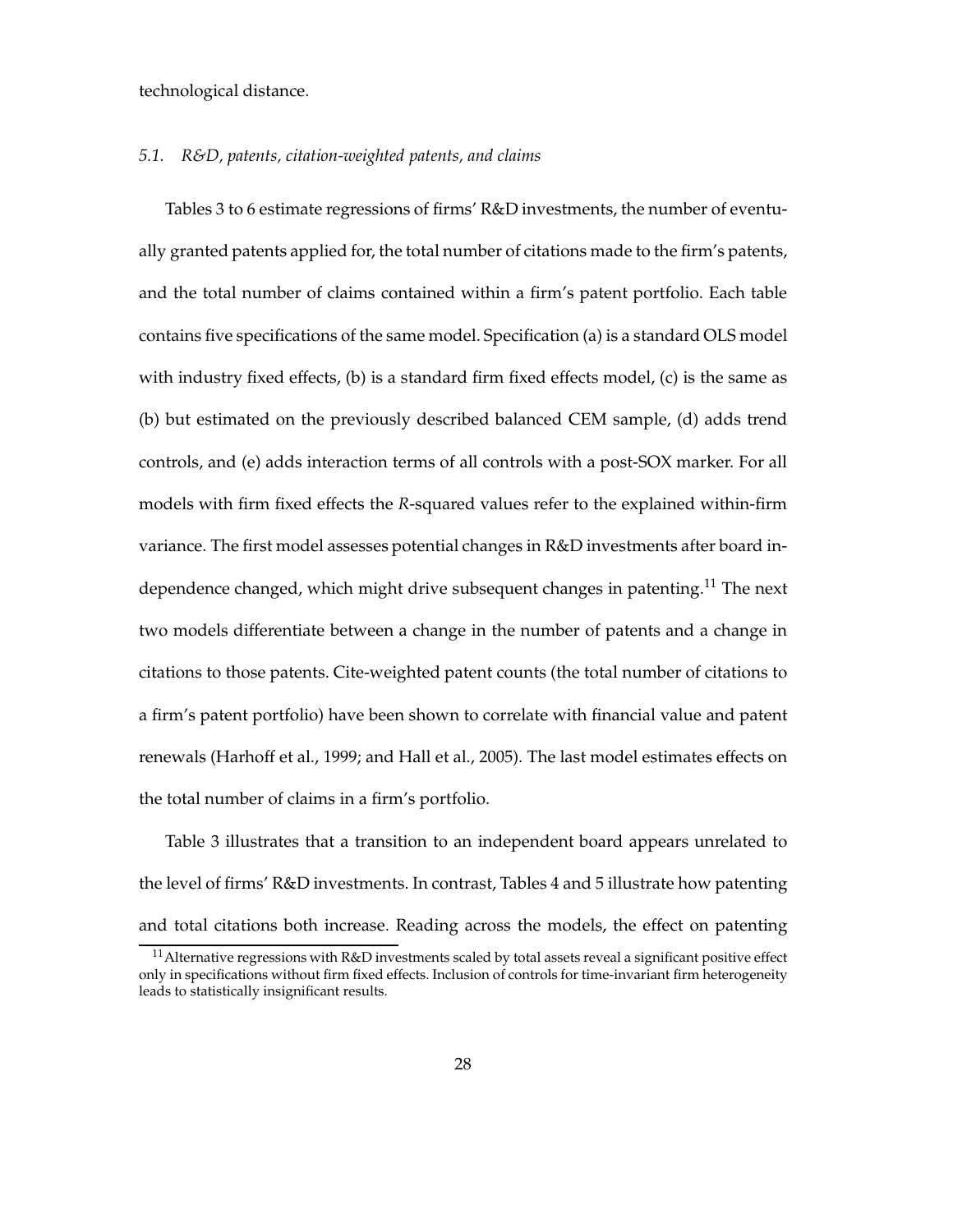technological distance.

### *5.1. R&D, patents, citation-weighted patents, and claims*

Tables 3 to 6 estimate regressions of firms' R&D investments, the number of eventually granted patents applied for, the total number of citations made to the firm's patents, and the total number of claims contained within a firm's patent portfolio. Each table contains five specifications of the same model. Specification (a) is a standard OLS model with industry fixed effects, (b) is a standard firm fixed effects model, (c) is the same as (b) but estimated on the previously described balanced CEM sample, (d) adds trend controls, and (e) adds interaction terms of all controls with a post-SOX marker. For all models with firm fixed effects the *R*-squared values refer to the explained within-firm variance. The first model assesses potential changes in R&D investments after board independence changed, which might drive subsequent changes in patenting.[11] The next two models differentiate between a change in the number of patents and a change in citations to those patents. Cite-weighted patent counts (the total number of citations to a firm's patent portfolio) have been shown to correlate with financial value and patent renewals (Harhoff et al., 1999; and Hall et al., 2005). The last model estimates effects on the total number of claims in a firm's portfolio.

Table 3 illustrates that a transition to an independent board appears unrelated to the level of firms' R&D investments. In contrast, Tables 4 and 5 illustrate how patenting and total citations both increase. Reading across the models, the effect on patenting

[11] Alternative regressions with R&D investments scaled by total assets reveal a significant positive effect only in specifications without firm fixed effects. Inclusion of controls for time-invariant firm heterogeneity leads to statistically insignificant results.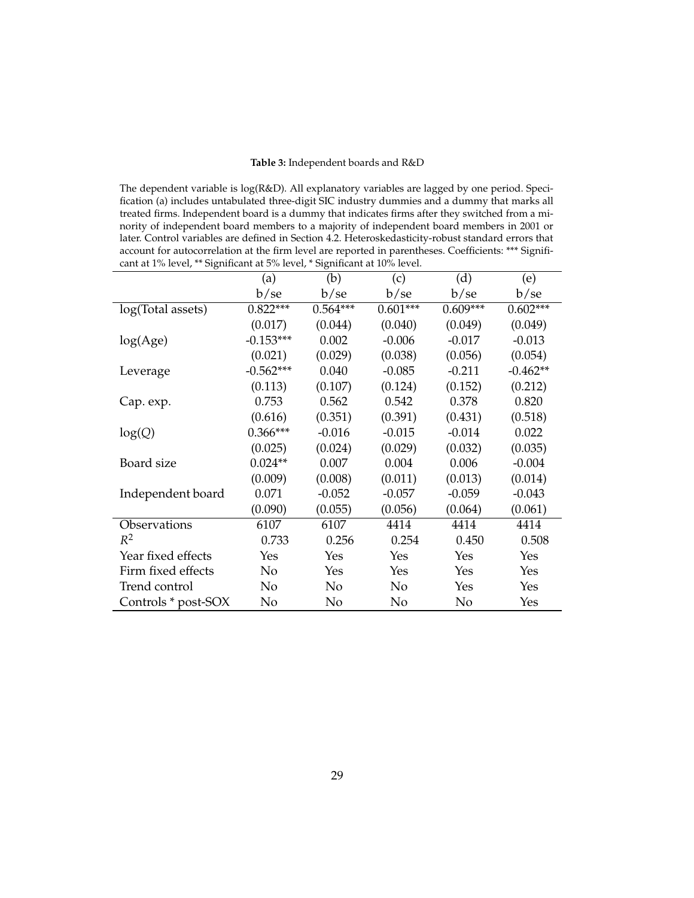**Table 3:** Independent boards and R&D

The dependent variable is log(R&D). All explanatory variables are lagged by one period. Specification (a) includes untabulated three-digit SIC industry dummies and a dummy that marks all treated firms. Independent board is a dummy that indicates firms after they switched from a minority of independent board members to a majority of independent board members in 2001 or later. Control variables are defined in Section 4.2. Heteroskedasticity-robust standard errors that account for autocorrelation at the firm level are reported in parentheses. Coefficients: *** Significant at 1% level, ** Significant at 5% level, * Significant at 10% level.

| | (a) | (b) | (c) | (d) | (e) |
|---|---|---|---|---|---|
| | b/se | b/se | b/se | b/se | b/se |
| log(Total assets) | 0.822*** | 0.564*** | 0.601*** | 0.609*** | 0.602*** |
| | (0.017) | (0.044) | (0.040) | (0.049) | (0.049) |
| log(Age) | -0.153*** | 0.002 | -0.006 | -0.017 | -0.013 |
| | (0.021) | (0.029) | (0.038) | (0.056) | (0.054) |
| Leverage | -0.562*** | 0.040 | -0.085 | -0.211 | -0.462** |
| | (0.113) | (0.107) | (0.124) | (0.152) | (0.212) |
| Cap. exp. | 0.753 | 0.562 | 0.542 | 0.378 | 0.820 |
| | (0.616) | (0.351) | (0.391) | (0.431) | (0.518) |
| log($Q$) | 0.366*** | -0.016 | -0.015 | -0.014 | 0.022 |
| | (0.025) | (0.024) | (0.029) | (0.032) | (0.035) |
| Board size | 0.024** | 0.007 | 0.004 | 0.006 | -0.004 |
| | (0.009) | (0.008) | (0.011) | (0.013) | (0.014) |
| Independent board | 0.071 | -0.052 | -0.057 | -0.059 | -0.043 |
| | (0.090) | (0.055) | (0.056) | (0.064) | (0.061) |
| Observations | 6107 | 6107 | 4414 | 4414 | 4414 |
| $R^2$ | 0.733 | 0.256 | 0.254 | 0.450 | 0.508 |
| Year fixed effects | Yes | Yes | Yes | Yes | Yes |
| Firm fixed effects | No | Yes | Yes | Yes | Yes |
| Trend control | No | No | No | Yes | Yes |
| Controls * post-SOX | No | No | No | No | Yes |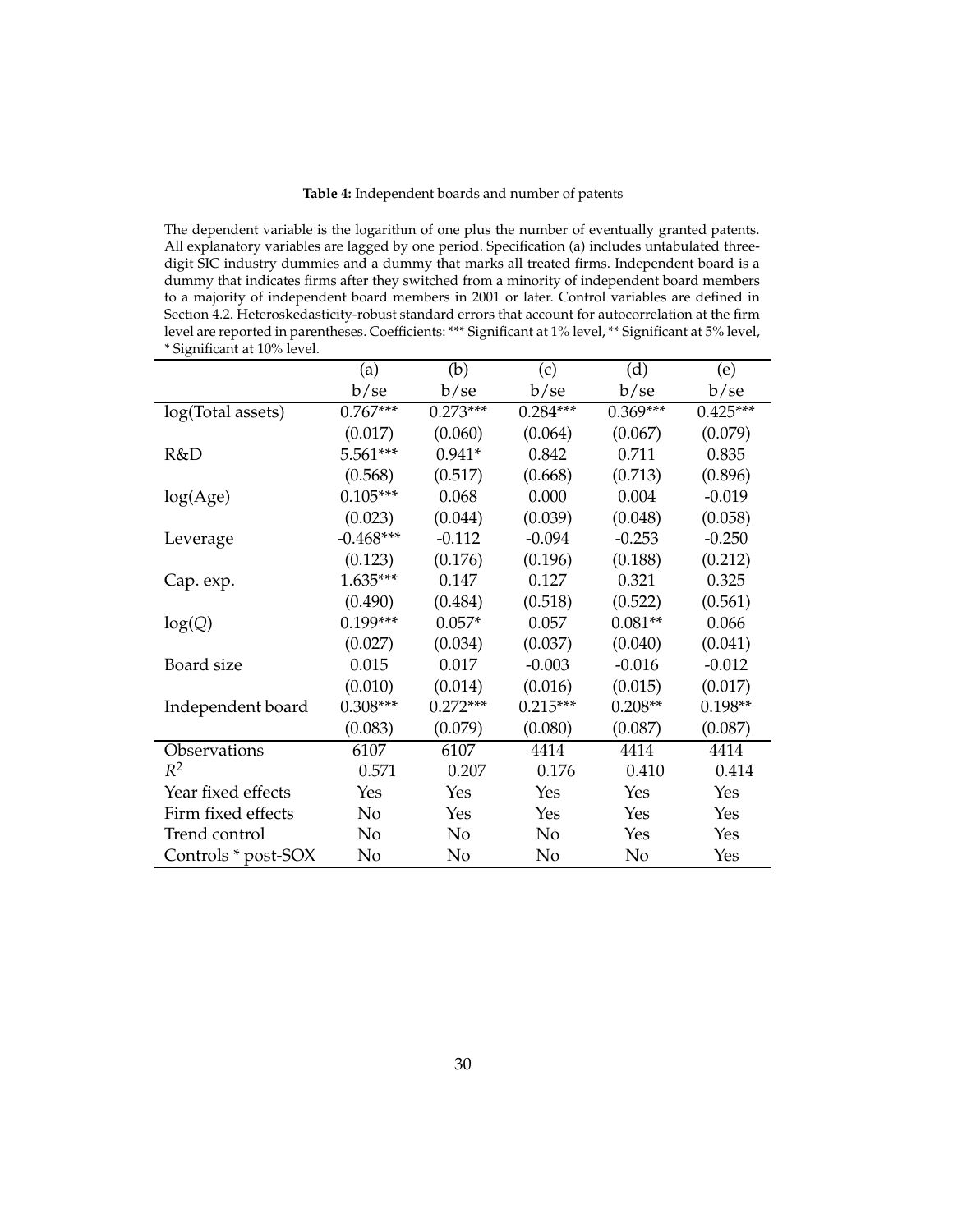**Table 4:** Independent boards and number of patents

The dependent variable is the logarithm of one plus the number of eventually granted patents. All explanatory variables are lagged by one period. Specification (a) includes untabulated three-digit SIC industry dummies and a dummy that marks all treated firms. Independent board is a dummy that indicates firms after they switched from a minority of independent board members to a majority of independent board members in 2001 or later. Control variables are defined in Section 4.2. Heteroskedasticity-robust standard errors that account for autocorrelation at the firm level are reported in parentheses. Coefficients: *** Significant at 1% level, ** Significant at 5% level, * Significant at 10% level.

| | (a) | (b) | (c) | (d) | (e) |
|---|---|---|---|---|---|
| | b/se | b/se | b/se | b/se | b/se |
| log(Total assets) | 0.767*** | 0.273*** | 0.284*** | 0.369*** | 0.425*** |
| | (0.017) | (0.060) | (0.064) | (0.067) | (0.079) |
| R&D | 5.561*** | 0.941* | 0.842 | 0.711 | 0.835 |
| | (0.568) | (0.517) | (0.668) | (0.713) | (0.896) |
| log(Age) | 0.105*** | 0.068 | 0.000 | 0.004 | -0.019 |
| | (0.023) | (0.044) | (0.039) | (0.048) | (0.058) |
| Leverage | -0.468*** | -0.112 | -0.094 | -0.253 | -0.250 |
| | (0.123) | (0.176) | (0.196) | (0.188) | (0.212) |
| Cap. exp. | 1.635*** | 0.147 | 0.127 | 0.321 | 0.325 |
| | (0.490) | (0.484) | (0.518) | (0.522) | (0.561) |
| log($Q$) | 0.199*** | 0.057* | 0.057 | 0.081** | 0.066 |
| | (0.027) | (0.034) | (0.037) | (0.040) | (0.041) |
| Board size | 0.015 | 0.017 | -0.003 | -0.016 | -0.012 |
| | (0.010) | (0.014) | (0.016) | (0.015) | (0.017) |
| Independent board | 0.308*** | 0.272*** | 0.215*** | 0.208** | 0.198** |
| | (0.083) | (0.079) | (0.080) | (0.087) | (0.087) |
| Observations | 6107 | 6107 | 4414 | 4414 | 4414 |
| $R^2$ | 0.571 | 0.207 | 0.176 | 0.410 | 0.414 |
| Year fixed effects | Yes | Yes | Yes | Yes | Yes |
| Firm fixed effects | No | Yes | Yes | Yes | Yes |
| Trend control | No | No | No | Yes | Yes |
| Controls * post-SOX | No | No | No | No | Yes |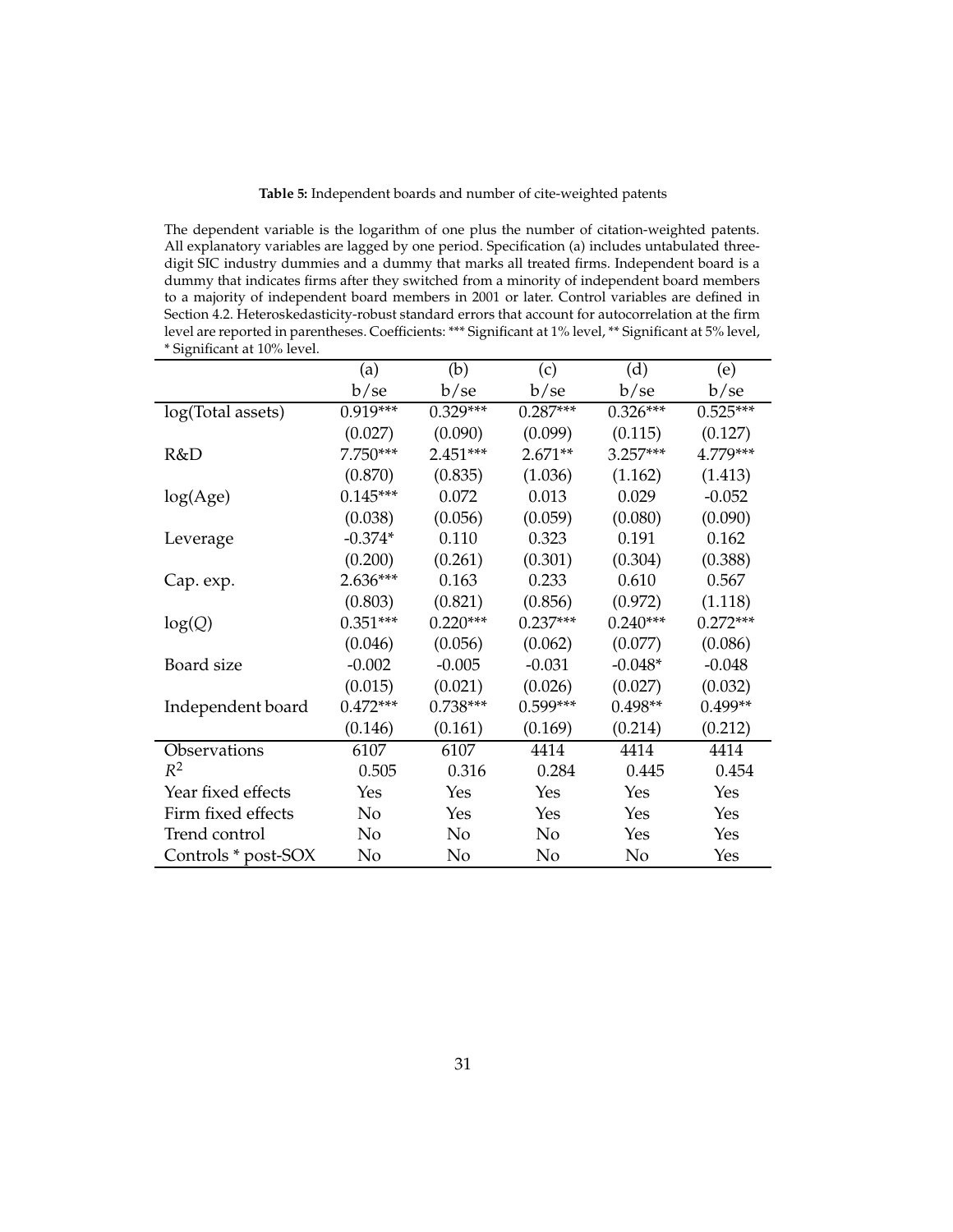**Table 5:** Independent boards and number of cite-weighted patents

The dependent variable is the logarithm of one plus the number of citation-weighted patents. All explanatory variables are lagged by one period. Specification (a) includes untabulated three-digit SIC industry dummies and a dummy that marks all treated firms. Independent board is a dummy that indicates firms after they switched from a minority of independent board members to a majority of independent board members in 2001 or later. Control variables are defined in Section 4.2. Heteroskedasticity-robust standard errors that account for autocorrelation at the firm level are reported in parentheses. Coefficients: *** Significant at 1% level, ** Significant at 5% level, * Significant at 10% level.

| | (a) | (b) | (c) | (d) | (e) |
|---|---|---|---|---|---|
| | b/se | b/se | b/se | b/se | b/se |
| log(Total assets) | 0.919*** | 0.329*** | 0.287*** | 0.326*** | 0.525*** |
| | (0.027) | (0.090) | (0.099) | (0.115) | (0.127) |
| R&D | 7.750*** | 2.451*** | 2.671** | 3.257*** | 4.779*** |
| | (0.870) | (0.835) | (1.036) | (1.162) | (1.413) |
| log(Age) | 0.145*** | 0.072 | 0.013 | 0.029 | -0.052 |
| | (0.038) | (0.056) | (0.059) | (0.080) | (0.090) |
| Leverage | -0.374* | 0.110 | 0.323 | 0.191 | 0.162 |
| | (0.200) | (0.261) | (0.301) | (0.304) | (0.388) |
| Cap. exp. | 2.636*** | 0.163 | 0.233 | 0.610 | 0.567 |
| | (0.803) | (0.821) | (0.856) | (0.972) | (1.118) |
| log($Q$) | 0.351*** | 0.220*** | 0.237*** | 0.240*** | 0.272*** |
| | (0.046) | (0.056) | (0.062) | (0.077) | (0.086) |
| Board size | -0.002 | -0.005 | -0.031 | -0.048* | -0.048 |
| | (0.015) | (0.021) | (0.026) | (0.027) | (0.032) |
| Independent board | 0.472*** | 0.738*** | 0.599*** | 0.498** | 0.499** |
| | (0.146) | (0.161) | (0.169) | (0.214) | (0.212) |
| Observations | 6107 | 6107 | 4414 | 4414 | 4414 |
| $R^2$ | 0.505 | 0.316 | 0.284 | 0.445 | 0.454 |
| Year fixed effects | Yes | Yes | Yes | Yes | Yes |
| Firm fixed effects | No | Yes | Yes | Yes | Yes |
| Trend control | No | No | No | Yes | Yes |
| Controls * post-SOX | No | No | No | No | Yes |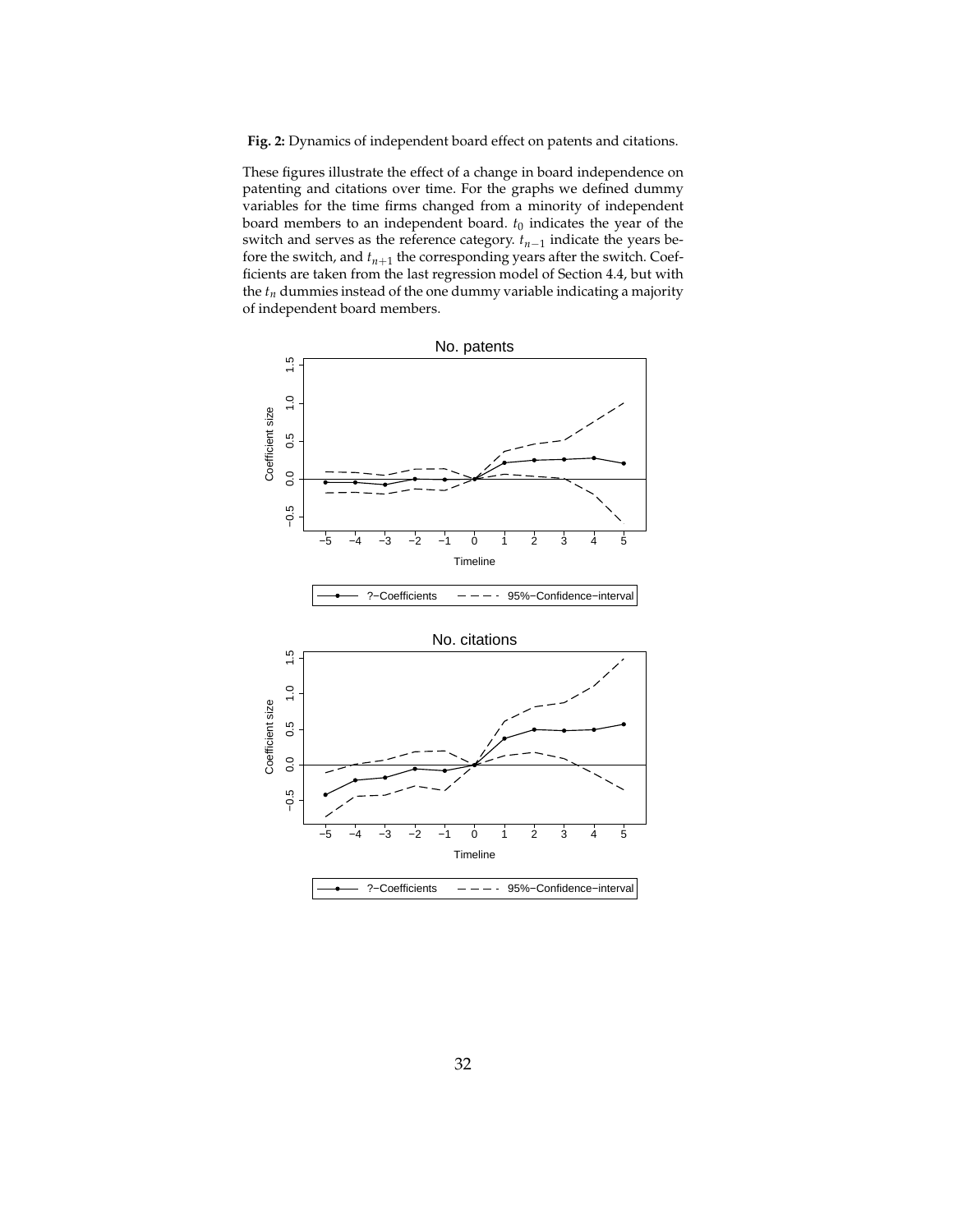**Fig. 2:** Dynamics of independent board effect on patents and citations.

These figures illustrate the effect of a change in board independence on patenting and citations over time. For the graphs we defined dummy variables for the time firms changed from a minority of independent board members to an independent board. $t_0$ indicates the year of the switch and serves as the reference category. $t_{n-1}$ indicate the years before the switch, and $t_{n+1}$ the corresponding years after the switch. Coefficients are taken from the last regression model of Section 4.4, but with the $t_n$ dummies instead of the one dummy variable indicating a majority of independent board members.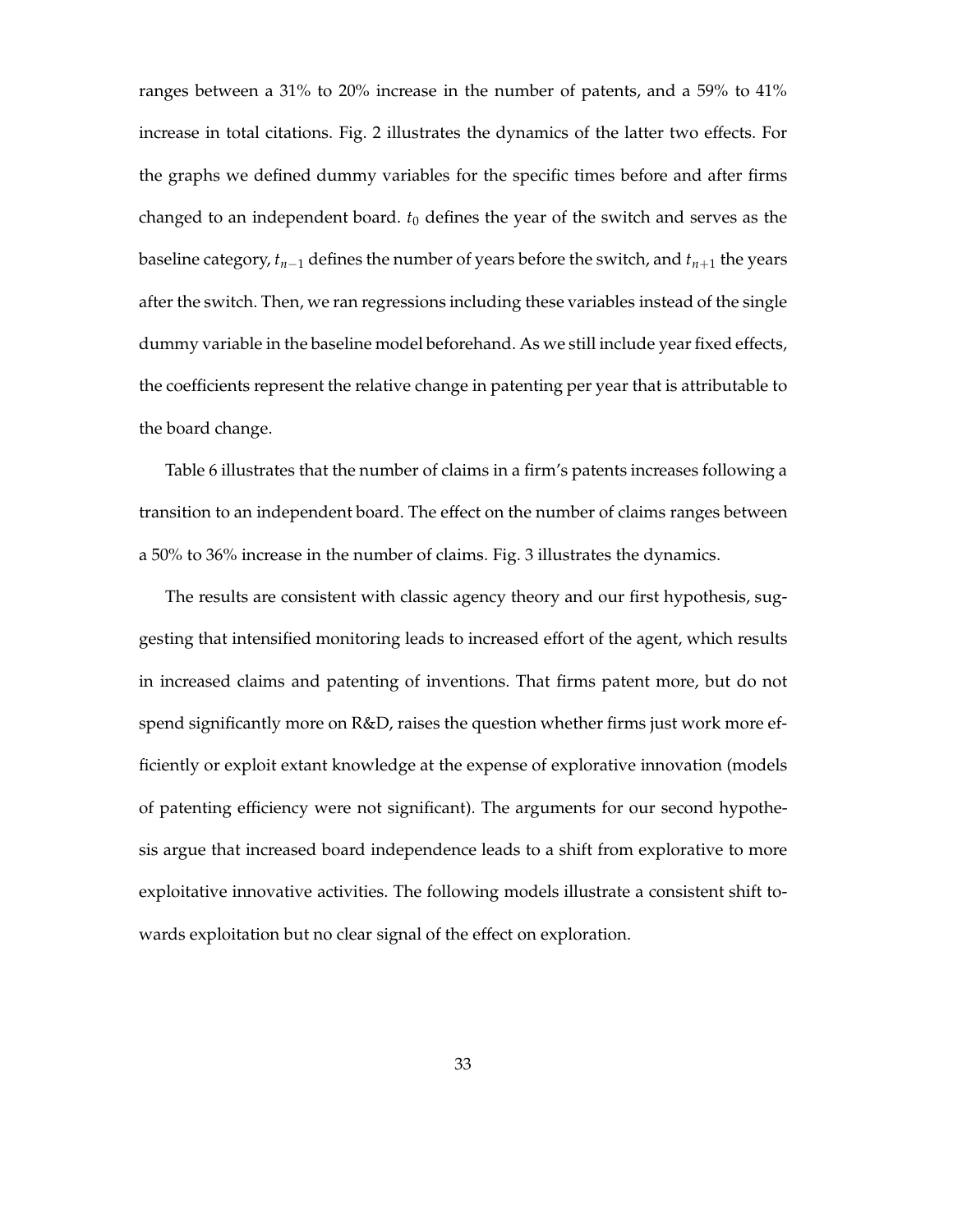ranges between a 31% to 20% increase in the number of patents, and a 59% to 41% increase in total citations. Fig. 2 illustrates the dynamics of the latter two effects. For the graphs we defined dummy variables for the specific times before and after firms changed to an independent board. $t_0$ defines the year of the switch and serves as the baseline category, $t_{n-1}$ defines the number of years before the switch, and $t_{n+1}$ the years after the switch. Then, we ran regressions including these variables instead of the single dummy variable in the baseline model beforehand. As we still include year fixed effects, the coefficients represent the relative change in patenting per year that is attributable to the board change.

Table 6 illustrates that the number of claims in a firm's patents increases following a transition to an independent board. The effect on the number of claims ranges between a 50% to 36% increase in the number of claims. Fig. 3 illustrates the dynamics.

The results are consistent with classic agency theory and our first hypothesis, suggesting that intensified monitoring leads to increased effort of the agent, which results in increased claims and patenting of inventions. That firms patent more, but do not spend significantly more on R&D, raises the question whether firms just work more efficiently or exploit extant knowledge at the expense of explorative innovation (models of patenting efficiency were not significant). The arguments for our second hypothesis argue that increased board independence leads to a shift from explorative to more exploitative innovative activities. The following models illustrate a consistent shift towards exploitation but no clear signal of the effect on exploration.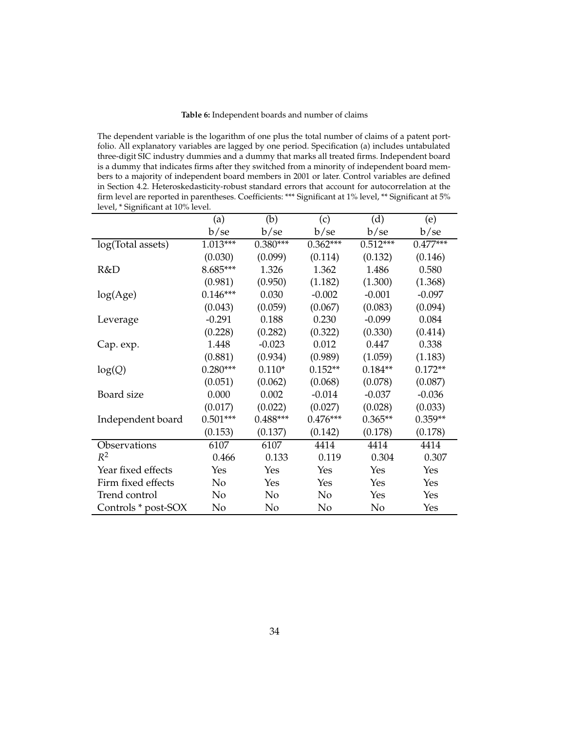**Table 6:** Independent boards and number of claims

The dependent variable is the logarithm of one plus the total number of claims of a patent portfolio. All explanatory variables are lagged by one period. Specification (a) includes untabulated three-digit SIC industry dummies and a dummy that marks all treated firms. Independent board is a dummy that indicates firms after they switched from a minority of independent board members to a majority of independent board members in 2001 or later. Control variables are defined in Section 4.2. Heteroskedasticity-robust standard errors that account for autocorrelation at the firm level are reported in parentheses. Coefficients: *** Significant at 1% level, ** Significant at 5% level, * Significant at 10% level.

| | (a) | (b) | (c) | (d) | (e) |
|---|---|---|---|---|---|
| | b/se | b/se | b/se | b/se | b/se |
| log(Total assets) | 1.013*** | 0.380*** | 0.362*** | 0.512*** | 0.477*** |
| | (0.030) | (0.099) | (0.114) | (0.132) | (0.146) |
| R&D | 8.685*** | 1.326 | 1.362 | 1.486 | 0.580 |
| | (0.981) | (0.950) | (1.182) | (1.300) | (1.368) |
| log(Age) | 0.146*** | 0.030 | -0.002 | -0.001 | -0.097 |
| | (0.043) | (0.059) | (0.067) | (0.083) | (0.094) |
| Leverage | -0.291 | 0.188 | 0.230 | -0.099 | 0.084 |
| | (0.228) | (0.282) | (0.322) | (0.330) | (0.414) |
| Cap. exp. | 1.448 | -0.023 | 0.012 | 0.447 | 0.338 |
| | (0.881) | (0.934) | (0.989) | (1.059) | (1.183) |
| log($Q$) | 0.280*** | 0.110* | 0.152** | 0.184** | 0.172** |
| | (0.051) | (0.062) | (0.068) | (0.078) | (0.087) |
| Board size | 0.000 | 0.002 | -0.014 | -0.037 | -0.036 |
| | (0.017) | (0.022) | (0.027) | (0.028) | (0.033) |
| Independent board | 0.501*** | 0.488*** | 0.476*** | 0.365** | 0.359** |
| | (0.153) | (0.137) | (0.142) | (0.178) | (0.178) |
| Observations | 6107 | 6107 | 4414 | 4414 | 4414 |
| $R^2$ | 0.466 | 0.133 | 0.119 | 0.304 | 0.307 |
| Year fixed effects | Yes | Yes | Yes | Yes | Yes |
| Firm fixed effects | No | Yes | Yes | Yes | Yes |
| Trend control | No | No | No | Yes | Yes |
| Controls * post-SOX | No | No | No | No | Yes |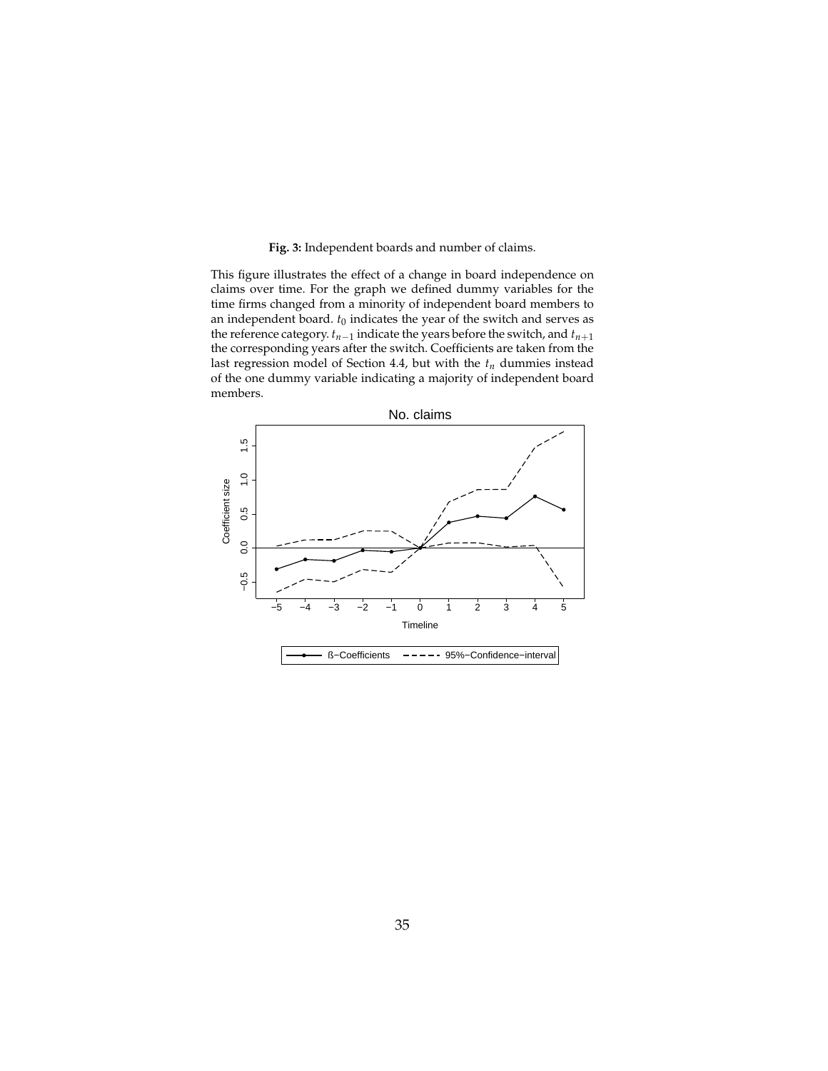**Fig. 3:** Independent boards and number of claims.

This figure illustrates the effect of a change in board independence on claims over time. For the graph we defined dummy variables for the time firms changed from a minority of independent board members to an independent board. $t_0$ indicates the year of the switch and serves as the reference category. $t_{n-1}$ indicate the years before the switch, and $t_{n+1}$ the corresponding years after the switch. Coefficients are taken from the last regression model of Section 4.4, but with the $t_n$ dummies instead of the one dummy variable indicating a majority of independent board members.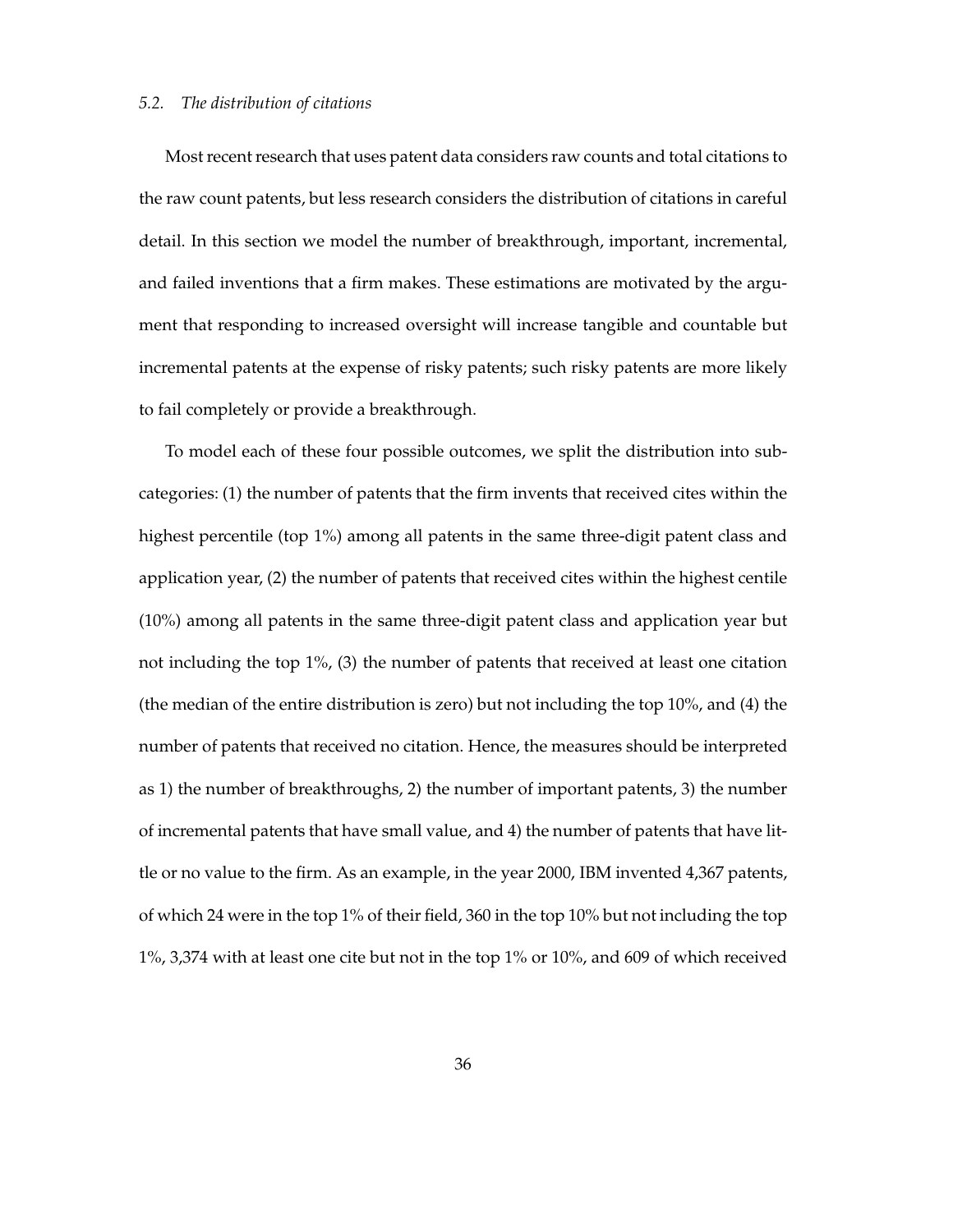### *5.2. The distribution of citations*

Most recent research that uses patent data considers raw counts and total citations to the raw count patents, but less research considers the distribution of citations in careful detail. In this section we model the number of breakthrough, important, incremental, and failed inventions that a firm makes. These estimations are motivated by the argument that responding to increased oversight will increase tangible and countable but incremental patents at the expense of risky patents; such risky patents are more likely to fail completely or provide a breakthrough.

To model each of these four possible outcomes, we split the distribution into subcategories: (1) the number of patents that the firm invents that received cites within the highest percentile (top 1%) among all patents in the same three-digit patent class and application year, (2) the number of patents that received cites within the highest centile (10%) among all patents in the same three-digit patent class and application year but not including the top 1%, (3) the number of patents that received at least one citation (the median of the entire distribution is zero) but not including the top 10%, and (4) the number of patents that received no citation. Hence, the measures should be interpreted as 1) the number of breakthroughs, 2) the number of important patents, 3) the number of incremental patents that have small value, and 4) the number of patents that have little or no value to the firm. As an example, in the year 2000, IBM invented 4,367 patents, of which 24 were in the top 1% of their field, 360 in the top 10% but not including the top 1%, 3,374 with at least one cite but not in the top 1% or 10%, and 609 of which received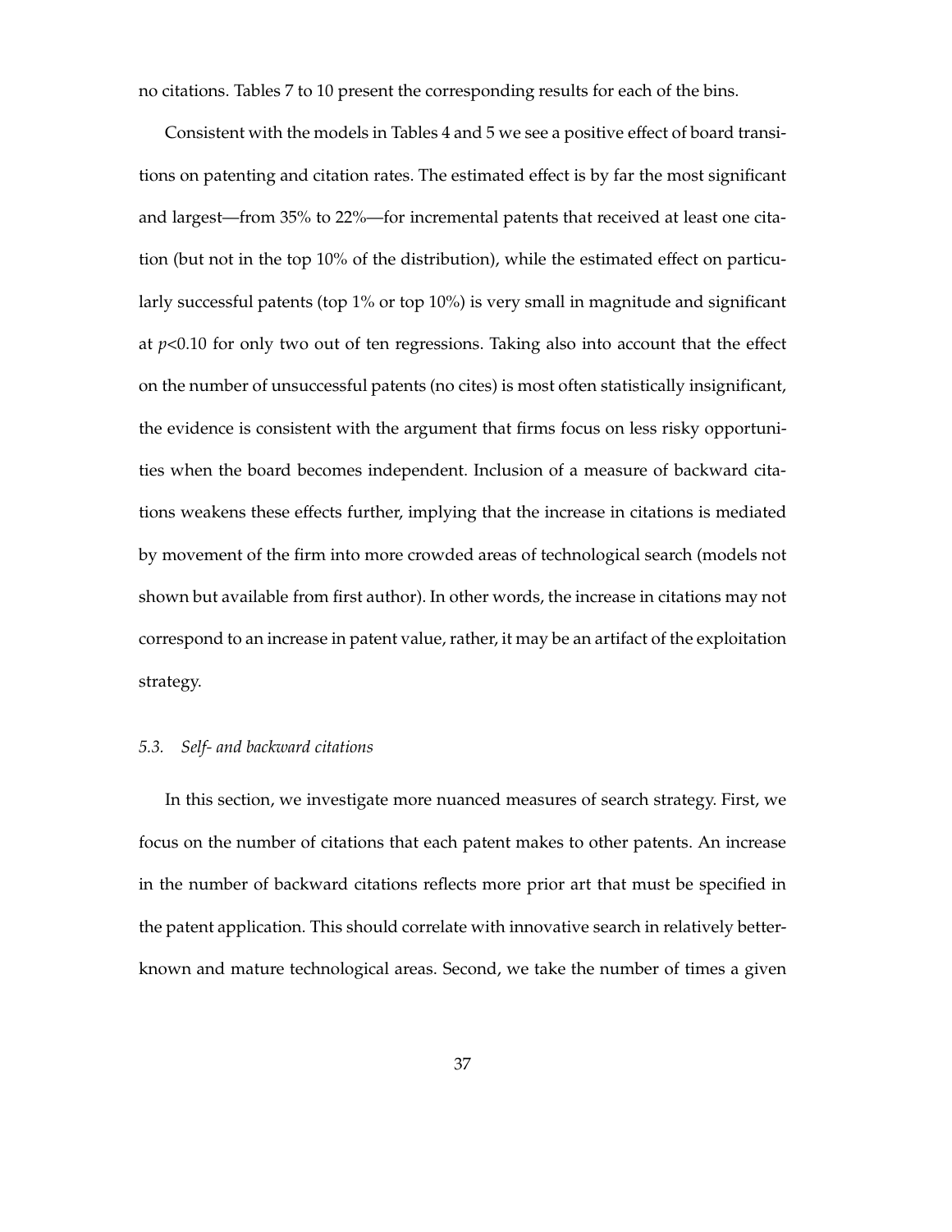no citations. Tables 7 to 10 present the corresponding results for each of the bins.

Consistent with the models in Tables 4 and 5 we see a positive effect of board transitions on patenting and citation rates. The estimated effect is by far the most significant and largest—from 35% to 22%—for incremental patents that received at least one citation (but not in the top 10% of the distribution), while the estimated effect on particularly successful patents (top 1% or top 10%) is very small in magnitude and significant at $p$<0.10 for only two out of ten regressions. Taking also into account that the effect on the number of unsuccessful patents (no cites) is most often statistically insignificant, the evidence is consistent with the argument that firms focus on less risky opportunities when the board becomes independent. Inclusion of a measure of backward citations weakens these effects further, implying that the increase in citations is mediated by movement of the firm into more crowded areas of technological search (models not shown but available from first author). In other words, the increase in citations may not correspond to an increase in patent value, rather, it may be an artifact of the exploitation strategy.

### *5.3. Self- and backward citations*

In this section, we investigate more nuanced measures of search strategy. First, we focus on the number of citations that each patent makes to other patents. An increase in the number of backward citations reflects more prior art that must be specified in the patent application. This should correlate with innovative search in relatively better-known and mature technological areas. Second, we take the number of times a given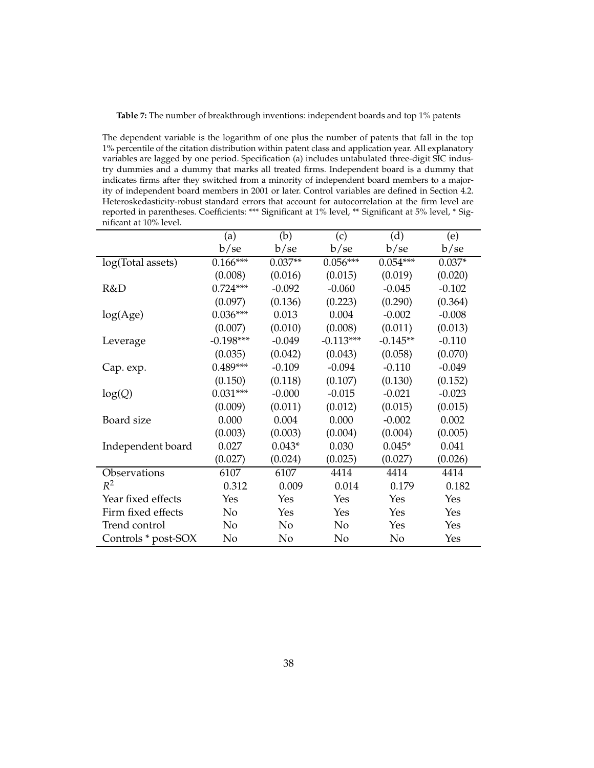**Table 7:** The number of breakthrough inventions: independent boards and top 1% patents

The dependent variable is the logarithm of one plus the number of patents that fall in the top 1% percentile of the citation distribution within patent class and application year. All explanatory variables are lagged by one period. Specification (a) includes untabulated three-digit SIC industry dummies and a dummy that marks all treated firms. Independent board is a dummy that indicates firms after they switched from a minority of independent board members to a majority of independent board members in 2001 or later. Control variables are defined in Section 4.2. Heteroskedasticity-robust standard errors that account for autocorrelation at the firm level are reported in parentheses. Coefficients: *** Significant at 1% level, ** Significant at 5% level, * Significant at 10% level.

| | (a) | (b) | (c) | (d) | (e) |
|---|---|---|---|---|---|
| | b/se | b/se | b/se | b/se | b/se |
| log(Total assets) | 0.166*** | 0.037** | 0.056*** | 0.054*** | 0.037* |
| | (0.008) | (0.016) | (0.015) | (0.019) | (0.020) |
| R&D | 0.724*** | -0.092 | -0.060 | -0.045 | -0.102 |
| | (0.097) | (0.136) | (0.223) | (0.290) | (0.364) |
| log(Age) | 0.036*** | 0.013 | 0.004 | -0.002 | -0.008 |
| | (0.007) | (0.010) | (0.008) | (0.011) | (0.013) |
| Leverage | -0.198*** | -0.049 | -0.113*** | -0.145** | -0.110 |
| | (0.035) | (0.042) | (0.043) | (0.058) | (0.070) |
| Cap. exp. | 0.489*** | -0.109 | -0.094 | -0.110 | -0.049 |
| | (0.150) | (0.118) | (0.107) | (0.130) | (0.152) |
| log($Q$) | 0.031*** | -0.000 | -0.015 | -0.021 | -0.023 |
| | (0.009) | (0.011) | (0.012) | (0.015) | (0.015) |
| Board size | 0.000 | 0.004 | 0.000 | -0.002 | 0.002 |
| | (0.003) | (0.003) | (0.004) | (0.004) | (0.005) |
| Independent board | 0.027 | 0.043* | 0.030 | 0.045* | 0.041 |
| | (0.027) | (0.024) | (0.025) | (0.027) | (0.026) |
| Observations | 6107 | 6107 | 4414 | 4414 | 4414 |
| $R^2$ | 0.312 | 0.009 | 0.014 | 0.179 | 0.182 |
| Year fixed effects | Yes | Yes | Yes | Yes | Yes |
| Firm fixed effects | No | Yes | Yes | Yes | Yes |
| Trend control | No | No | No | Yes | Yes |
| Controls * post-SOX | No | No | No | No | Yes |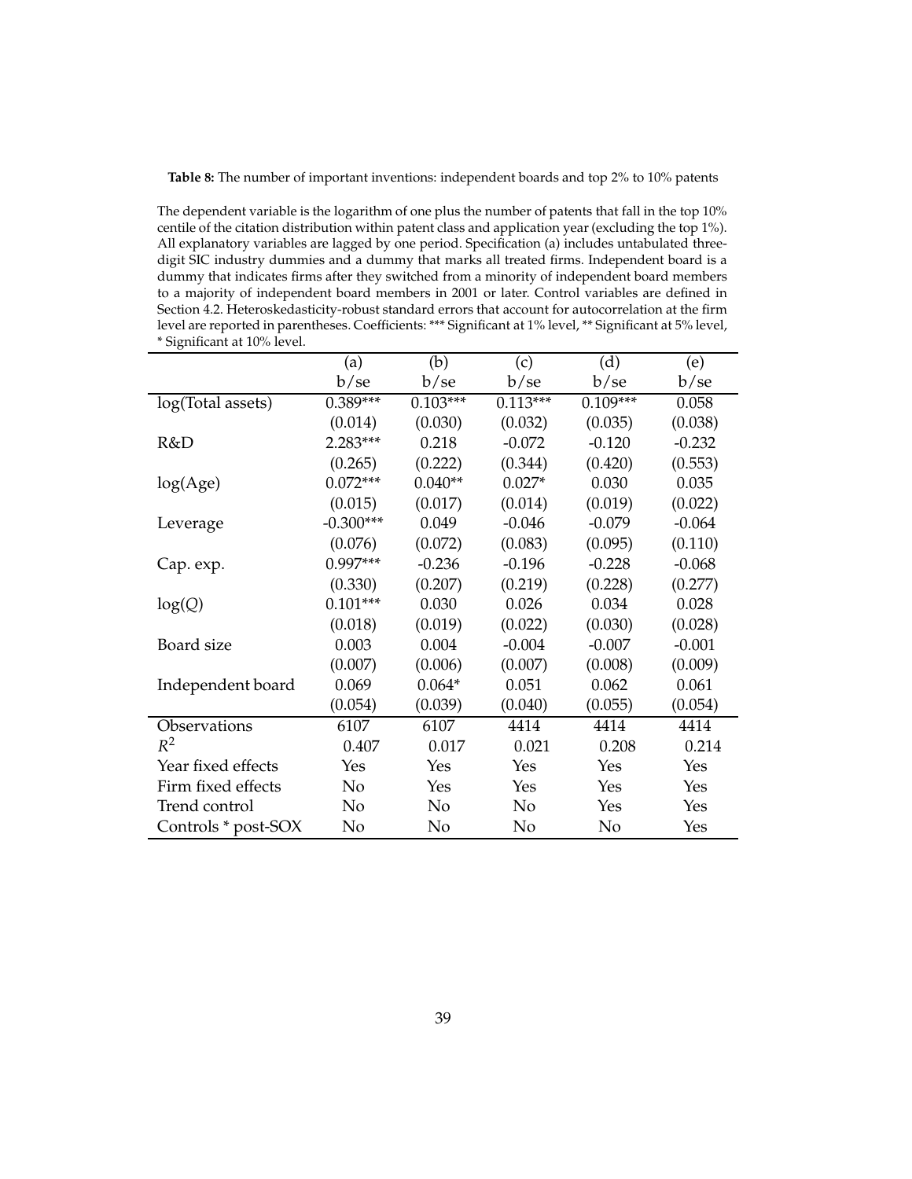**Table 8:** The number of important inventions: independent boards and top 2% to 10% patents

The dependent variable is the logarithm of one plus the number of patents that fall in the top 10% centile of the citation distribution within patent class and application year (excluding the top 1%). All explanatory variables are lagged by one period. Specification (a) includes untabulated three-digit SIC industry dummies and a dummy that marks all treated firms. Independent board is a dummy that indicates firms after they switched from a minority of independent board members to a majority of independent board members in 2001 or later. Control variables are defined in Section 4.2. Heteroskedasticity-robust standard errors that account for autocorrelation at the firm level are reported in parentheses. Coefficients: *** Significant at 1% level, ** Significant at 5% level, * Significant at 10% level.

| | (a) | (b) | (c) | (d) | (e) |
|---|---|---|---|---|---|
| | b/se | b/se | b/se | b/se | b/se |
| log(Total assets) | 0.389*** | 0.103*** | 0.113*** | 0.109*** | 0.058 |
| | (0.014) | (0.030) | (0.032) | (0.035) | (0.038) |
| R&D | 2.283*** | 0.218 | -0.072 | -0.120 | -0.232 |
| | (0.265) | (0.222) | (0.344) | (0.420) | (0.553) |
| log(Age) | 0.072*** | 0.040** | 0.027* | 0.030 | 0.035 |
| | (0.015) | (0.017) | (0.014) | (0.019) | (0.022) |
| Leverage | -0.300*** | 0.049 | -0.046 | -0.079 | -0.064 |
| | (0.076) | (0.072) | (0.083) | (0.095) | (0.110) |
| Cap. exp. | 0.997*** | -0.236 | -0.196 | -0.228 | -0.068 |
| | (0.330) | (0.207) | (0.219) | (0.228) | (0.277) |
| log($Q$) | 0.101*** | 0.030 | 0.026 | 0.034 | 0.028 |
| | (0.018) | (0.019) | (0.022) | (0.030) | (0.028) |
| Board size | 0.003 | 0.004 | -0.004 | -0.007 | -0.001 |
| | (0.007) | (0.006) | (0.007) | (0.008) | (0.009) |
| Independent board | 0.069 | 0.064* | 0.051 | 0.062 | 0.061 |
| | (0.054) | (0.039) | (0.040) | (0.055) | (0.054) |
| Observations | 6107 | 6107 | 4414 | 4414 | 4414 |
| $R^2$ | 0.407 | 0.017 | 0.021 | 0.208 | 0.214 |
| Year fixed effects | Yes | Yes | Yes | Yes | Yes |
| Firm fixed effects | No | Yes | Yes | Yes | Yes |
| Trend control | No | No | No | Yes | Yes |
| Controls * post-SOX | No | No | No | No | Yes |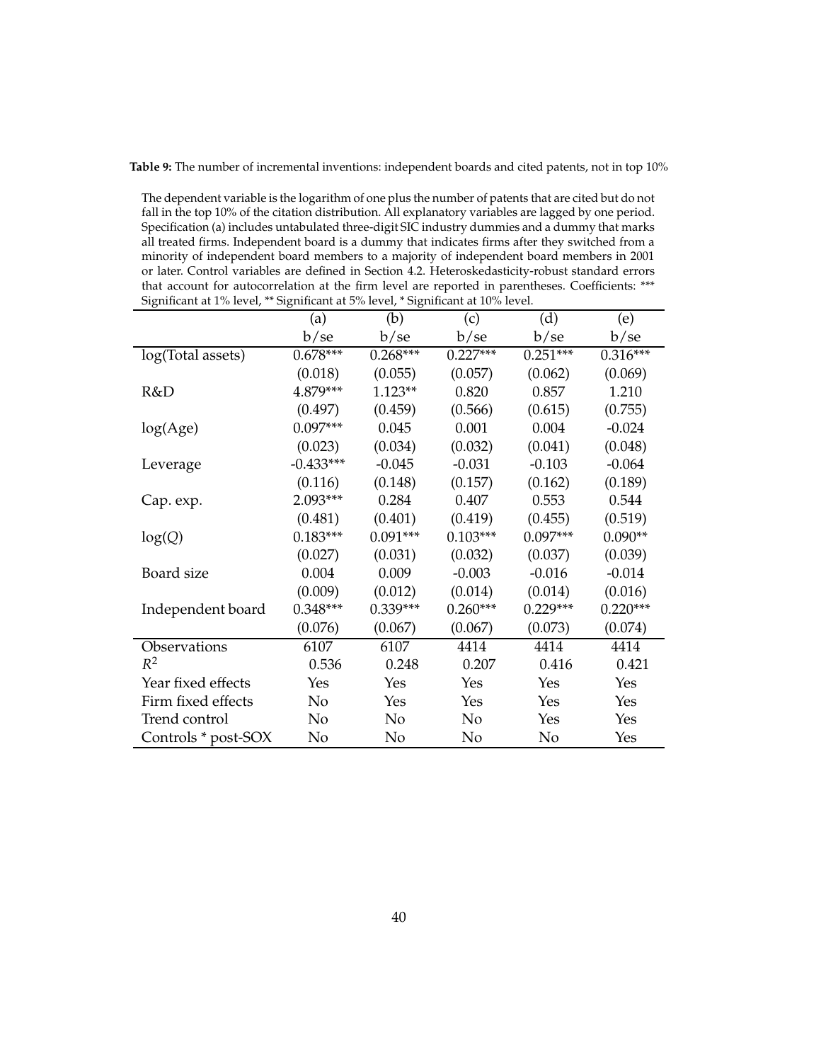**Table 9:** The number of incremental inventions: independent boards and cited patents, not in top 10%

The dependent variable is the logarithm of one plus the number of patents that are cited but do not fall in the top 10% of the citation distribution. All explanatory variables are lagged by one period. Specification (a) includes untabulated three-digit SIC industry dummies and a dummy that marks all treated firms. Independent board is a dummy that indicates firms after they switched from a minority of independent board members to a majority of independent board members in 2001 or later. Control variables are defined in Section 4.2. Heteroskedasticity-robust standard errors that account for autocorrelation at the firm level are reported in parentheses. Coefficients: *** Significant at 1% level, ** Significant at 5% level, * Significant at 10% level.

| | (a) | (b) | (c) | (d) | (e) |
|---|---|---|---|---|---|
| | b/se | b/se | b/se | b/se | b/se |
| log(Total assets) | 0.678*** | 0.268*** | 0.227*** | 0.251*** | 0.316*** |
| | (0.018) | (0.055) | (0.057) | (0.062) | (0.069) |
| R&D | 4.879*** | 1.123** | 0.820 | 0.857 | 1.210 |
| | (0.497) | (0.459) | (0.566) | (0.615) | (0.755) |
| log(Age) | 0.097*** | 0.045 | 0.001 | 0.004 | -0.024 |
| | (0.023) | (0.034) | (0.032) | (0.041) | (0.048) |
| Leverage | -0.433*** | -0.045 | -0.031 | -0.103 | -0.064 |
| | (0.116) | (0.148) | (0.157) | (0.162) | (0.189) |
| Cap. exp. | 2.093*** | 0.284 | 0.407 | 0.553 | 0.544 |
| | (0.481) | (0.401) | (0.419) | (0.455) | (0.519) |
| log($Q$) | 0.183*** | 0.091*** | 0.103*** | 0.097*** | 0.090** |
| | (0.027) | (0.031) | (0.032) | (0.037) | (0.039) |
| Board size | 0.004 | 0.009 | -0.003 | -0.016 | -0.014 |
| | (0.009) | (0.012) | (0.014) | (0.014) | (0.016) |
| Independent board | 0.348*** | 0.339*** | 0.260*** | 0.229*** | 0.220*** |
| | (0.076) | (0.067) | (0.067) | (0.073) | (0.074) |
| Observations | 6107 | 6107 | 4414 | 4414 | 4414 |
| $R^2$ | 0.536 | 0.248 | 0.207 | 0.416 | 0.421 |
| Year fixed effects | Yes | Yes | Yes | Yes | Yes |
| Firm fixed effects | No | Yes | Yes | Yes | Yes |
| Trend control | No | No | No | Yes | Yes |
| Controls * post-SOX | No | No | No | No | Yes |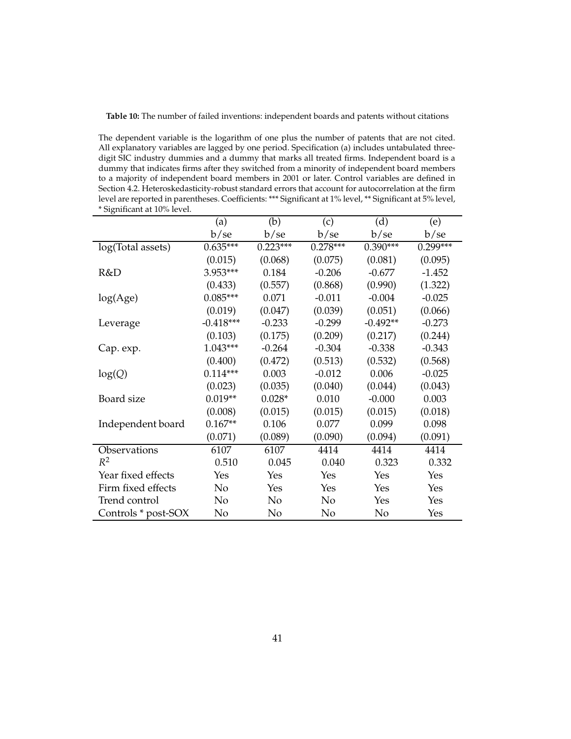**Table 10:** The number of failed inventions: independent boards and patents without citations

The dependent variable is the logarithm of one plus the number of patents that are not cited. All explanatory variables are lagged by one period. Specification (a) includes untabulated three-digit SIC industry dummies and a dummy that marks all treated firms. Independent board is a dummy that indicates firms after they switched from a minority of independent board members to a majority of independent board members in 2001 or later. Control variables are defined in Section 4.2. Heteroskedasticity-robust standard errors that account for autocorrelation at the firm level are reported in parentheses. Coefficients: *** Significant at 1% level, ** Significant at 5% level, * Significant at 10% level.

| | (a) | (b) | (c) | (d) | (e) |
|---|---|---|---|---|---|
| | b/se | b/se | b/se | b/se | b/se |
| log(Total assets) | 0.635*** | 0.223*** | 0.278*** | 0.390*** | 0.299*** |
| | (0.015) | (0.068) | (0.075) | (0.081) | (0.095) |
| R&D | 3.953*** | 0.184 | -0.206 | -0.677 | -1.452 |
| | (0.433) | (0.557) | (0.868) | (0.990) | (1.322) |
| log(Age) | 0.085*** | 0.071 | -0.011 | -0.004 | -0.025 |
| | (0.019) | (0.047) | (0.039) | (0.051) | (0.066) |
| Leverage | -0.418*** | -0.233 | -0.299 | -0.492** | -0.273 |
| | (0.103) | (0.175) | (0.209) | (0.217) | (0.244) |
| Cap. exp. | 1.043*** | -0.264 | -0.304 | -0.338 | -0.343 |
| | (0.400) | (0.472) | (0.513) | (0.532) | (0.568) |
| log($Q$) | 0.114*** | 0.003 | -0.012 | 0.006 | -0.025 |
| | (0.023) | (0.035) | (0.040) | (0.044) | (0.043) |
| Board size | 0.019** | 0.028* | 0.010 | -0.000 | 0.003 |
| | (0.008) | (0.015) | (0.015) | (0.015) | (0.018) |
| Independent board | 0.167** | 0.106 | 0.077 | 0.099 | 0.098 |
| | (0.071) | (0.089) | (0.090) | (0.094) | (0.091) |
| Observations | 6107 | 6107 | 4414 | 4414 | 4414 |
| $R^2$ | 0.510 | 0.045 | 0.040 | 0.323 | 0.332 |
| Year fixed effects | Yes | Yes | Yes | Yes | Yes |
| Firm fixed effects | No | Yes | Yes | Yes | Yes |
| Trend control | No | No | No | Yes | Yes |
| Controls * post-SOX | No | No | No | No | Yes |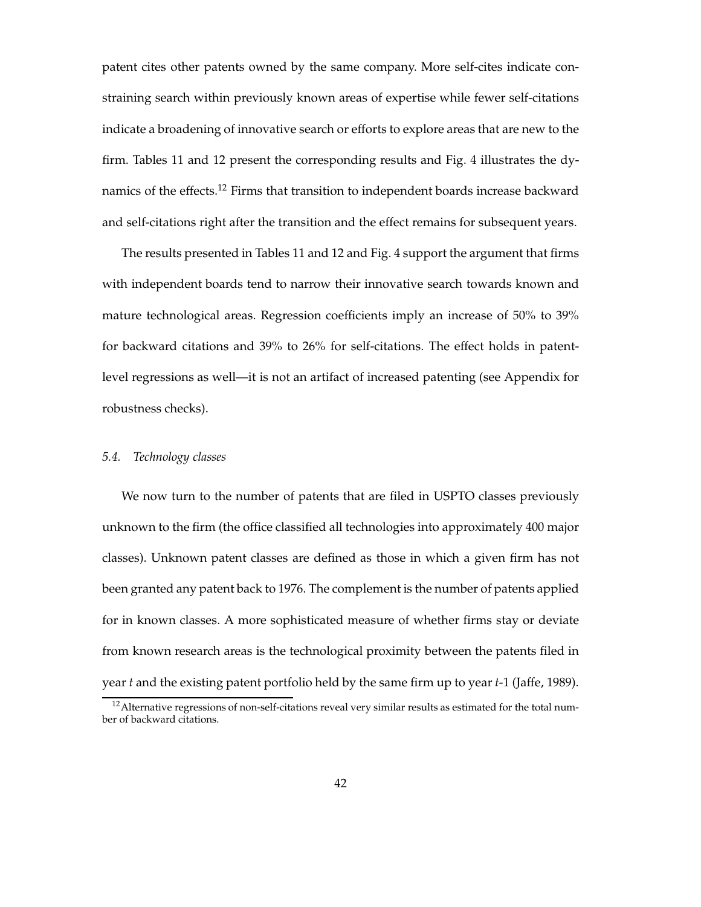patent cites other patents owned by the same company. More self-cites indicate constraining search within previously known areas of expertise while fewer self-citations indicate a broadening of innovative search or efforts to explore areas that are new to the firm. Tables 11 and 12 present the corresponding results and Fig. 4 illustrates the dynamics of the effects.[12] Firms that transition to independent boards increase backward and self-citations right after the transition and the effect remains for subsequent years.

The results presented in Tables 11 and 12 and Fig. 4 support the argument that firms with independent boards tend to narrow their innovative search towards known and mature technological areas. Regression coefficients imply an increase of 50% to 39% for backward citations and 39% to 26% for self-citations. The effect holds in patent-level regressions as well—it is not an artifact of increased patenting (see Appendix for robustness checks).

### *5.4. Technology classes*

We now turn to the number of patents that are filed in USPTO classes previously unknown to the firm (the office classified all technologies into approximately 400 major classes). Unknown patent classes are defined as those in which a given firm has not been granted any patent back to 1976. The complement is the number of patents applied for in known classes. A more sophisticated measure of whether firms stay or deviate from known research areas is the technological proximity between the patents filed in year $t$ and the existing patent portfolio held by the same firm up to year $t$-1 (Jaffe, 1989).

[12] Alternative regressions of non-self-citations reveal very similar results as estimated for the total number of backward citations.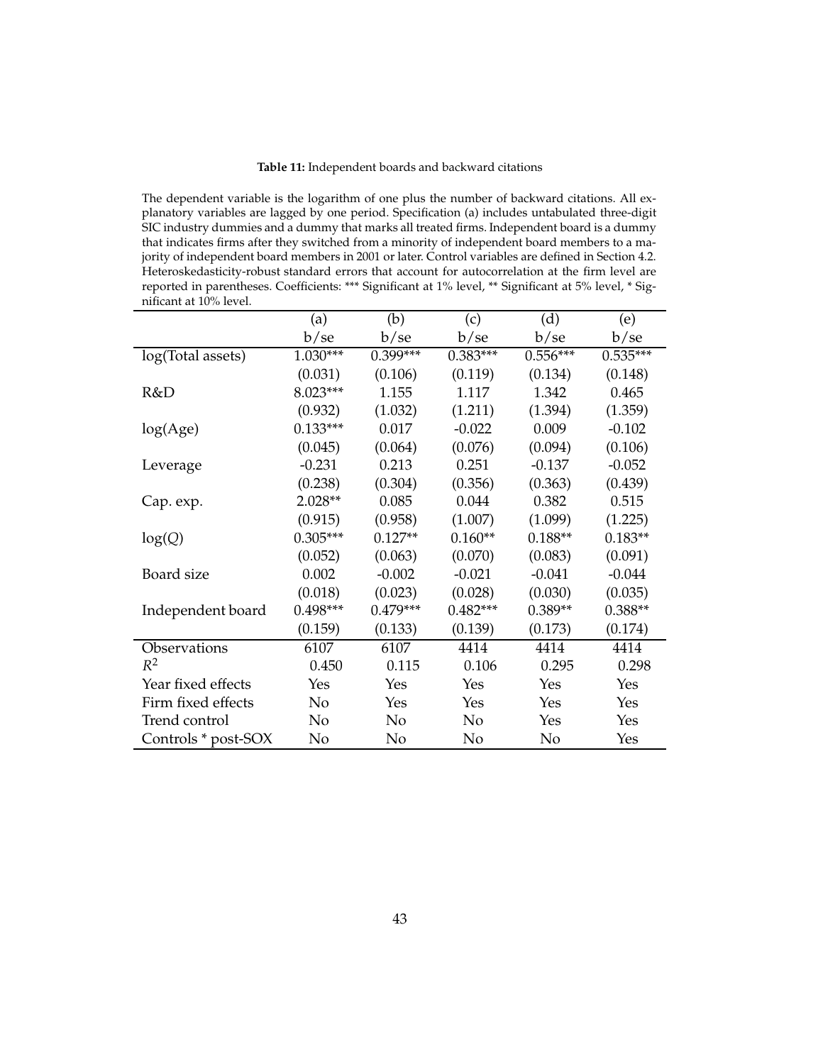**Table 11:** Independent boards and backward citations

The dependent variable is the logarithm of one plus the number of backward citations. All explanatory variables are lagged by one period. Specification (a) includes untabulated three-digit SIC industry dummies and a dummy that marks all treated firms. Independent board is a dummy that indicates firms after they switched from a minority of independent board members to a majority of independent board members in 2001 or later. Control variables are defined in Section 4.2. Heteroskedasticity-robust standard errors that account for autocorrelation at the firm level are reported in parentheses. Coefficients: *** Significant at 1% level, ** Significant at 5% level, * Significant at 10% level.

| | (a) | (b) | (c) | (d) | (e) |
|---|---|---|---|---|---|
| | b/se | b/se | b/se | b/se | b/se |
| log(Total assets) | 1.030*** | 0.399*** | 0.383*** | 0.556*** | 0.535*** |
| | (0.031) | (0.106) | (0.119) | (0.134) | (0.148) |
| R&D | 8.023*** | 1.155 | 1.117 | 1.342 | 0.465 |
| | (0.932) | (1.032) | (1.211) | (1.394) | (1.359) |
| log(Age) | 0.133*** | 0.017 | -0.022 | 0.009 | -0.102 |
| | (0.045) | (0.064) | (0.076) | (0.094) | (0.106) |
| Leverage | -0.231 | 0.213 | 0.251 | -0.137 | -0.052 |
| | (0.238) | (0.304) | (0.356) | (0.363) | (0.439) |
| Cap. exp. | 2.028** | 0.085 | 0.044 | 0.382 | 0.515 |
| | (0.915) | (0.958) | (1.007) | (1.099) | (1.225) |
| log($Q$) | 0.305*** | 0.127** | 0.160** | 0.188** | 0.183** |
| | (0.052) | (0.063) | (0.070) | (0.083) | (0.091) |
| Board size | 0.002 | -0.002 | -0.021 | -0.041 | -0.044 |
| | (0.018) | (0.023) | (0.028) | (0.030) | (0.035) |
| Independent board | 0.498*** | 0.479*** | 0.482*** | 0.389** | 0.388** |
| | (0.159) | (0.133) | (0.139) | (0.173) | (0.174) |
| Observations | 6107 | 6107 | 4414 | 4414 | 4414 |
| $R^2$ | 0.450 | 0.115 | 0.106 | 0.295 | 0.298 |
| Year fixed effects | Yes | Yes | Yes | Yes | Yes |
| Firm fixed effects | No | Yes | Yes | Yes | Yes |
| Trend control | No | No | No | Yes | Yes |
| Controls * post-SOX | No | No | No | No | Yes |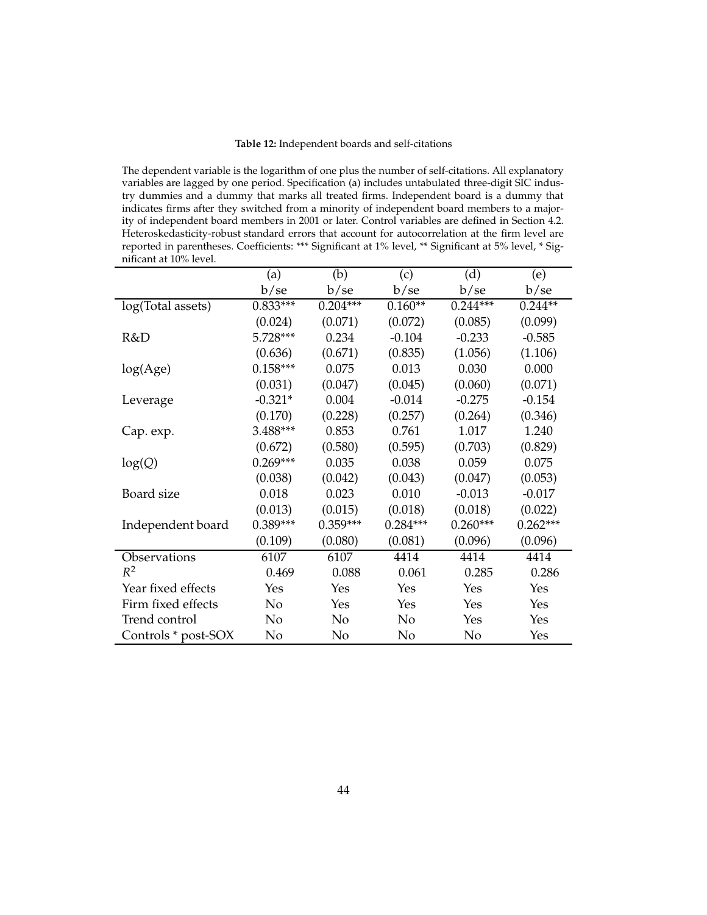**Table 12:** Independent boards and self-citations

The dependent variable is the logarithm of one plus the number of self-citations. All explanatory variables are lagged by one period. Specification (a) includes untabulated three-digit SIC industry dummies and a dummy that marks all treated firms. Independent board is a dummy that indicates firms after they switched from a minority of independent board members to a majority of independent board members in 2001 or later. Control variables are defined in Section 4.2. Heteroskedasticity-robust standard errors that account for autocorrelation at the firm level are reported in parentheses. Coefficients: *** Significant at 1% level, ** Significant at 5% level, * Significant at 10% level.

| | (a) | (b) | (c) | (d) | (e) |
|---|---|---|---|---|---|
| | b/se | b/se | b/se | b/se | b/se |
| log(Total assets) | 0.833*** | 0.204*** | 0.160** | 0.244*** | 0.244** |
| | (0.024) | (0.071) | (0.072) | (0.085) | (0.099) |
| R&D | 5.728*** | 0.234 | -0.104 | -0.233 | -0.585 |
| | (0.636) | (0.671) | (0.835) | (1.056) | (1.106) |
| log(Age) | 0.158*** | 0.075 | 0.013 | 0.030 | 0.000 |
| | (0.031) | (0.047) | (0.045) | (0.060) | (0.071) |
| Leverage | -0.321* | 0.004 | -0.014 | -0.275 | -0.154 |
| | (0.170) | (0.228) | (0.257) | (0.264) | (0.346) |
| Cap. exp. | 3.488*** | 0.853 | 0.761 | 1.017 | 1.240 |
| | (0.672) | (0.580) | (0.595) | (0.703) | (0.829) |
| log($Q$) | 0.269*** | 0.035 | 0.038 | 0.059 | 0.075 |
| | (0.038) | (0.042) | (0.043) | (0.047) | (0.053) |
| Board size | 0.018 | 0.023 | 0.010 | -0.013 | -0.017 |
| | (0.013) | (0.015) | (0.018) | (0.018) | (0.022) |
| Independent board | 0.389*** | 0.359*** | 0.284*** | 0.260*** | 0.262*** |
| | (0.109) | (0.080) | (0.081) | (0.096) | (0.096) |
| Observations | 6107 | 6107 | 4414 | 4414 | 4414 |
| $R^2$ | 0.469 | 0.088 | 0.061 | 0.285 | 0.286 |
| Year fixed effects | Yes | Yes | Yes | Yes | Yes |
| Firm fixed effects | No | Yes | Yes | Yes | Yes |
| Trend control | No | No | No | Yes | Yes |
| Controls * post-SOX | No | No | No | No | Yes |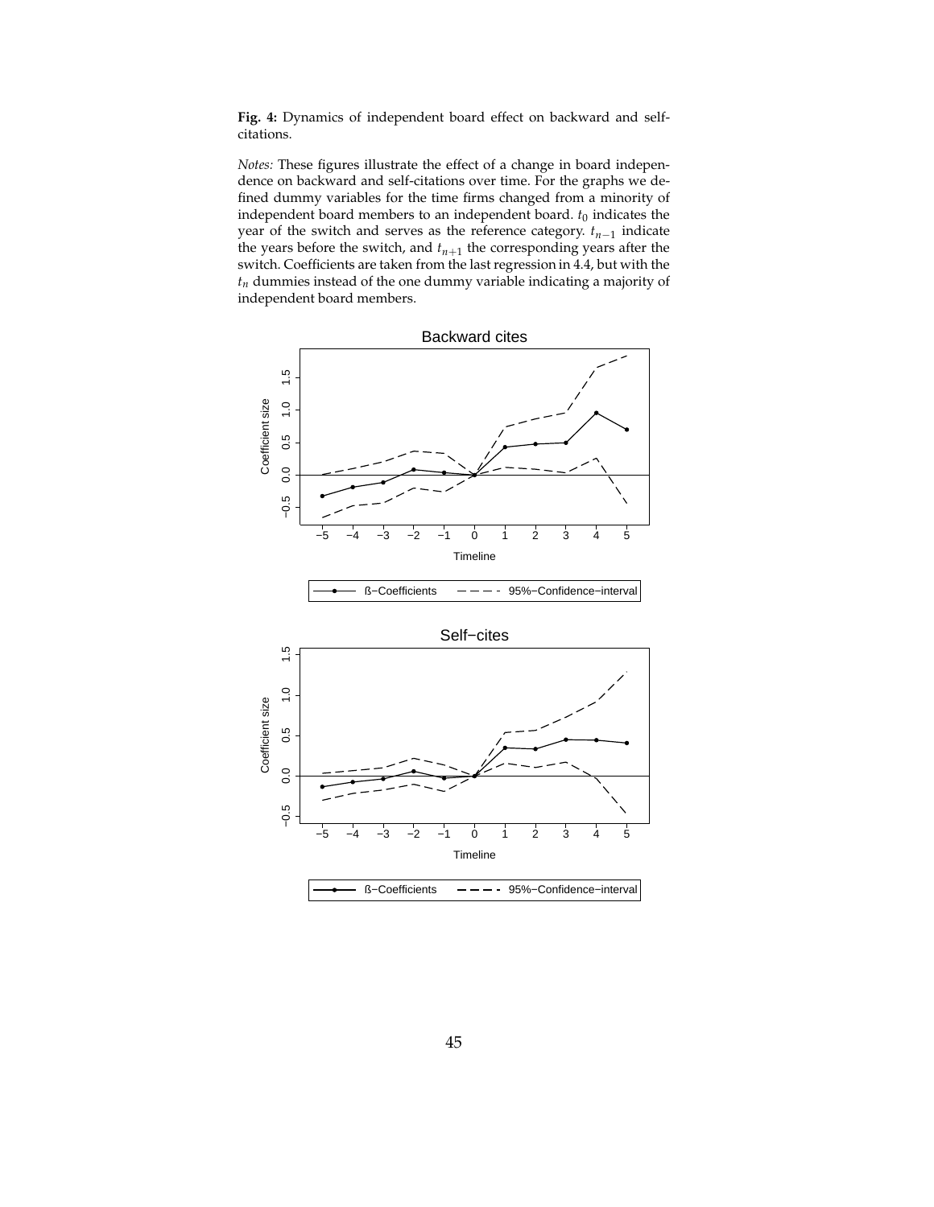**Fig. 4:** Dynamics of independent board effect on backward and self-citations.

*Notes:* These figures illustrate the effect of a change in board independence on backward and self-citations over time. For the graphs we defined dummy variables for the time firms changed from a minority of independent board members to an independent board. $t_0$ indicates the year of the switch and serves as the reference category. $t_{n-1}$ indicate the years before the switch, and $t_{n+1}$ the corresponding years after the switch. Coefficients are taken from the last regression in 4.4, but with the $t_n$ dummies instead of the one dummy variable indicating a majority of independent board members.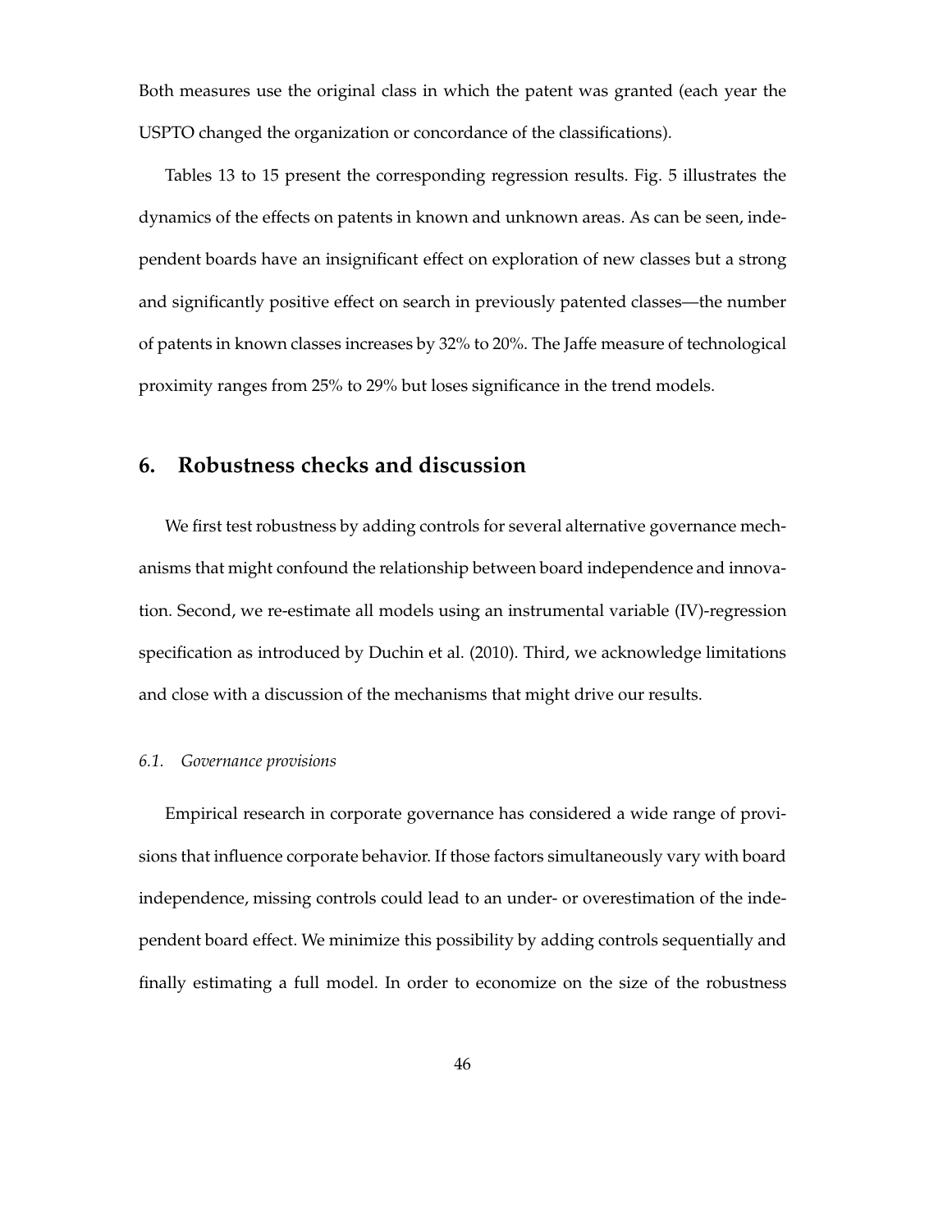Both measures use the original class in which the patent was granted (each year the USPTO changed the organization or concordance of the classifications).

Tables 13 to 15 present the corresponding regression results. Fig. 5 illustrates the dynamics of the effects on patents in known and unknown areas. As can be seen, independent boards have an insignificant effect on exploration of new classes but a strong and significantly positive effect on search in previously patented classes—the number of patents in known classes increases by 32% to 20%. The Jaffe measure of technological proximity ranges from 25% to 29% but loses significance in the trend models.

## 6. Robustness checks and discussion

We first test robustness by adding controls for several alternative governance mechanisms that might confound the relationship between board independence and innovation. Second, we re-estimate all models using an instrumental variable (IV)-regression specification as introduced by Duchin et al. (2010). Third, we acknowledge limitations and close with a discussion of the mechanisms that might drive our results.

### *6.1. Governance provisions*

Empirical research in corporate governance has considered a wide range of provisions that influence corporate behavior. If those factors simultaneously vary with board independence, missing controls could lead to an under- or overestimation of the independent board effect. We minimize this possibility by adding controls sequentially and finally estimating a full model. In order to economize on the size of the robustness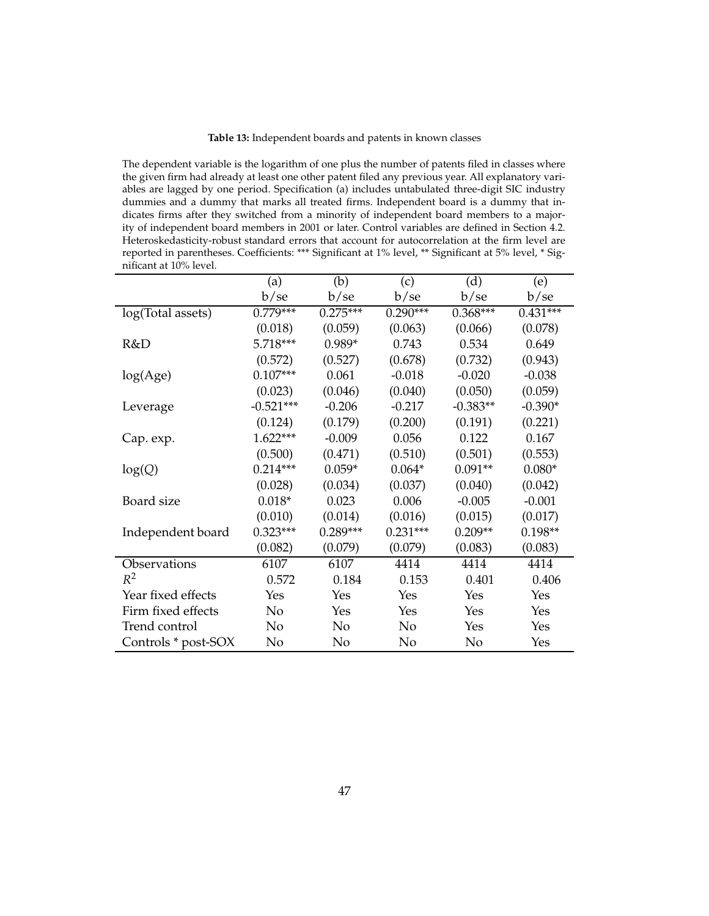**Table 13:** Independent boards and patents in known classes

The dependent variable is the logarithm of one plus the number of patents filed in classes where the given firm had already at least one other patent filed any previous year. All explanatory variables are lagged by one period. Specification (a) includes untabulated three-digit SIC industry dummies and a dummy that marks all treated firms. Independent board is a dummy that indicates firms after they switched from a minority of independent board members to a majority of independent board members in 2001 or later. Control variables are defined in Section 4.2. Heteroskedasticity-robust standard errors that account for autocorrelation at the firm level are reported in parentheses. Coefficients: *** Significant at 1% level, ** Significant at 5% level, * Significant at 10% level.

| | (a) | (b) | (c) | (d) | (e) |
|---|---|---|---|---|---|
| | b/se | b/se | b/se | b/se | b/se |
| log(Total assets) | 0.779*** | 0.275*** | 0.290*** | 0.368*** | 0.431*** |
| | (0.018) | (0.059) | (0.063) | (0.066) | (0.078) |
| R&D | 5.718*** | 0.989* | 0.743 | 0.534 | 0.649 |
| | (0.572) | (0.527) | (0.678) | (0.732) | (0.943) |
| log(Age) | 0.107*** | 0.061 | -0.018 | -0.020 | -0.038 |
| | (0.023) | (0.046) | (0.040) | (0.050) | (0.059) |
| Leverage | -0.521*** | -0.206 | -0.217 | -0.383** | -0.390* |
| | (0.124) | (0.179) | (0.200) | (0.191) | (0.221) |
| Cap. exp. | 1.622*** | -0.009 | 0.056 | 0.122 | 0.167 |
| | (0.500) | (0.471) | (0.510) | (0.501) | (0.553) |
| log($Q$) | 0.214*** | 0.059* | 0.064* | 0.091** | 0.080* |
| | (0.028) | (0.034) | (0.037) | (0.040) | (0.042) |
| Board size | 0.018* | 0.023 | 0.006 | -0.005 | -0.001 |
| | (0.010) | (0.014) | (0.016) | (0.015) | (0.017) |
| Independent board | 0.323*** | 0.289*** | 0.231*** | 0.209** | 0.198** |
| | (0.082) | (0.079) | (0.079) | (0.083) | (0.083) |
| Observations | 6107 | 6107 | 4414 | 4414 | 4414 |
| $R^2$ | 0.572 | 0.184 | 0.153 | 0.401 | 0.406 |
| Year fixed effects | Yes | Yes | Yes | Yes | Yes |
| Firm fixed effects | No | Yes | Yes | Yes | Yes |
| Trend control | No | No | No | Yes | Yes |
| Controls * post-SOX | No | No | No | No | Yes |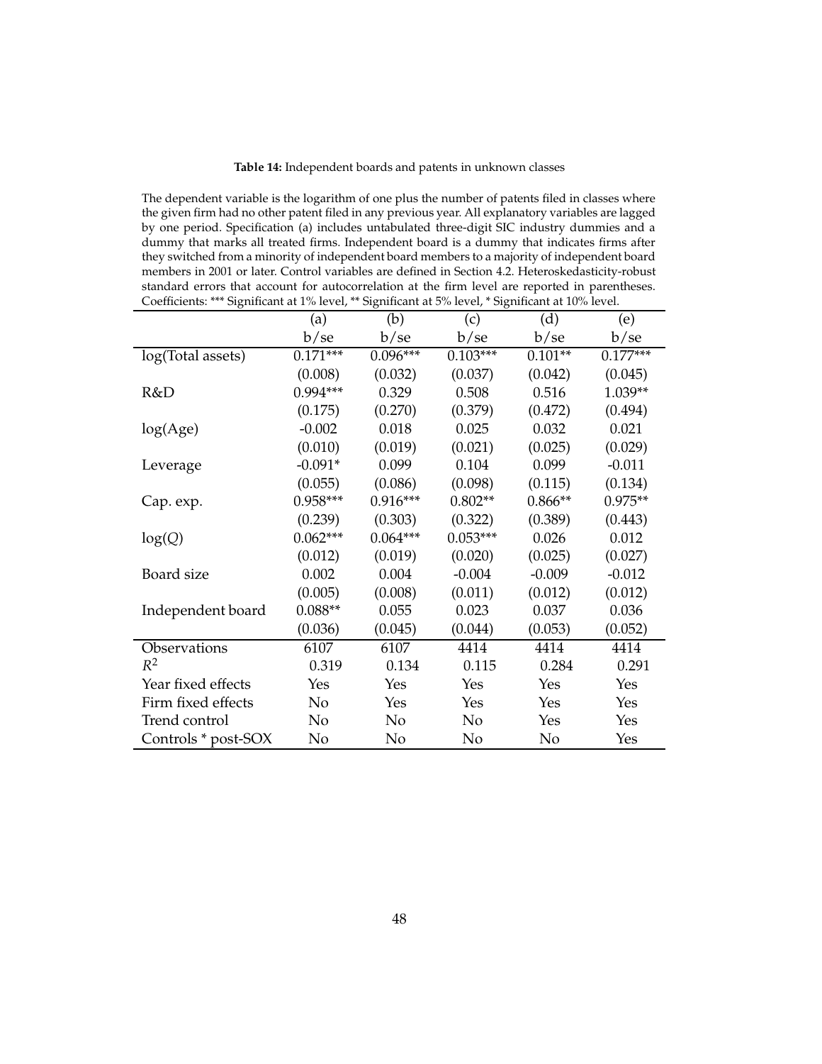**Table 14:** Independent boards and patents in unknown classes

The dependent variable is the logarithm of one plus the number of patents filed in classes where the given firm had no other patent filed in any previous year. All explanatory variables are lagged by one period. Specification (a) includes untabulated three-digit SIC industry dummies and a dummy that marks all treated firms. Independent board is a dummy that indicates firms after they switched from a minority of independent board members to a majority of independent board members in 2001 or later. Control variables are defined in Section 4.2. Heteroskedasticity-robust standard errors that account for autocorrelation at the firm level are reported in parentheses. Coefficients: *** Significant at 1% level, ** Significant at 5% level, * Significant at 10% level.

| | (a) | (b) | (c) | (d) | (e) |
|---|---|---|---|---|---|
| | b/se | b/se | b/se | b/se | b/se |
| log(Total assets) | 0.171*** | 0.096*** | 0.103*** | 0.101** | 0.177*** |
| | (0.008) | (0.032) | (0.037) | (0.042) | (0.045) |
| R&D | 0.994*** | 0.329 | 0.508 | 0.516 | 1.039** |
| | (0.175) | (0.270) | (0.379) | (0.472) | (0.494) |
| log(Age) | -0.002 | 0.018 | 0.025 | 0.032 | 0.021 |
| | (0.010) | (0.019) | (0.021) | (0.025) | (0.029) |
| Leverage | -0.091* | 0.099 | 0.104 | 0.099 | -0.011 |
| | (0.055) | (0.086) | (0.098) | (0.115) | (0.134) |
| Cap. exp. | 0.958*** | 0.916*** | 0.802** | 0.866** | 0.975** |
| | (0.239) | (0.303) | (0.322) | (0.389) | (0.443) |
| log($Q$) | 0.062*** | 0.064*** | 0.053*** | 0.026 | 0.012 |
| | (0.012) | (0.019) | (0.020) | (0.025) | (0.027) |
| Board size | 0.002 | 0.004 | -0.004 | -0.009 | -0.012 |
| | (0.005) | (0.008) | (0.011) | (0.012) | (0.012) |
| Independent board | 0.088** | 0.055 | 0.023 | 0.037 | 0.036 |
| | (0.036) | (0.045) | (0.044) | (0.053) | (0.052) |
| Observations | 6107 | 6107 | 4414 | 4414 | 4414 |
| $R^2$ | 0.319 | 0.134 | 0.115 | 0.284 | 0.291 |
| Year fixed effects | Yes | Yes | Yes | Yes | Yes |
| Firm fixed effects | No | Yes | Yes | Yes | Yes |
| Trend control | No | No | No | Yes | Yes |
| Controls * post-SOX | No | No | No | No | Yes |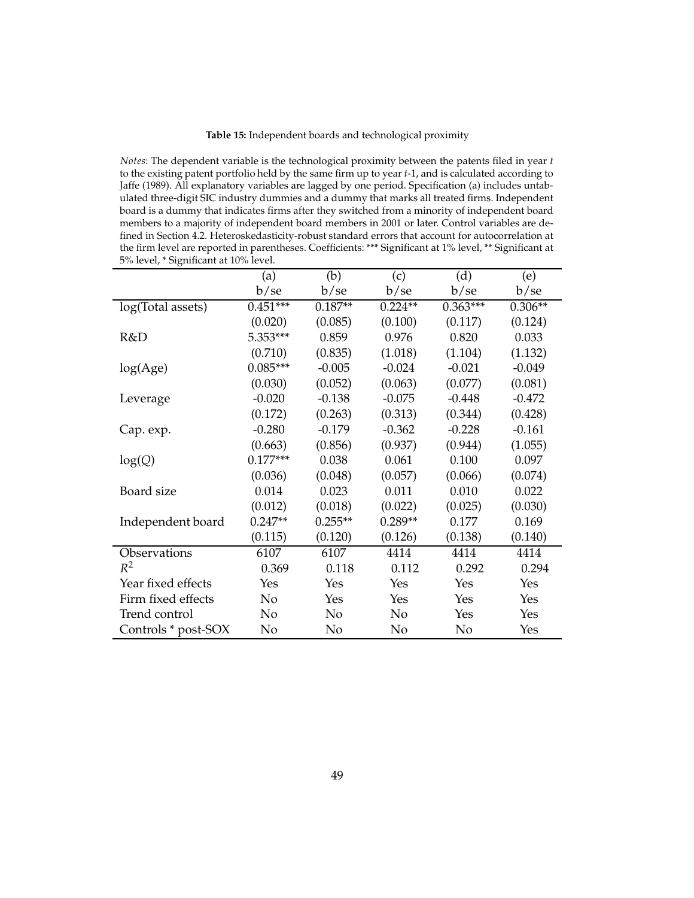**Table 15:** Independent boards and technological proximity

*Notes*: The dependent variable is the technological proximity between the patents filed in year $t$ to the existing patent portfolio held by the same firm up to year $t$-1, and is calculated according to Jaffe (1989). All explanatory variables are lagged by one period. Specification (a) includes untabulated three-digit SIC industry dummies and a dummy that marks all treated firms. Independent board is a dummy that indicates firms after they switched from a minority of independent board members to a majority of independent board members in 2001 or later. Control variables are defined in Section 4.2. Heteroskedasticity-robust standard errors that account for autocorrelation at the firm level are reported in parentheses. Coefficients: *** Significant at 1% level, ** Significant at 5% level, * Significant at 10% level.

| | (a) | (b) | (c) | (d) | (e) |
|---|---|---|---|---|---|
| | b/se | b/se | b/se | b/se | b/se |
| log(Total assets) | 0.451*** | 0.187** | 0.224** | 0.363*** | 0.306** |
| | (0.020) | (0.085) | (0.100) | (0.117) | (0.124) |
| R&D | 5.353*** | 0.859 | 0.976 | 0.820 | 0.033 |
| | (0.710) | (0.835) | (1.018) | (1.104) | (1.132) |
| log(Age) | 0.085*** | -0.005 | -0.024 | -0.021 | -0.049 |
| | (0.030) | (0.052) | (0.063) | (0.077) | (0.081) |
| Leverage | -0.020 | -0.138 | -0.075 | -0.448 | -0.472 |
| | (0.172) | (0.263) | (0.313) | (0.344) | (0.428) |
| Cap. exp. | -0.280 | -0.179 | -0.362 | -0.228 | -0.161 |
| | (0.663) | (0.856) | (0.937) | (0.944) | (1.055) |
| log($Q$) | 0.177*** | 0.038 | 0.061 | 0.100 | 0.097 |
| | (0.036) | (0.048) | (0.057) | (0.066) | (0.074) |
| Board size | 0.014 | 0.023 | 0.011 | 0.010 | 0.022 |
| | (0.012) | (0.018) | (0.022) | (0.025) | (0.030) |
| Independent board | 0.247** | 0.255** | 0.289** | 0.177 | 0.169 |
| | (0.115) | (0.120) | (0.126) | (0.138) | (0.140) |
| Observations | 6107 | 6107 | 4414 | 4414 | 4414 |
| $R^2$ | 0.369 | 0.118 | 0.112 | 0.292 | 0.294 |
| Year fixed effects | Yes | Yes | Yes | Yes | Yes |
| Firm fixed effects | No | Yes | Yes | Yes | Yes |
| Trend control | No | No | No | Yes | Yes |
| Controls * post-SOX | No | No | No | No | Yes |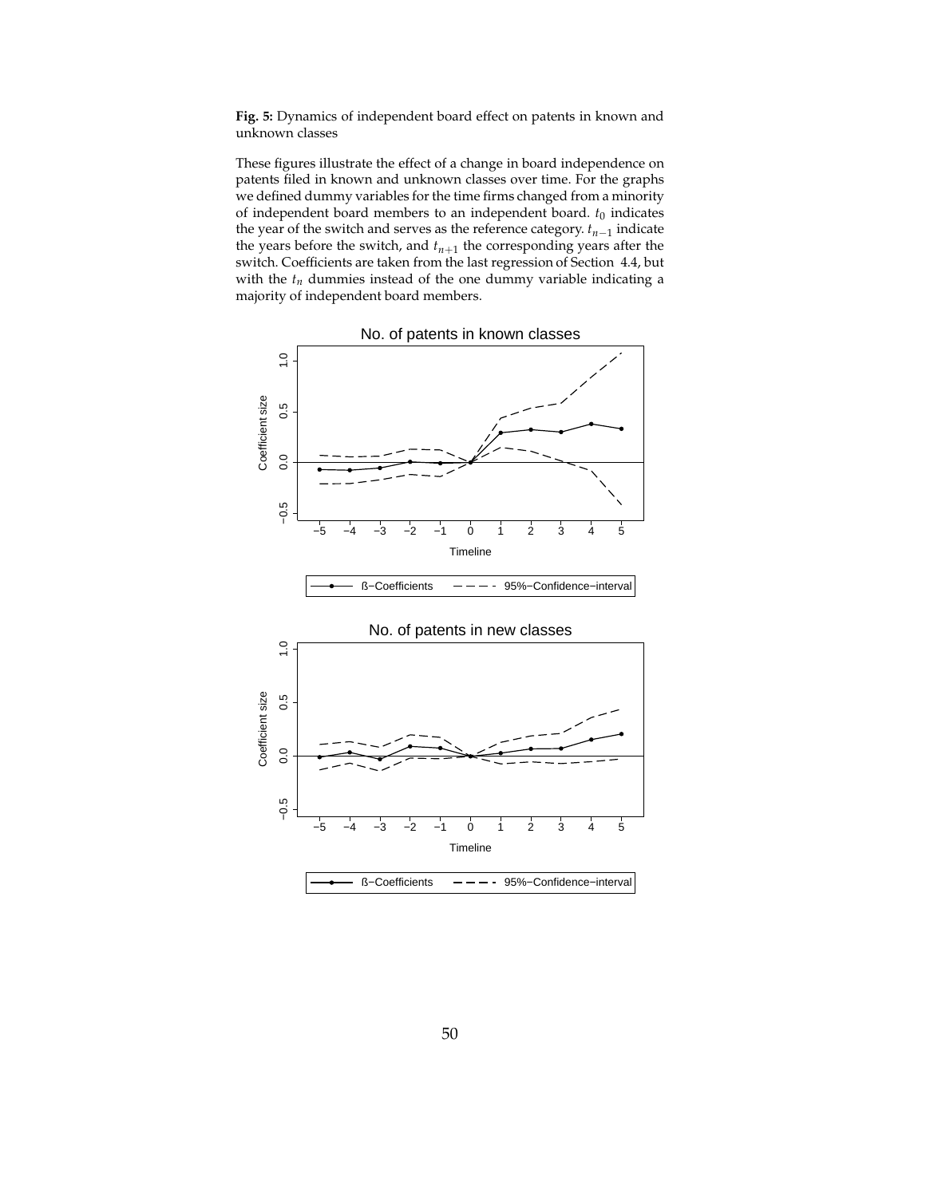**Fig. 5:** Dynamics of independent board effect on patents in known and unknown classes

These figures illustrate the effect of a change in board independence on patents filed in known and unknown classes over time. For the graphs we defined dummy variables for the time firms changed from a minority of independent board members to an independent board. $t_0$ indicates the year of the switch and serves as the reference category. $t_{n-1}$ indicate the years before the switch, and $t_{n+1}$ the corresponding years after the switch. Coefficients are taken from the last regression of Section 4.4, but with the $t_n$ dummies instead of the one dummy variable indicating a majority of independent board members.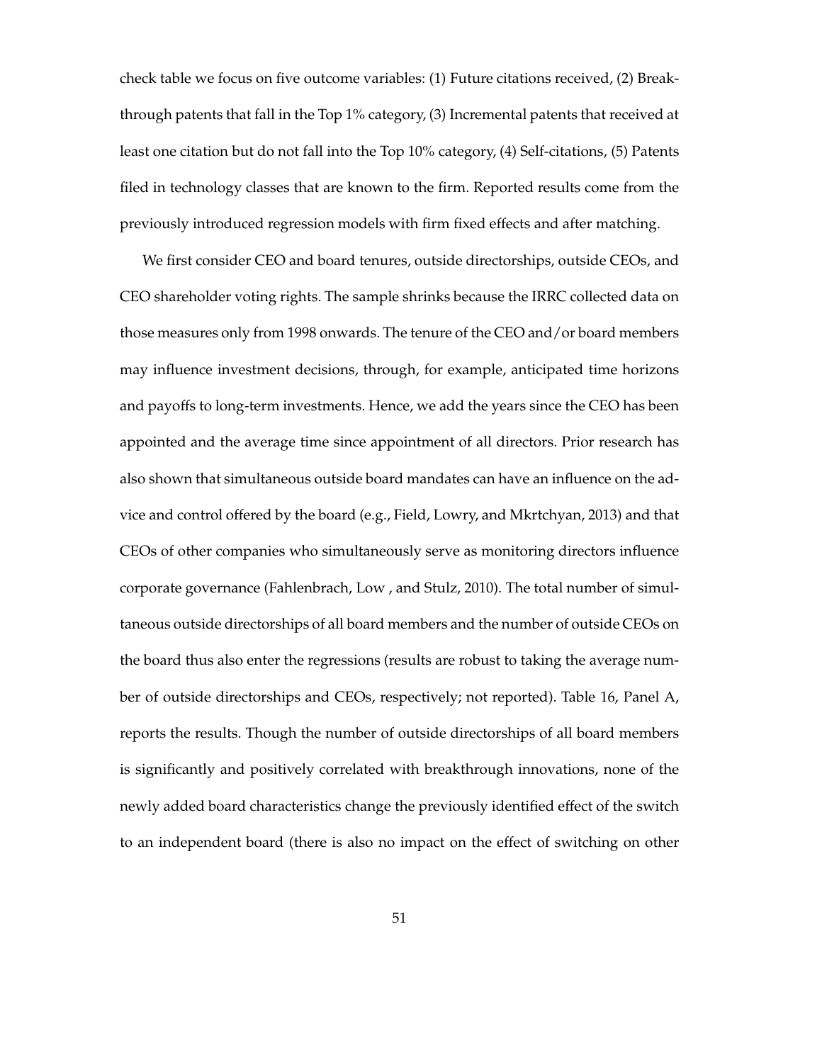check table we focus on five outcome variables: (1) Future citations received, (2) Breakthrough patents that fall in the Top 1% category, (3) Incremental patents that received at least one citation but do not fall into the Top 10% category, (4) Self-citations, (5) Patents filed in technology classes that are known to the firm. Reported results come from the previously introduced regression models with firm fixed effects and after matching.

We first consider CEO and board tenures, outside directorships, outside CEOs, and CEO shareholder voting rights. The sample shrinks because the IRRC collected data on those measures only from 1998 onwards. The tenure of the CEO and/or board members may influence investment decisions, through, for example, anticipated time horizons and payoffs to long-term investments. Hence, we add the years since the CEO has been appointed and the average time since appointment of all directors. Prior research has also shown that simultaneous outside board mandates can have an influence on the advice and control offered by the board (e.g., Field, Lowry, and Mkrtchyan, 2013) and that CEOs of other companies who simultaneously serve as monitoring directors influence corporate governance (Fahlenbrach, Low , and Stulz, 2010). The total number of simultaneous outside directorships of all board members and the number of outside CEOs on the board thus also enter the regressions (results are robust to taking the average number of outside directorships and CEOs, respectively; not reported). Table 16, Panel A, reports the results. Though the number of outside directorships of all board members is significantly and positively correlated with breakthrough innovations, none of the newly added board characteristics change the previously identified effect of the switch to an independent board (there is also no impact on the effect of switching on other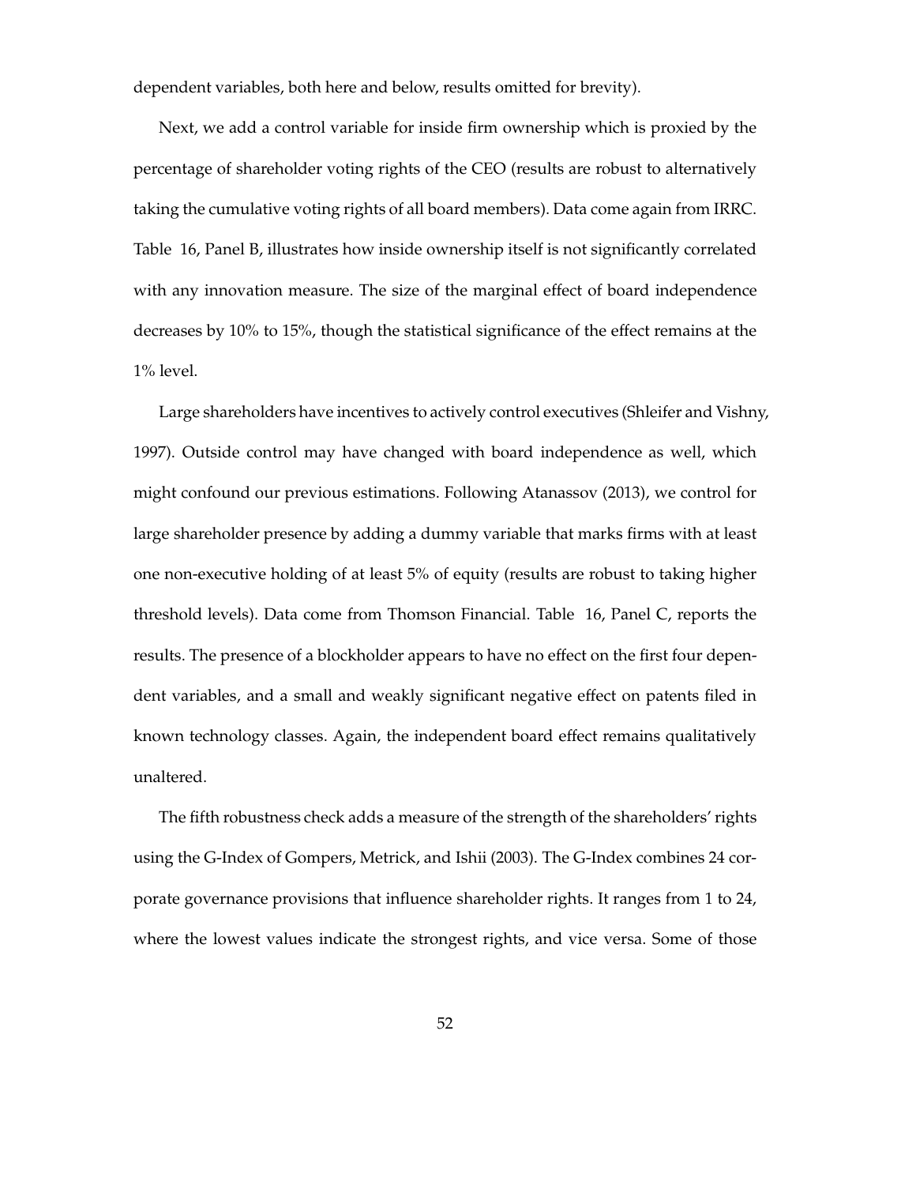dependent variables, both here and below, results omitted for brevity).

Next, we add a control variable for inside firm ownership which is proxied by the percentage of shareholder voting rights of the CEO (results are robust to alternatively taking the cumulative voting rights of all board members). Data come again from IRRC. Table 16, Panel B, illustrates how inside ownership itself is not significantly correlated with any innovation measure. The size of the marginal effect of board independence decreases by 10% to 15%, though the statistical significance of the effect remains at the 1% level.

Large shareholders have incentives to actively control executives (Shleifer and Vishny, 1997). Outside control may have changed with board independence as well, which might confound our previous estimations. Following Atanassov (2013), we control for large shareholder presence by adding a dummy variable that marks firms with at least one non-executive holding of at least 5% of equity (results are robust to taking higher threshold levels). Data come from Thomson Financial. Table 16, Panel C, reports the results. The presence of a blockholder appears to have no effect on the first four dependent variables, and a small and weakly significant negative effect on patents filed in known technology classes. Again, the independent board effect remains qualitatively unaltered.

The fifth robustness check adds a measure of the strength of the shareholders' rights using the G-Index of Gompers, Metrick, and Ishii (2003). The G-Index combines 24 corporate governance provisions that influence shareholder rights. It ranges from 1 to 24, where the lowest values indicate the strongest rights, and vice versa. Some of those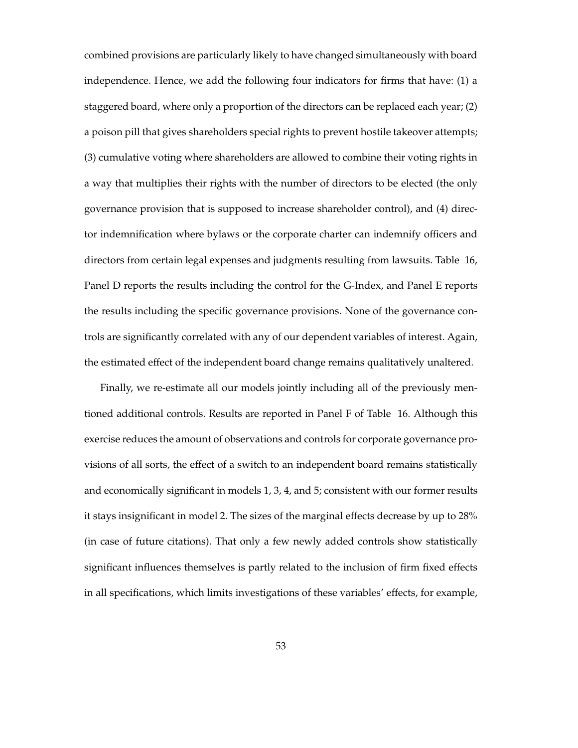combined provisions are particularly likely to have changed simultaneously with board independence. Hence, we add the following four indicators for firms that have: (1) a staggered board, where only a proportion of the directors can be replaced each year; (2) a poison pill that gives shareholders special rights to prevent hostile takeover attempts; (3) cumulative voting where shareholders are allowed to combine their voting rights in a way that multiplies their rights with the number of directors to be elected (the only governance provision that is supposed to increase shareholder control), and (4) director indemnification where bylaws or the corporate charter can indemnify officers and directors from certain legal expenses and judgments resulting from lawsuits. Table 16, Panel D reports the results including the control for the G-Index, and Panel E reports the results including the specific governance provisions. None of the governance controls are significantly correlated with any of our dependent variables of interest. Again, the estimated effect of the independent board change remains qualitatively unaltered.

Finally, we re-estimate all our models jointly including all of the previously mentioned additional controls. Results are reported in Panel F of Table 16. Although this exercise reduces the amount of observations and controls for corporate governance provisions of all sorts, the effect of a switch to an independent board remains statistically and economically significant in models 1, 3, 4, and 5; consistent with our former results it stays insignificant in model 2. The sizes of the marginal effects decrease by up to 28% (in case of future citations). That only a few newly added controls show statistically significant influences themselves is partly related to the inclusion of firm fixed effects in all specifications, which limits investigations of these variables' effects, for example,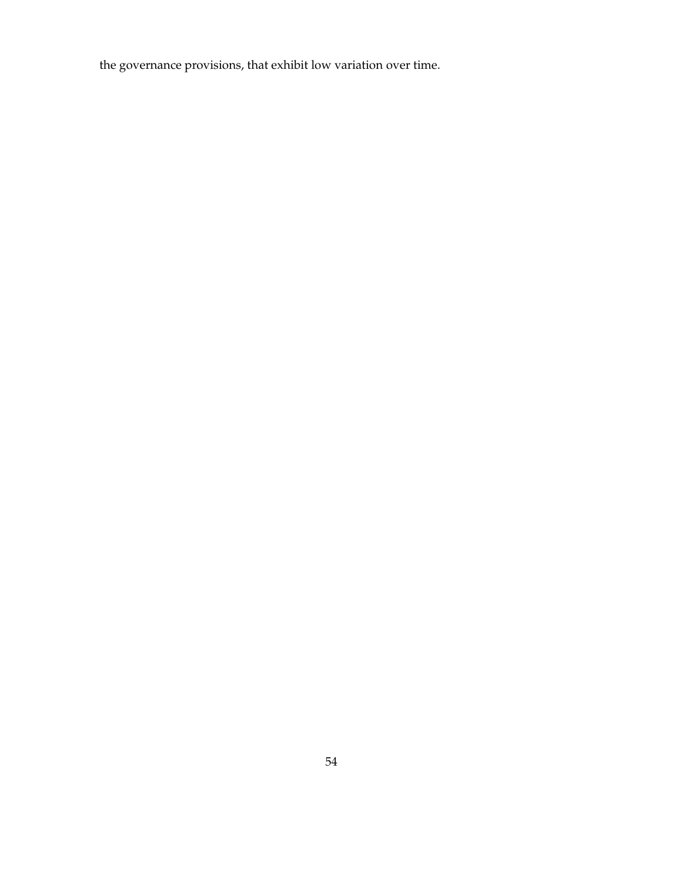the governance provisions, that exhibit low variation over time.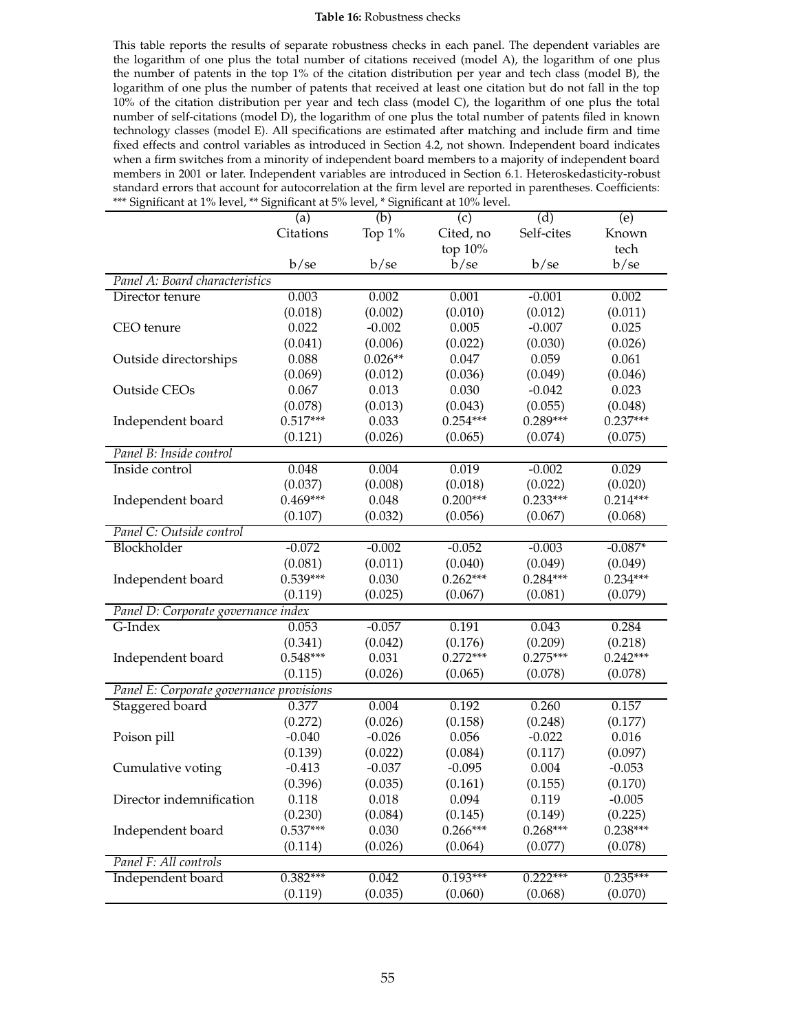**Table 16:** Robustness checks

This table reports the results of separate robustness checks in each panel. The dependent variables are the logarithm of one plus the total number of citations received (model A), the logarithm of one plus the number of patents in the top 1% of the citation distribution per year and tech class (model B), the logarithm of one plus the number of patents that received at least one citation but do not fall in the top 10% of the citation distribution per year and tech class (model C), the logarithm of one plus the total number of self-citations (model D), the logarithm of one plus the total number of patents filed in known technology classes (model E). All specifications are estimated after matching and include firm and time fixed effects and control variables as introduced in Section 4.2, not shown. Independent board indicates when a firm switches from a minority of independent board members to a majority of independent board members in 2001 or later. Independent variables are introduced in Section 6.1. Heteroskedasticity-robust standard errors that account for autocorrelation at the firm level are reported in parentheses. Coefficients: *** Significant at 1% level, ** Significant at 5% level, * Significant at 10% level.

| | (a) | (b) | (c) | (d) | (e) |
|---|---|---|---|---|---|
| | Citations | Top 1% | Cited, no top 10% | Self-cites | Known tech |
| | b/se | b/se | b/se | b/se | b/se |
| *Panel A: Board characteristics* | | | | | |
| Director tenure | 0.003 | 0.002 | 0.001 | -0.001 | 0.002 |
| | (0.018) | (0.002) | (0.010) | (0.012) | (0.011) |
| CEO tenure | 0.022 | -0.002 | 0.005 | -0.007 | 0.025 |
| | (0.041) | (0.006) | (0.022) | (0.030) | (0.026) |
| Outside directorships | 0.088 | 0.026** | 0.047 | 0.059 | 0.061 |
| | (0.069) | (0.012) | (0.036) | (0.049) | (0.046) |
| Outside CEOs | 0.067 | 0.013 | 0.030 | -0.042 | 0.023 |
| | (0.078) | (0.013) | (0.043) | (0.055) | (0.048) |
| Independent board | 0.517*** | 0.033 | 0.254*** | 0.289*** | 0.237*** |
| | (0.121) | (0.026) | (0.065) | (0.074) | (0.075) |
| *Panel B: Inside control* | | | | | |
| Inside control | 0.048 | 0.004 | 0.019 | -0.002 | 0.029 |
| | (0.037) | (0.008) | (0.018) | (0.022) | (0.020) |
| Independent board | 0.469*** | 0.048 | 0.200*** | 0.233*** | 0.214*** |
| | (0.107) | (0.032) | (0.056) | (0.067) | (0.068) |
| *Panel C: Outside control* | | | | | |
| Blockholder | -0.072 | -0.002 | -0.052 | -0.003 | -0.087* |
| | (0.081) | (0.011) | (0.040) | (0.049) | (0.049) |
| Independent board | 0.539*** | 0.030 | 0.262*** | 0.284*** | 0.234*** |
| | (0.119) | (0.025) | (0.067) | (0.081) | (0.079) |
| *Panel D: Corporate governance index* | | | | | |
| G-Index | 0.053 | -0.057 | 0.191 | 0.043 | 0.284 |
| | (0.341) | (0.042) | (0.176) | (0.209) | (0.218) |
| Independent board | 0.548*** | 0.031 | 0.272*** | 0.275*** | 0.242*** |
| | (0.115) | (0.026) | (0.065) | (0.078) | (0.078) |
| *Panel E: Corporate governance provisions* | | | | | |
| Staggered board | 0.377 | 0.004 | 0.192 | 0.260 | 0.157 |
| | (0.272) | (0.026) | (0.158) | (0.248) | (0.177) |
| Poison pill | -0.040 | -0.026 | 0.056 | -0.022 | 0.016 |
| | (0.139) | (0.022) | (0.084) | (0.117) | (0.097) |
| Cumulative voting | -0.413 | -0.037 | -0.095 | 0.004 | -0.053 |
| | (0.396) | (0.035) | (0.161) | (0.155) | (0.170) |
| Director indemnification | 0.118 | 0.018 | 0.094 | 0.119 | -0.005 |
| | (0.230) | (0.084) | (0.145) | (0.149) | (0.225) |
| Independent board | 0.537*** | 0.030 | 0.266*** | 0.268*** | 0.238*** |
| | (0.114) | (0.026) | (0.064) | (0.077) | (0.078) |
| *Panel F: All controls* | | | | | |
| Independent board | 0.382*** | 0.042 | 0.193*** | 0.222*** | 0.235*** |
| | (0.119) | (0.035) | (0.060) | (0.068) | (0.070) |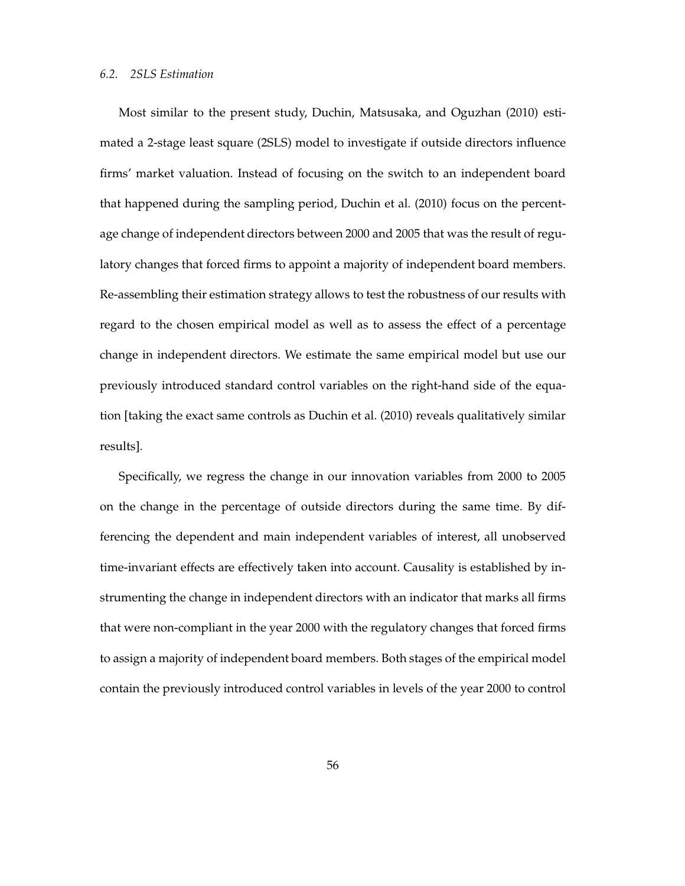### *6.2. 2SLS Estimation*

Most similar to the present study, Duchin, Matsusaka, and Oguzhan (2010) estimated a 2-stage least square (2SLS) model to investigate if outside directors influence firms' market valuation. Instead of focusing on the switch to an independent board that happened during the sampling period, Duchin et al. (2010) focus on the percentage change of independent directors between 2000 and 2005 that was the result of regulatory changes that forced firms to appoint a majority of independent board members. Re-assembling their estimation strategy allows to test the robustness of our results with regard to the chosen empirical model as well as to assess the effect of a percentage change in independent directors. We estimate the same empirical model but use our previously introduced standard control variables on the right-hand side of the equation [taking the exact same controls as Duchin et al. (2010) reveals qualitatively similar results].

Specifically, we regress the change in our innovation variables from 2000 to 2005 on the change in the percentage of outside directors during the same time. By differencing the dependent and main independent variables of interest, all unobserved time-invariant effects are effectively taken into account. Causality is established by instrumenting the change in independent directors with an indicator that marks all firms that were non-compliant in the year 2000 with the regulatory changes that forced firms to assign a majority of independent board members. Both stages of the empirical model contain the previously introduced control variables in levels of the year 2000 to control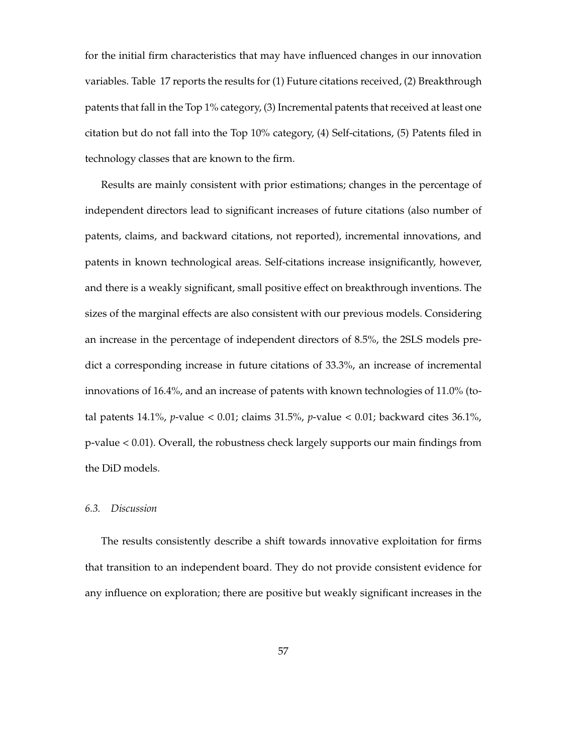for the initial firm characteristics that may have influenced changes in our innovation variables. Table 17 reports the results for (1) Future citations received, (2) Breakthrough patents that fall in the Top 1% category, (3) Incremental patents that received at least one citation but do not fall into the Top 10% category, (4) Self-citations, (5) Patents filed in technology classes that are known to the firm.

Results are mainly consistent with prior estimations; changes in the percentage of independent directors lead to significant increases of future citations (also number of patents, claims, and backward citations, not reported), incremental innovations, and patents in known technological areas. Self-citations increase insignificantly, however, and there is a weakly significant, small positive effect on breakthrough inventions. The sizes of the marginal effects are also consistent with our previous models. Considering an increase in the percentage of independent directors of 8.5%, the 2SLS models predict a corresponding increase in future citations of 33.3%, an increase of incremental innovations of 16.4%, and an increase of patents with known technologies of 11.0% (total patents 14.1%, *p*-value $< 0.01$; claims 31.5%, *p*-value $< 0.01$; backward cites 36.1%, p-value $< 0.01$). Overall, the robustness check largely supports our main findings from the DiD models.

### *6.3. Discussion*

The results consistently describe a shift towards innovative exploitation for firms that transition to an independent board. They do not provide consistent evidence for any influence on exploration; there are positive but weakly significant increases in the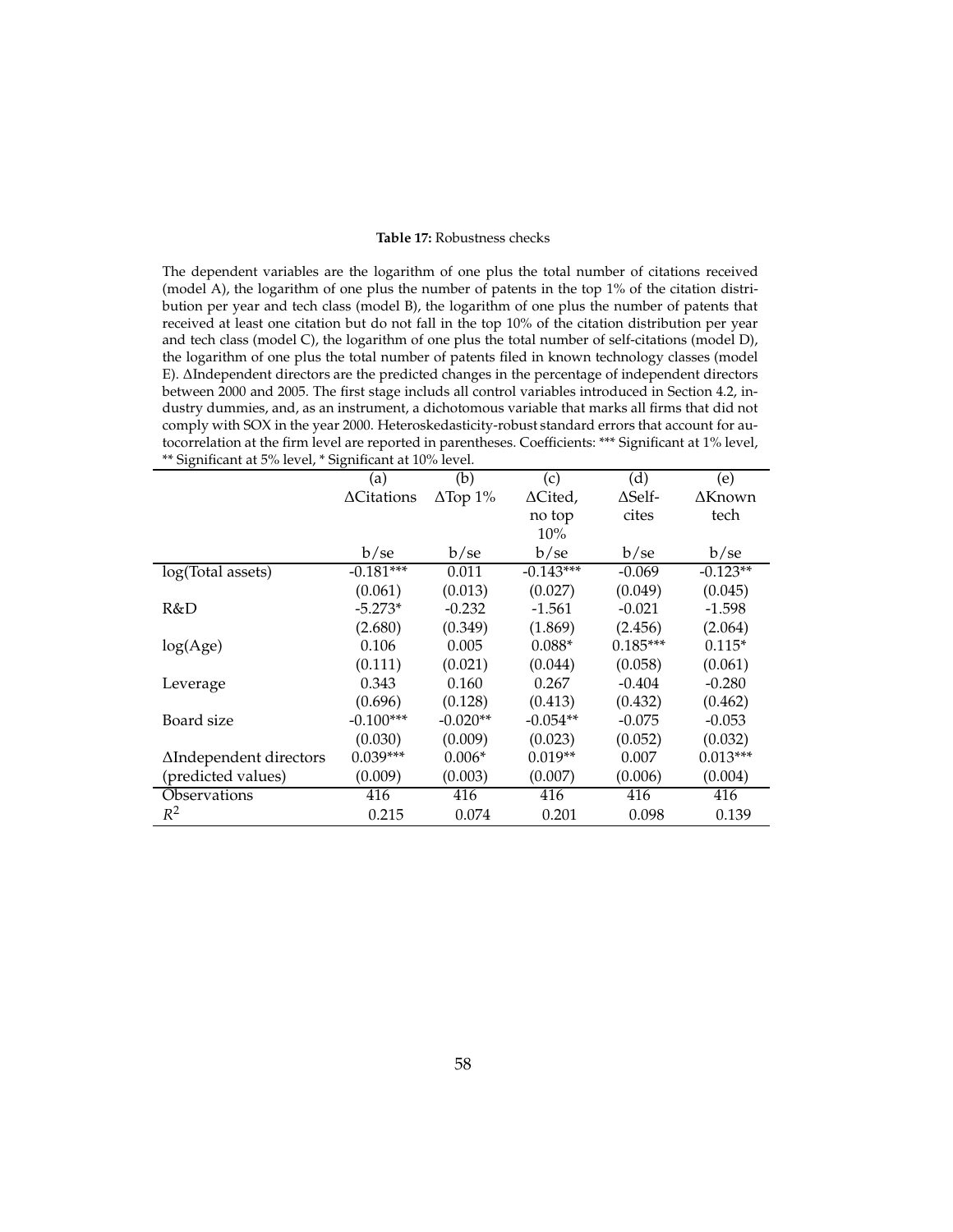**Table 17:** Robustness checks

The dependent variables are the logarithm of one plus the total number of citations received (model A), the logarithm of one plus the number of patents in the top 1% of the citation distribution per year and tech class (model B), the logarithm of one plus the number of patents that received at least one citation but do not fall in the top 10% of the citation distribution per year and tech class (model C), the logarithm of one plus the total number of self-citations (model D), the logarithm of one plus the total number of patents filed in known technology classes (model E). ΔIndependent directors are the predicted changes in the percentage of independent directors between 2000 and 2005. The first stage includs all control variables introduced in Section 4.2, industry dummies, and, as an instrument, a dichotomous variable that marks all firms that did not comply with SOX in the year 2000. Heteroskedasticity-robust standard errors that account for autocorrelation at the firm level are reported in parentheses. Coefficients: *** Significant at 1% level, ** Significant at 5% level, * Significant at 10% level.

| | (a) | (b) | (c) | (d) | (e) |
|---|---|---|---|---|---|
| | ΔCitations | ΔTop 1% | ΔCited, no top 10% | ΔSelf-cites | ΔKnown tech |
| | b/se | b/se | b/se | b/se | b/se |
| log(Total assets) | -0.181*** | 0.011 | -0.143*** | -0.069 | -0.123** |
| | (0.061) | (0.013) | (0.027) | (0.049) | (0.045) |
| R&D | -5.273* | -0.232 | -1.561 | -0.021 | -1.598 |
| | (2.680) | (0.349) | (1.869) | (2.456) | (2.064) |
| log(Age) | 0.106 | 0.005 | 0.088* | 0.185*** | 0.115* |
| | (0.111) | (0.021) | (0.044) | (0.058) | (0.061) |
| Leverage | 0.343 | 0.160 | 0.267 | -0.404 | -0.280 |
| | (0.696) | (0.128) | (0.413) | (0.432) | (0.462) |
| Board size | -0.100*** | -0.020** | -0.054** | -0.075 | -0.053 |
| | (0.030) | (0.009) | (0.023) | (0.052) | (0.032) |
| ΔIndependent directors | 0.039*** | 0.006* | 0.019** | 0.007 | 0.013*** |
| (predicted values) | (0.009) | (0.003) | (0.007) | (0.006) | (0.004) |
| Observations | 416 | 416 | 416 | 416 | 416 |
| $R^2$ | 0.215 | 0.074 | 0.201 | 0.098 | 0.139 |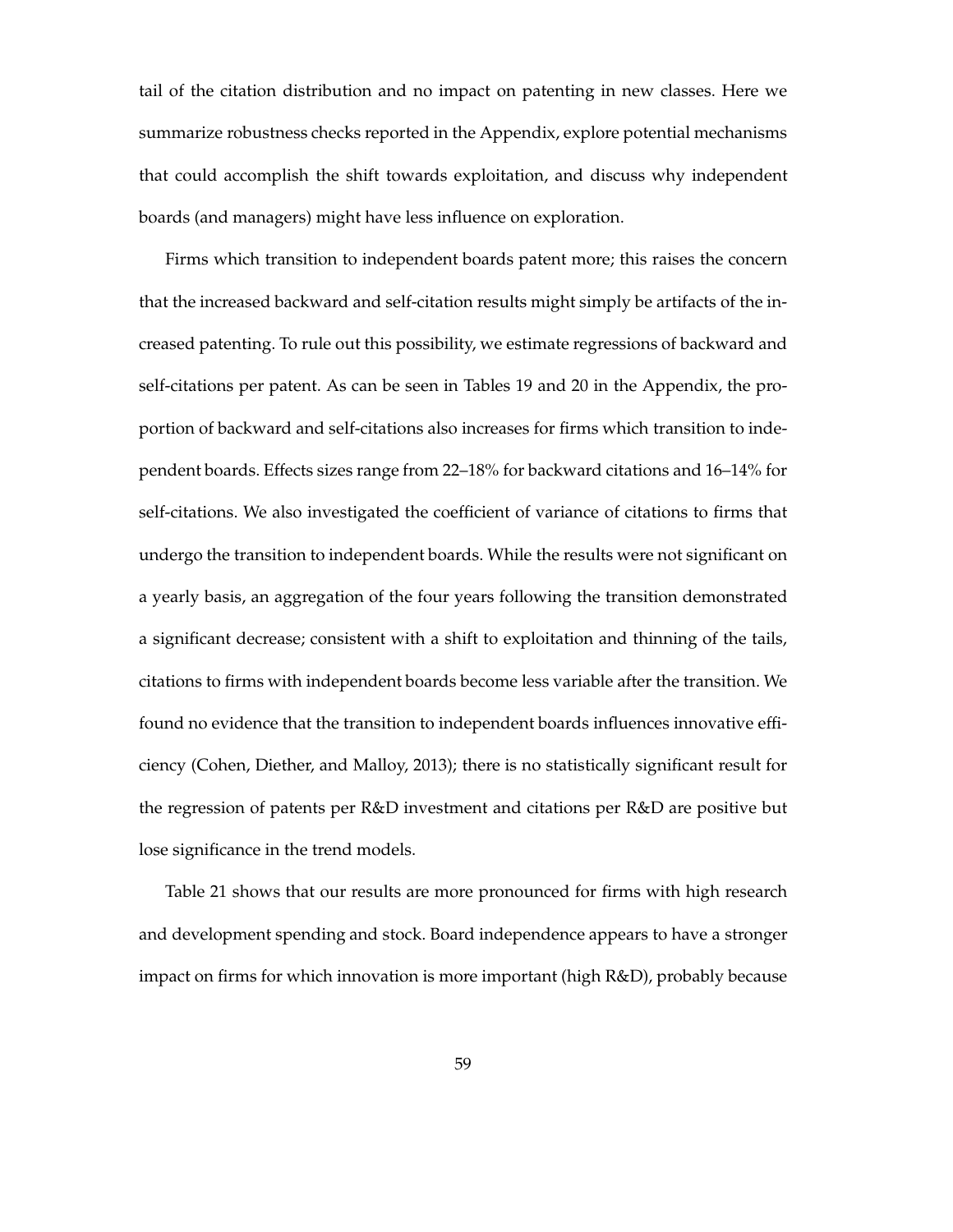tail of the citation distribution and no impact on patenting in new classes. Here we summarize robustness checks reported in the Appendix, explore potential mechanisms that could accomplish the shift towards exploitation, and discuss why independent boards (and managers) might have less influence on exploration.

Firms which transition to independent boards patent more; this raises the concern that the increased backward and self-citation results might simply be artifacts of the increased patenting. To rule out this possibility, we estimate regressions of backward and self-citations per patent. As can be seen in Tables 19 and 20 in the Appendix, the proportion of backward and self-citations also increases for firms which transition to independent boards. Effects sizes range from 22–18% for backward citations and 16–14% for self-citations. We also investigated the coefficient of variance of citations to firms that undergo the transition to independent boards. While the results were not significant on a yearly basis, an aggregation of the four years following the transition demonstrated a significant decrease; consistent with a shift to exploitation and thinning of the tails, citations to firms with independent boards become less variable after the transition. We found no evidence that the transition to independent boards influences innovative efficiency (Cohen, Diether, and Malloy, 2013); there is no statistically significant result for the regression of patents per R&D investment and citations per R&D are positive but lose significance in the trend models.

Table 21 shows that our results are more pronounced for firms with high research and development spending and stock. Board independence appears to have a stronger impact on firms for which innovation is more important (high R&D), probably because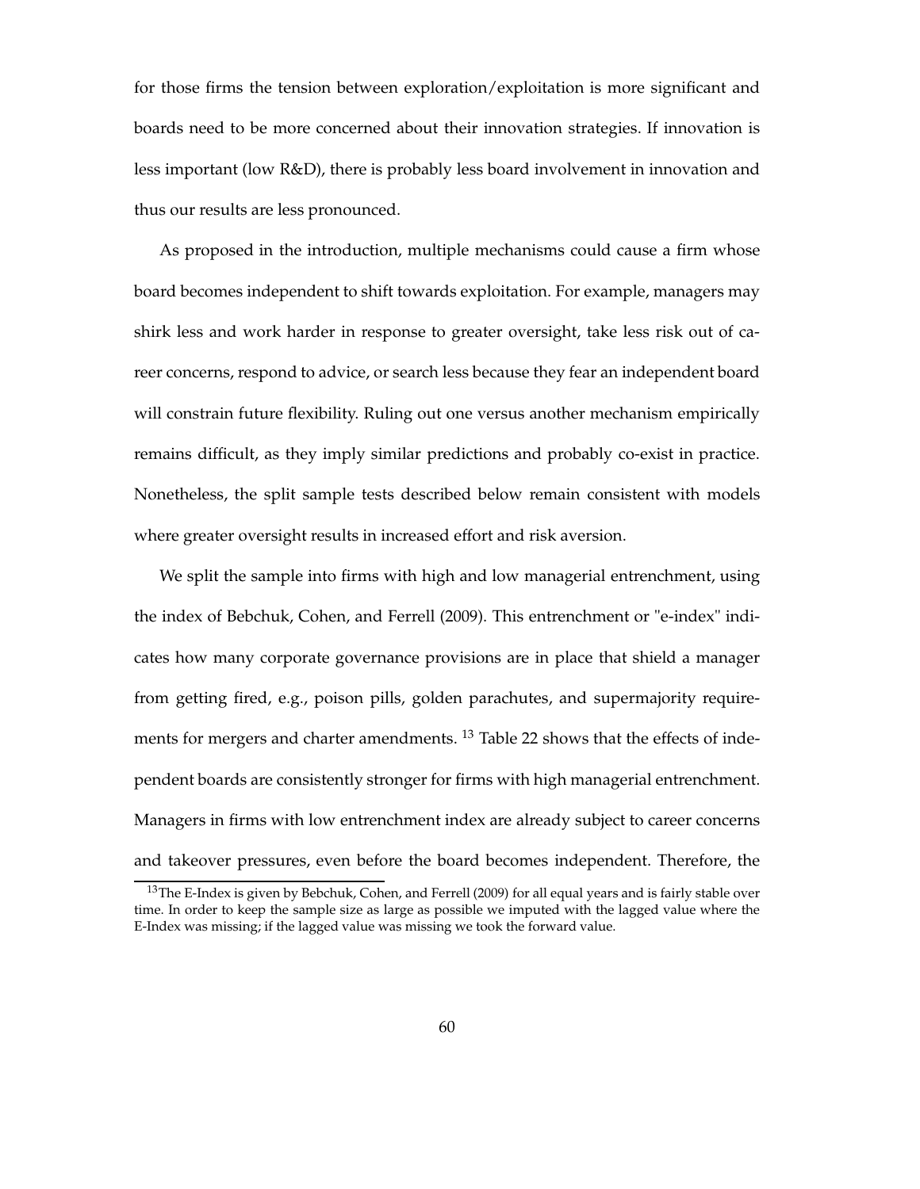for those firms the tension between exploration/exploitation is more significant and boards need to be more concerned about their innovation strategies. If innovation is less important (low R&D), there is probably less board involvement in innovation and thus our results are less pronounced.

As proposed in the introduction, multiple mechanisms could cause a firm whose board becomes independent to shift towards exploitation. For example, managers may shirk less and work harder in response to greater oversight, take less risk out of career concerns, respond to advice, or search less because they fear an independent board will constrain future flexibility. Ruling out one versus another mechanism empirically remains difficult, as they imply similar predictions and probably co-exist in practice. Nonetheless, the split sample tests described below remain consistent with models where greater oversight results in increased effort and risk aversion.

We split the sample into firms with high and low managerial entrenchment, using the index of Bebchuk, Cohen, and Ferrell (2009). This entrenchment or "e-index" indicates how many corporate governance provisions are in place that shield a manager from getting fired, e.g., poison pills, golden parachutes, and supermajority requirements for mergers and charter amendments. [13] Table 22 shows that the effects of independent boards are consistently stronger for firms with high managerial entrenchment. Managers in firms with low entrenchment index are already subject to career concerns and takeover pressures, even before the board becomes independent. Therefore, the

[13] The E-Index is given by Bebchuk, Cohen, and Ferrell (2009) for all equal years and is fairly stable over time. In order to keep the sample size as large as possible we imputed with the lagged value where the E-Index was missing; if the lagged value was missing we took the forward value.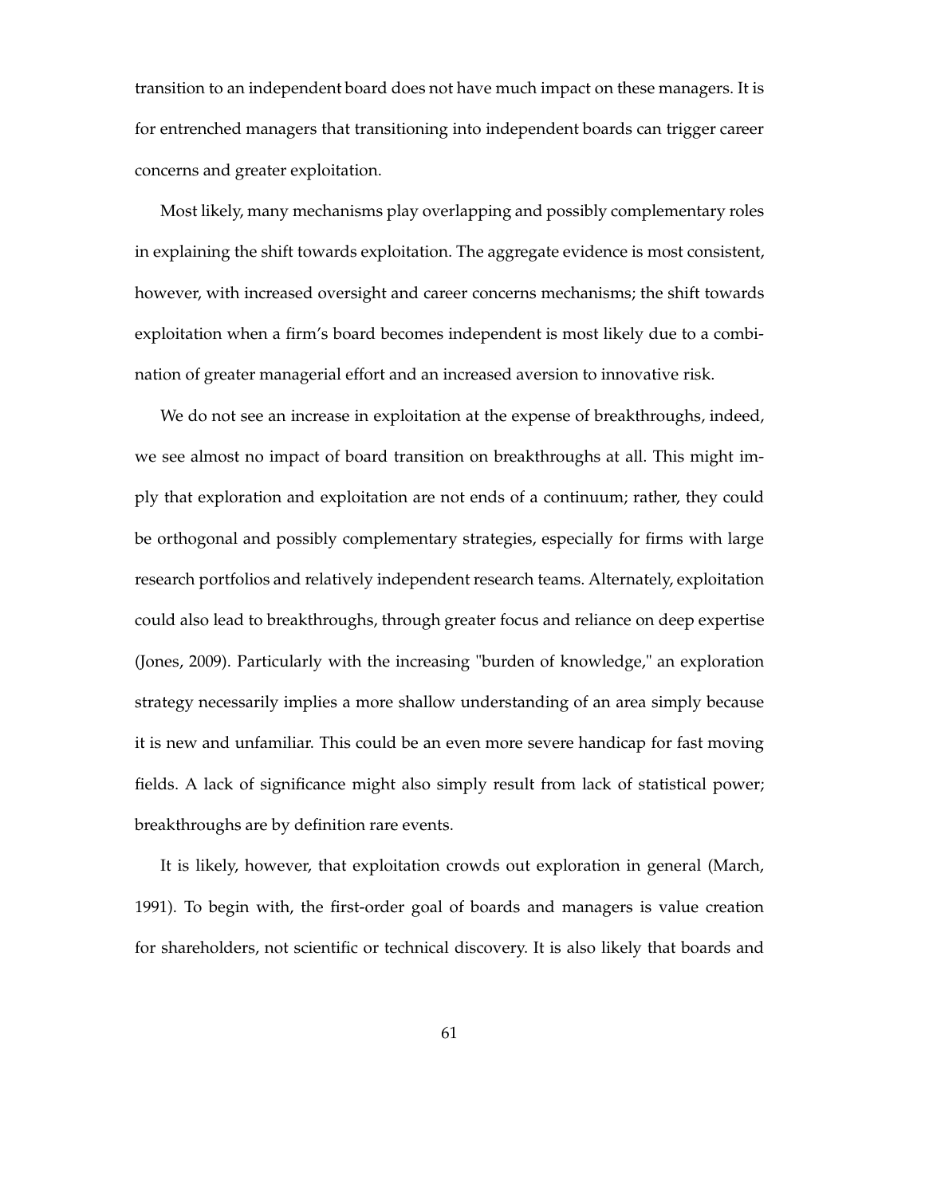transition to an independent board does not have much impact on these managers. It is for entrenched managers that transitioning into independent boards can trigger career concerns and greater exploitation.

Most likely, many mechanisms play overlapping and possibly complementary roles in explaining the shift towards exploitation. The aggregate evidence is most consistent, however, with increased oversight and career concerns mechanisms; the shift towards exploitation when a firm's board becomes independent is most likely due to a combination of greater managerial effort and an increased aversion to innovative risk.

We do not see an increase in exploitation at the expense of breakthroughs, indeed, we see almost no impact of board transition on breakthroughs at all. This might imply that exploration and exploitation are not ends of a continuum; rather, they could be orthogonal and possibly complementary strategies, especially for firms with large research portfolios and relatively independent research teams. Alternately, exploitation could also lead to breakthroughs, through greater focus and reliance on deep expertise (Jones, 2009). Particularly with the increasing "burden of knowledge," an exploration strategy necessarily implies a more shallow understanding of an area simply because it is new and unfamiliar. This could be an even more severe handicap for fast moving fields. A lack of significance might also simply result from lack of statistical power; breakthroughs are by definition rare events.

It is likely, however, that exploitation crowds out exploration in general (March, 1991). To begin with, the first-order goal of boards and managers is value creation for shareholders, not scientific or technical discovery. It is also likely that boards and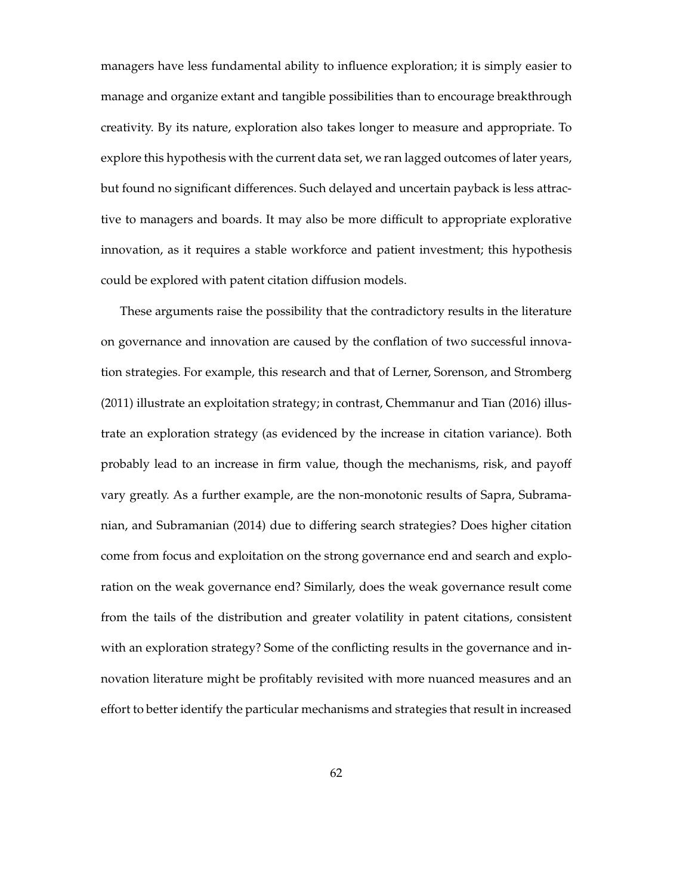managers have less fundamental ability to influence exploration; it is simply easier to manage and organize extant and tangible possibilities than to encourage breakthrough creativity. By its nature, exploration also takes longer to measure and appropriate. To explore this hypothesis with the current data set, we ran lagged outcomes of later years, but found no significant differences. Such delayed and uncertain payback is less attractive to managers and boards. It may also be more difficult to appropriate explorative innovation, as it requires a stable workforce and patient investment; this hypothesis could be explored with patent citation diffusion models.

These arguments raise the possibility that the contradictory results in the literature on governance and innovation are caused by the conflation of two successful innovation strategies. For example, this research and that of Lerner, Sorenson, and Stromberg (2011) illustrate an exploitation strategy; in contrast, Chemmanur and Tian (2016) illustrate an exploration strategy (as evidenced by the increase in citation variance). Both probably lead to an increase in firm value, though the mechanisms, risk, and payoff vary greatly. As a further example, are the non-monotonic results of Sapra, Subramanian, and Subramanian (2014) due to differing search strategies? Does higher citation come from focus and exploitation on the strong governance end and search and exploration on the weak governance end? Similarly, does the weak governance result come from the tails of the distribution and greater volatility in patent citations, consistent with an exploration strategy? Some of the conflicting results in the governance and innovation literature might be profitably revisited with more nuanced measures and an effort to better identify the particular mechanisms and strategies that result in increased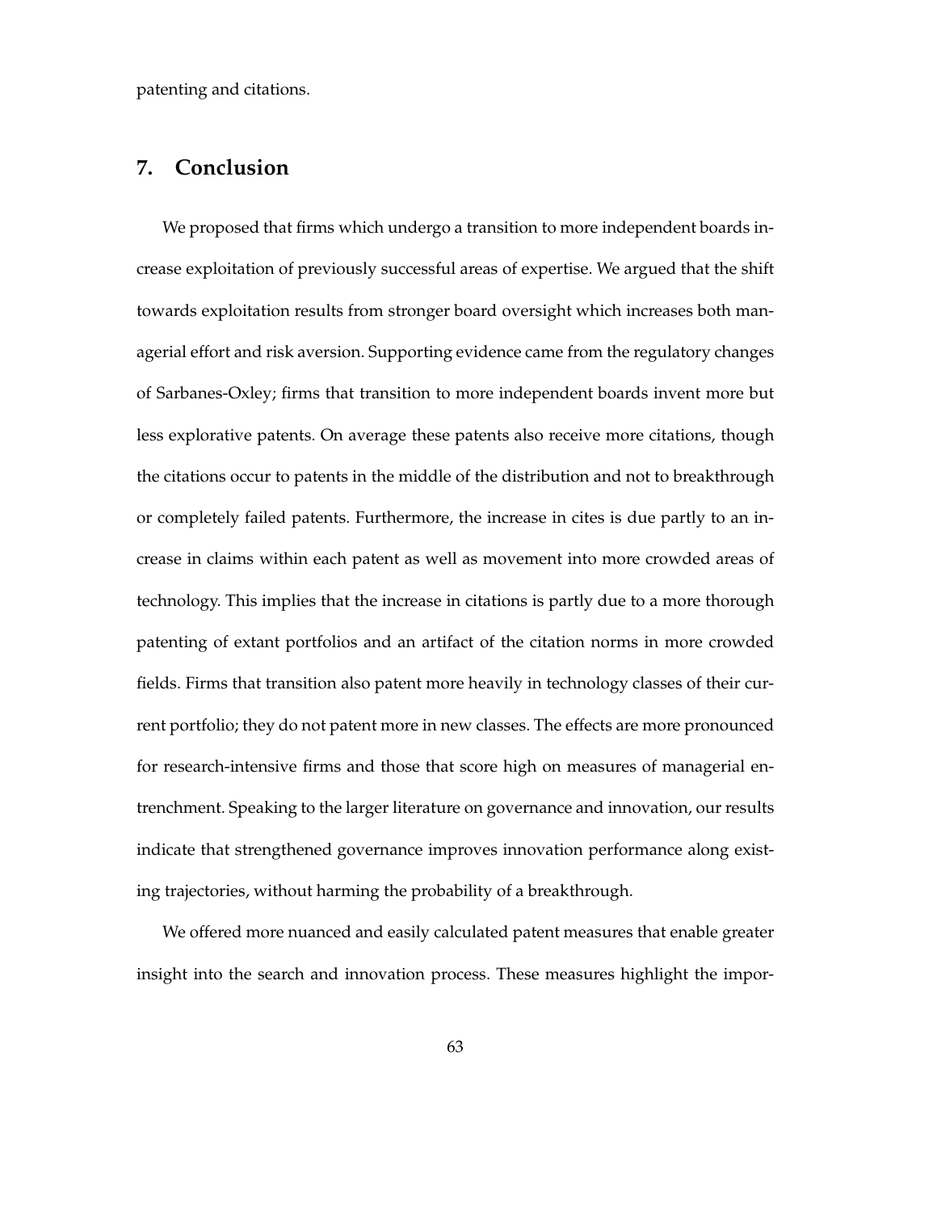patenting and citations.

## 7. Conclusion

We proposed that firms which undergo a transition to more independent boards increase exploitation of previously successful areas of expertise. We argued that the shift towards exploitation results from stronger board oversight which increases both managerial effort and risk aversion. Supporting evidence came from the regulatory changes of Sarbanes-Oxley; firms that transition to more independent boards invent more but less explorative patents. On average these patents also receive more citations, though the citations occur to patents in the middle of the distribution and not to breakthrough or completely failed patents. Furthermore, the increase in cites is due partly to an increase in claims within each patent as well as movement into more crowded areas of technology. This implies that the increase in citations is partly due to a more thorough patenting of extant portfolios and an artifact of the citation norms in more crowded fields. Firms that transition also patent more heavily in technology classes of their current portfolio; they do not patent more in new classes. The effects are more pronounced for research-intensive firms and those that score high on measures of managerial entrenchment. Speaking to the larger literature on governance and innovation, our results indicate that strengthened governance improves innovation performance along existing trajectories, without harming the probability of a breakthrough.

We offered more nuanced and easily calculated patent measures that enable greater insight into the search and innovation process. These measures highlight the impor-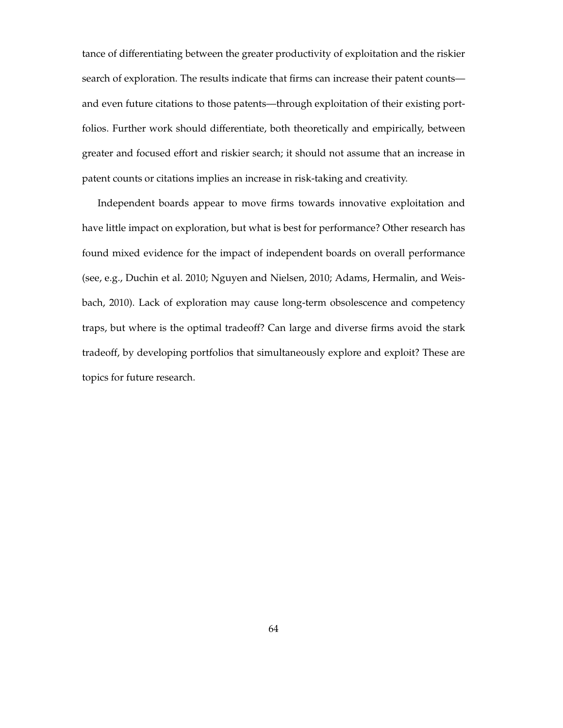tance of differentiating between the greater productivity of exploitation and the riskier search of exploration. The results indicate that firms can increase their patent counts—and even future citations to those patents—through exploitation of their existing portfolios. Further work should differentiate, both theoretically and empirically, between greater and focused effort and riskier search; it should not assume that an increase in patent counts or citations implies an increase in risk-taking and creativity.

Independent boards appear to move firms towards innovative exploitation and have little impact on exploration, but what is best for performance? Other research has found mixed evidence for the impact of independent boards on overall performance (see, e.g., Duchin et al. 2010; Nguyen and Nielsen, 2010; Adams, Hermalin, and Weisbach, 2010). Lack of exploration may cause long-term obsolescence and competency traps, but where is the optimal tradeoff? Can large and diverse firms avoid the stark tradeoff, by developing portfolios that simultaneously explore and exploit? These are topics for future research.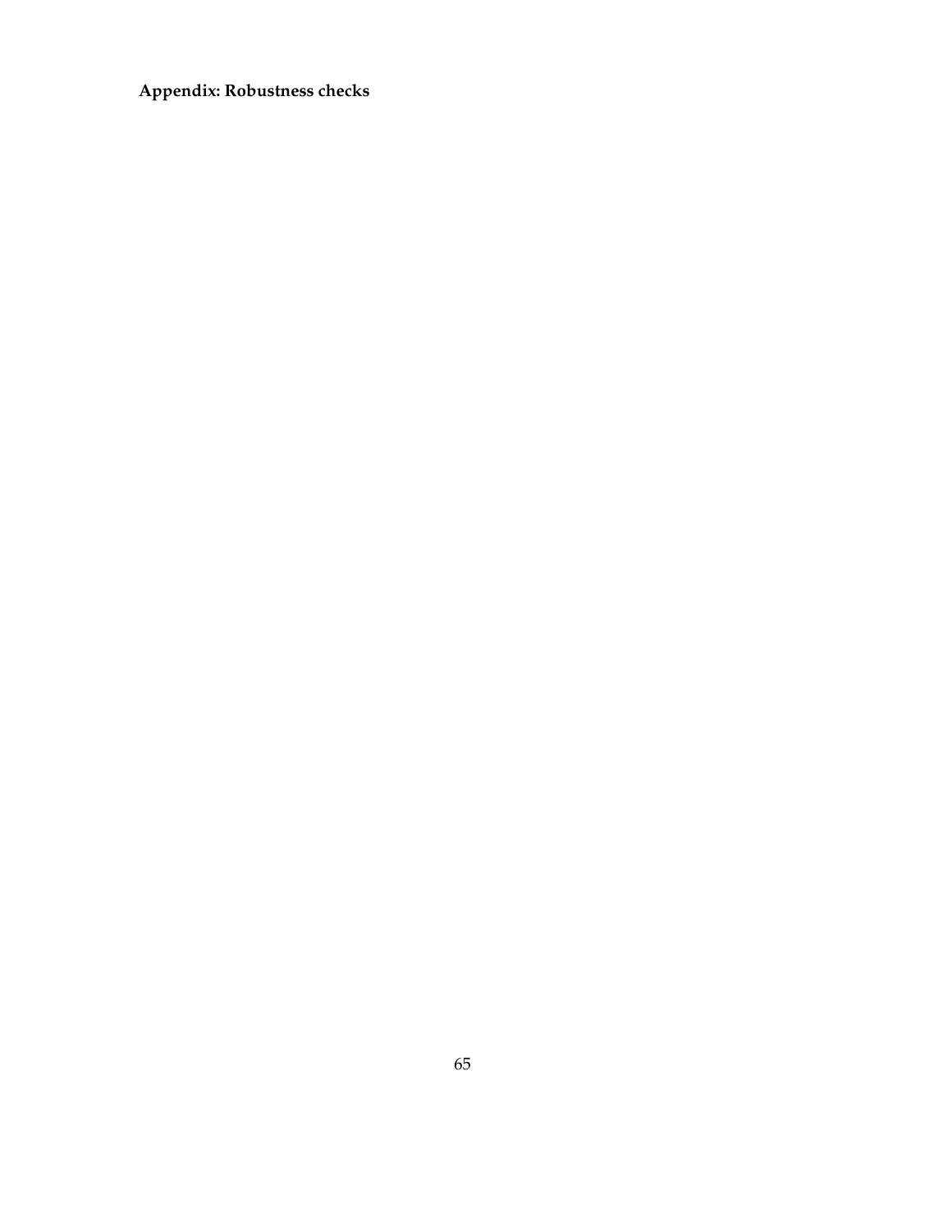**Appendix: Robustness checks**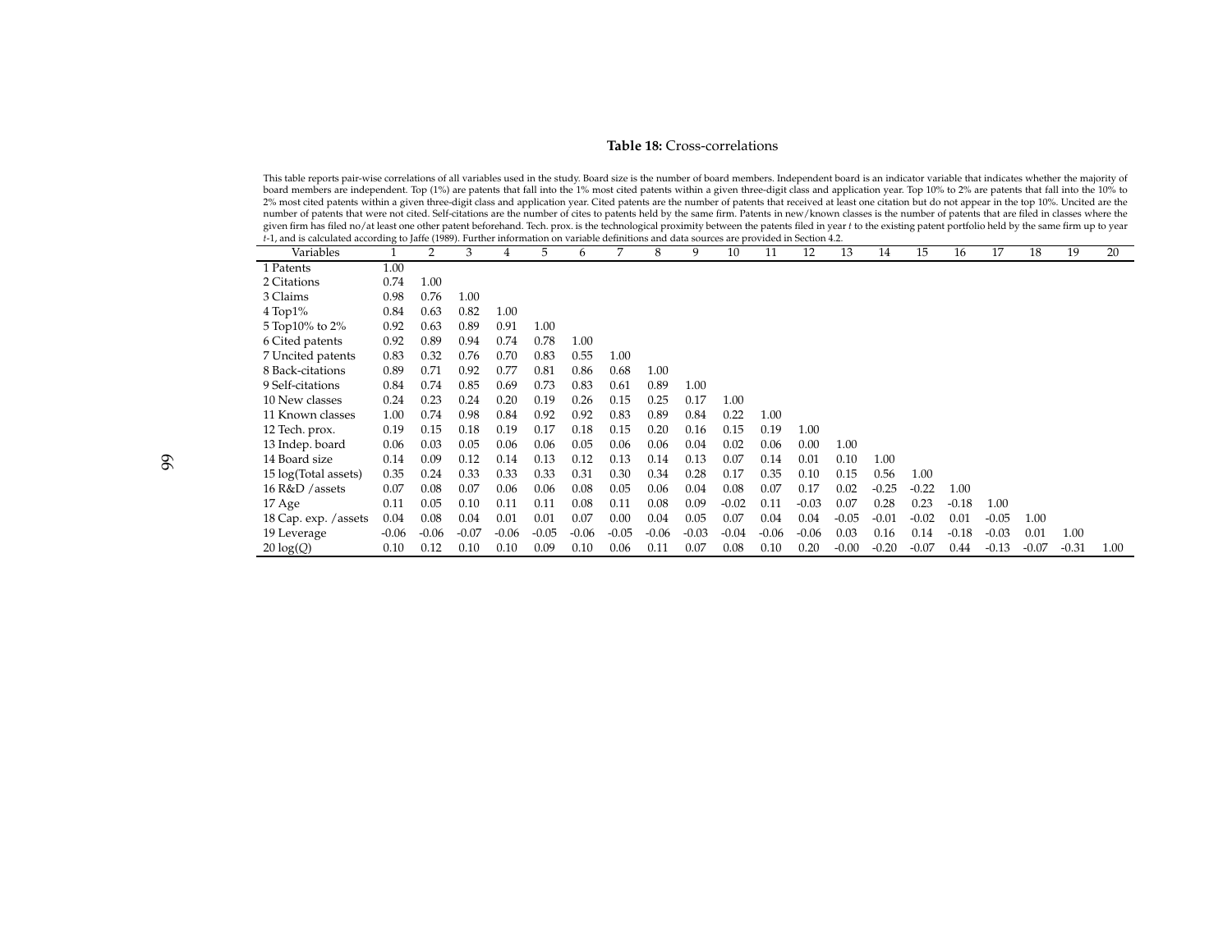**Table 18:** Cross-correlations

This table reports pair-wise correlations of all variables used in the study. Board size is the number of board members. Independent board is an indicator variable that indicates whether the majority of board members are independent. Top (1%) are patents that fall into the 1% most cited patents within a given three-digit class and application year. Top 10% to 2% are patents that fall into the 10% to 2% most cited patents within a given three-digit class and application year. Cited patents are the number of patents that received at least one citation but do not appear in the top 10%. Uncited are the number of patents that were not cited. Self-citations are the number of cites to patents held by the same firm. Patents in new/known classes is the number of patents that are filed in classes where the given firm has filed no/at least one other patent beforehand. Tech. prox. is the technological proximity between the patents filed in year *t* to the existing patent portfolio held by the same firm up to year *t*-1, and is calculated according to Jaffe (1989). Further information on variable definitions and data sources are provided in Section 4.2.

| Variables | 1 | 2 | 3 | 4 | 5 | 6 | 7 | 8 | 9 | 10 | 11 | 12 | 13 | 14 | 15 | 16 | 17 | 18 | 19 | 20 |
|---|---|---|---|---|---|---|---|---|---|---|---|---|---|---|---|---|---|---|---|---|
| 1 Patents | 1.00 | | | | | | | | | | | | | | | | | | | |
| 2 Citations | 0.74 | 1.00 | | | | | | | | | | | | | | | | | | |
| 3 Claims | 0.98 | 0.76 | 1.00 | | | | | | | | | | | | | | | | | |
| 4 Top1% | 0.84 | 0.63 | 0.82 | 1.00 | | | | | | | | | | | | | | | | |
| 5 Top10% to 2% | 0.92 | 0.63 | 0.89 | 0.91 | 1.00 | | | | | | | | | | | | | | | |
| 6 Cited patents | 0.92 | 0.89 | 0.94 | 0.74 | 0.78 | 1.00 | | | | | | | | | | | | | | |
| 7 Uncited patents | 0.83 | 0.32 | 0.76 | 0.70 | 0.83 | 0.55 | 1.00 | | | | | | | | | | | | | |
| 8 Back-citations | 0.89 | 0.71 | 0.92 | 0.77 | 0.81 | 0.86 | 0.68 | 1.00 | | | | | | | | | | | | |
| 9 Self-citations | 0.84 | 0.74 | 0.85 | 0.69 | 0.73 | 0.83 | 0.61 | 0.89 | 1.00 | | | | | | | | | | | |
| 10 New classes | 0.24 | 0.23 | 0.24 | 0.20 | 0.19 | 0.26 | 0.15 | 0.25 | 0.17 | 1.00 | | | | | | | | | | |
| 11 Known classes | 1.00 | 0.74 | 0.98 | 0.84 | 0.92 | 0.92 | 0.83 | 0.89 | 0.84 | 0.22 | 1.00 | | | | | | | | | |
| 12 Tech. prox. | 0.19 | 0.15 | 0.18 | 0.19 | 0.17 | 0.18 | 0.15 | 0.20 | 0.16 | 0.15 | 0.19 | 1.00 | | | | | | | | |
| 13 Indep. board | 0.06 | 0.03 | 0.05 | 0.06 | 0.06 | 0.05 | 0.06 | 0.06 | 0.04 | 0.02 | 0.06 | 0.00 | 1.00 | | | | | | | |
| 14 Board size | 0.14 | 0.09 | 0.12 | 0.14 | 0.13 | 0.12 | 0.13 | 0.14 | 0.13 | 0.07 | 0.14 | 0.01 | 0.10 | 1.00 | | | | | | |
| 15 log(Total assets) | 0.35 | 0.24 | 0.33 | 0.33 | 0.33 | 0.31 | 0.30 | 0.34 | 0.28 | 0.17 | 0.35 | 0.10 | 0.15 | 0.56 | 1.00 | | | | | |
| 16 R&D /assets | 0.07 | 0.08 | 0.07 | 0.06 | 0.06 | 0.08 | 0.05 | 0.06 | 0.04 | 0.08 | 0.07 | 0.17 | 0.02 | -0.25 | -0.22 | 1.00 | | | | |
| 17 Age | 0.11 | 0.05 | 0.10 | 0.11 | 0.11 | 0.08 | 0.11 | 0.08 | 0.09 | -0.02 | 0.11 | -0.03 | 0.07 | 0.28 | 0.23 | -0.18 | 1.00 | | | |
| 18 Cap. exp. /assets | 0.04 | 0.08 | 0.04 | 0.01 | 0.01 | 0.07 | 0.00 | 0.04 | 0.05 | 0.07 | 0.04 | 0.04 | -0.05 | -0.01 | -0.02 | 0.01 | -0.05 | 1.00 | | |
| 19 Leverage | -0.06 | -0.06 | -0.07 | -0.06 | -0.05 | -0.06 | -0.05 | -0.06 | -0.03 | -0.04 | -0.06 | -0.06 | 0.03 | 0.16 | 0.14 | -0.18 | -0.03 | 0.01 | 1.00 | |
| 20 log($Q$) | 0.10 | 0.12 | 0.10 | 0.10 | 0.09 | 0.10 | 0.06 | 0.11 | 0.07 | 0.08 | 0.10 | 0.20 | -0.00 | -0.20 | -0.07 | 0.44 | -0.13 | -0.07 | -0.31 | 1.00 |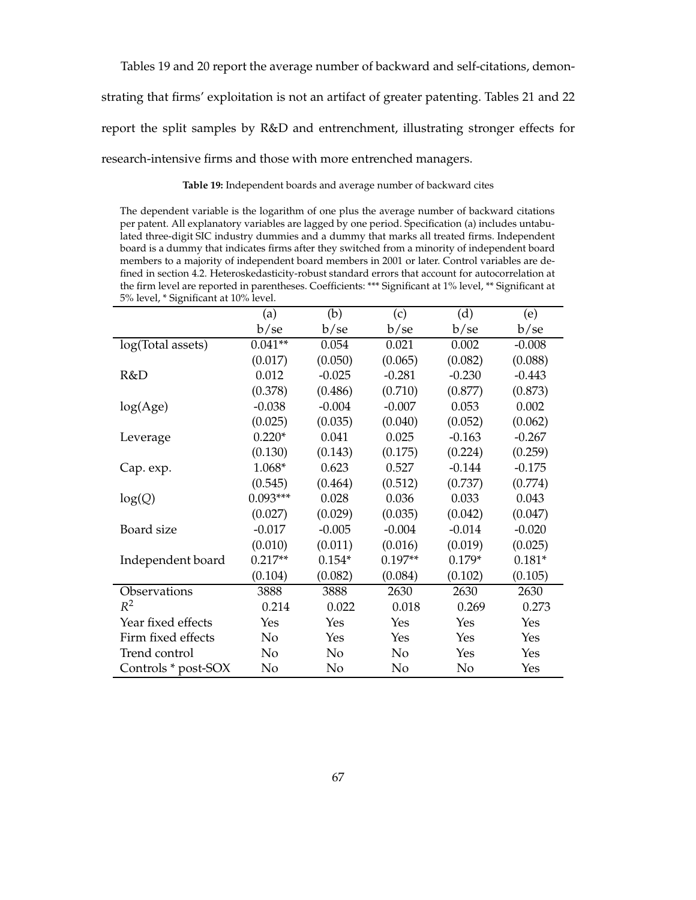Tables 19 and 20 report the average number of backward and self-citations, demonstrating that firms' exploitation is not an artifact of greater patenting. Tables 21 and 22 report the split samples by R&D and entrenchment, illustrating stronger effects for research-intensive firms and those with more entrenched managers.

**Table 19:** Independent boards and average number of backward cites

The dependent variable is the logarithm of one plus the average number of backward citations per patent. All explanatory variables are lagged by one period. Specification (a) includes untabulated three-digit SIC industry dummies and a dummy that marks all treated firms. Independent board is a dummy that indicates firms after they switched from a minority of independent board members to a majority of independent board members in 2001 or later. Control variables are defined in section 4.2. Heteroskedasticity-robust standard errors that account for autocorrelation at the firm level are reported in parentheses. Coefficients: *** Significant at 1% level, ** Significant at 5% level, * Significant at 10% level.

| | (a) | (b) | (c) | (d) | (e) |
|---|---|---|---|---|---|
| | b/se | b/se | b/se | b/se | b/se |
| log(Total assets) | 0.041** | 0.054 | 0.021 | 0.002 | -0.008 |
| | (0.017) | (0.050) | (0.065) | (0.082) | (0.088) |
| R&D | 0.012 | -0.025 | -0.281 | -0.230 | -0.443 |
| | (0.378) | (0.486) | (0.710) | (0.877) | (0.873) |
| log(Age) | -0.038 | -0.004 | -0.007 | 0.053 | 0.002 |
| | (0.025) | (0.035) | (0.040) | (0.052) | (0.062) |
| Leverage | 0.220* | 0.041 | 0.025 | -0.163 | -0.267 |
| | (0.130) | (0.143) | (0.175) | (0.224) | (0.259) |
| Cap. exp. | 1.068* | 0.623 | 0.527 | -0.144 | -0.175 |
| | (0.545) | (0.464) | (0.512) | (0.737) | (0.774) |
| log($Q$) | 0.093*** | 0.028 | 0.036 | 0.033 | 0.043 |
| | (0.027) | (0.029) | (0.035) | (0.042) | (0.047) |
| Board size | -0.017 | -0.005 | -0.004 | -0.014 | -0.020 |
| | (0.010) | (0.011) | (0.016) | (0.019) | (0.025) |
| Independent board | 0.217** | 0.154* | 0.197** | 0.179* | 0.181* |
| | (0.104) | (0.082) | (0.084) | (0.102) | (0.105) |
| Observations | 3888 | 3888 | 2630 | 2630 | 2630 |
| $R^2$ | 0.214 | 0.022 | 0.018 | 0.269 | 0.273 |
| Year fixed effects | Yes | Yes | Yes | Yes | Yes |
| Firm fixed effects | No | Yes | Yes | Yes | Yes |
| Trend control | No | No | No | Yes | Yes |
| Controls * post-SOX | No | No | No | No | Yes |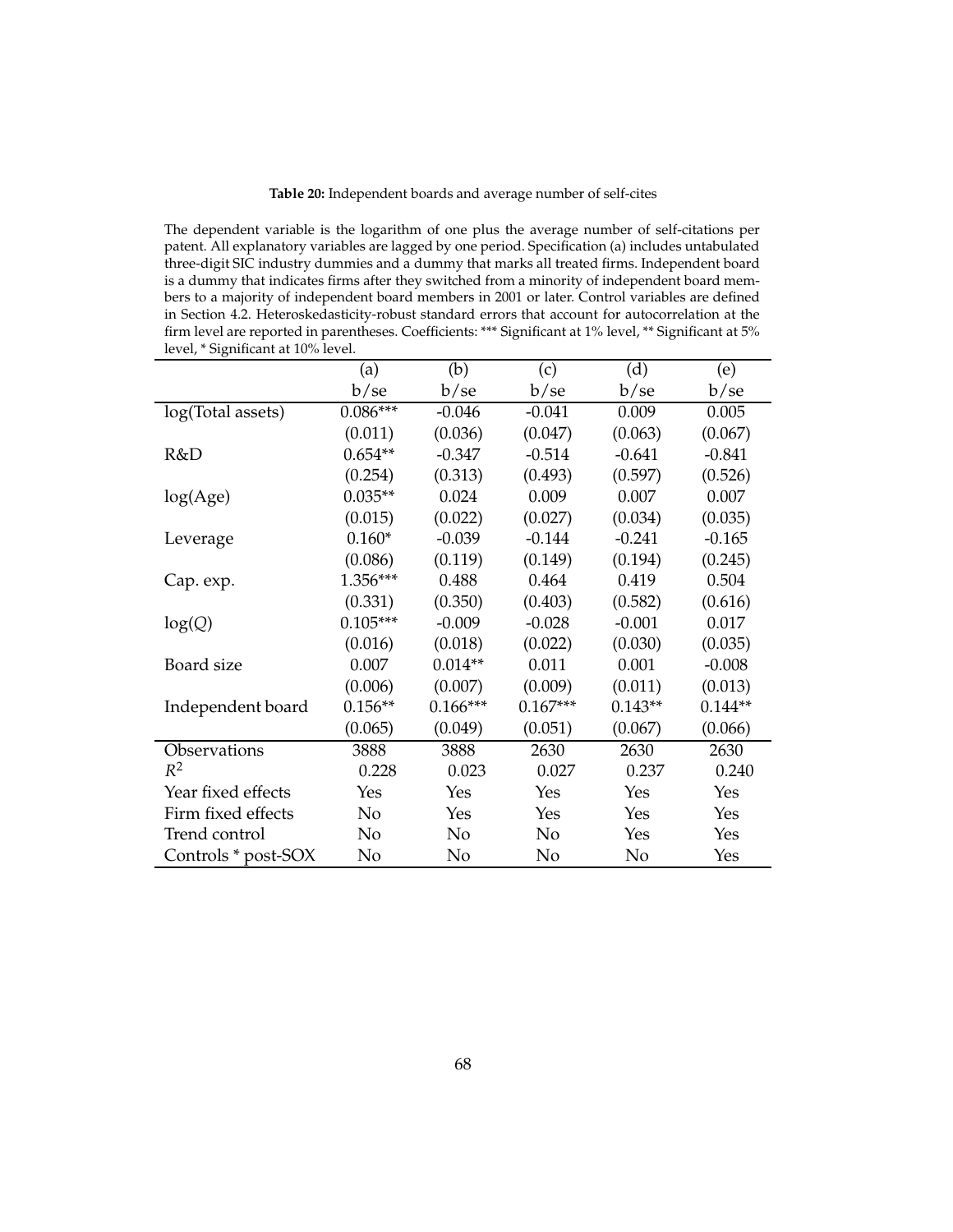**Table 20:** Independent boards and average number of self-cites

The dependent variable is the logarithm of one plus the average number of self-citations per patent. All explanatory variables are lagged by one period. Specification (a) includes untabulated three-digit SIC industry dummies and a dummy that marks all treated firms. Independent board is a dummy that indicates firms after they switched from a minority of independent board members to a majority of independent board members in 2001 or later. Control variables are defined in Section 4.2. Heteroskedasticity-robust standard errors that account for autocorrelation at the firm level are reported in parentheses. Coefficients: *** Significant at 1% level, ** Significant at 5% level, * Significant at 10% level.

| | (a) | (b) | (c) | (d) | (e) |
|---|---|---|---|---|---|
| | b/se | b/se | b/se | b/se | b/se |
| log(Total assets) | 0.086*** | -0.046 | -0.041 | 0.009 | 0.005 |
| | (0.011) | (0.036) | (0.047) | (0.063) | (0.067) |
| R&D | 0.654** | -0.347 | -0.514 | -0.641 | -0.841 |
| | (0.254) | (0.313) | (0.493) | (0.597) | (0.526) |
| log(Age) | 0.035** | 0.024 | 0.009 | 0.007 | 0.007 |
| | (0.015) | (0.022) | (0.027) | (0.034) | (0.035) |
| Leverage | 0.160* | -0.039 | -0.144 | -0.241 | -0.165 |
| | (0.086) | (0.119) | (0.149) | (0.194) | (0.245) |
| Cap. exp. | 1.356*** | 0.488 | 0.464 | 0.419 | 0.504 |
| | (0.331) | (0.350) | (0.403) | (0.582) | (0.616) |
| log($Q$) | 0.105*** | -0.009 | -0.028 | -0.001 | 0.017 |
| | (0.016) | (0.018) | (0.022) | (0.030) | (0.035) |
| Board size | 0.007 | 0.014** | 0.011 | 0.001 | -0.008 |
| | (0.006) | (0.007) | (0.009) | (0.011) | (0.013) |
| Independent board | 0.156** | 0.166*** | 0.167*** | 0.143** | 0.144** |
| | (0.065) | (0.049) | (0.051) | (0.067) | (0.066) |
| Observations | 3888 | 3888 | 2630 | 2630 | 2630 |
| $R^2$ | 0.228 | 0.023 | 0.027 | 0.237 | 0.240 |
| Year fixed effects | Yes | Yes | Yes | Yes | Yes |
| Firm fixed effects | No | Yes | Yes | Yes | Yes |
| Trend control | No | No | No | Yes | Yes |
| Controls * post-SOX | No | No | No | No | Yes |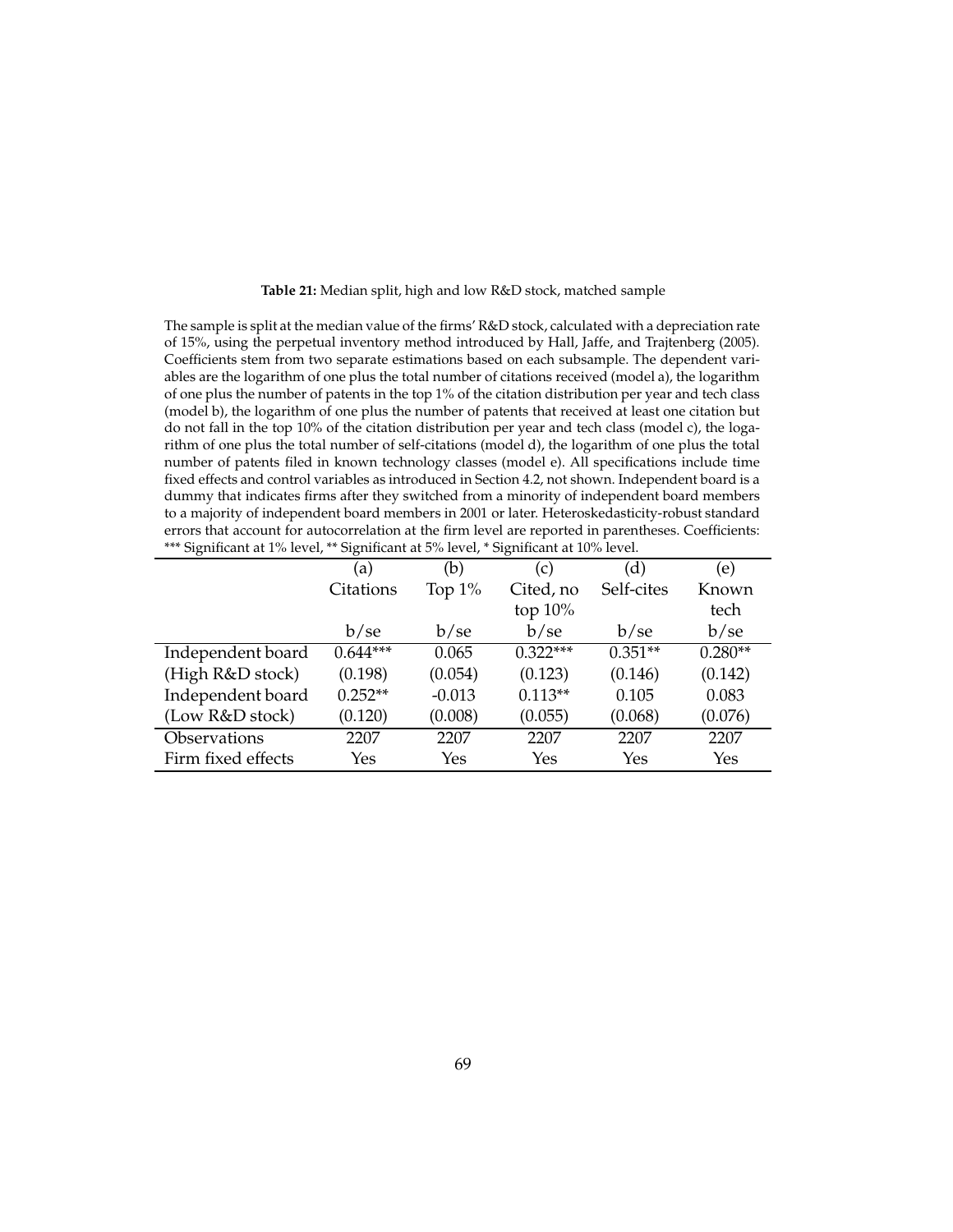**Table 21:** Median split, high and low R&D stock, matched sample

The sample is split at the median value of the firms' R&D stock, calculated with a depreciation rate of 15%, using the perpetual inventory method introduced by Hall, Jaffe, and Trajtenberg (2005). Coefficients stem from two separate estimations based on each subsample. The dependent variables are the logarithm of one plus the total number of citations received (model a), the logarithm of one plus the number of patents in the top 1% of the citation distribution per year and tech class (model b), the logarithm of one plus the number of patents that received at least one citation but do not fall in the top 10% of the citation distribution per year and tech class (model c), the logarithm of one plus the total number of self-citations (model d), the logarithm of one plus the total number of patents filed in known technology classes (model e). All specifications include time fixed effects and control variables as introduced in Section 4.2, not shown. Independent board is a dummy that indicates firms after they switched from a minority of independent board members to a majority of independent board members in 2001 or later. Heteroskedasticity-robust standard errors that account for autocorrelation at the firm level are reported in parentheses. Coefficients: *** Significant at 1% level, ** Significant at 5% level, * Significant at 10% level.

| | (a) | (b) | (c) | (d) | (e) |
|---|---|---|---|---|---|
| | Citations | Top 1% | Cited, no top 10% | Self-cites | Known tech |
| | b/se | b/se | b/se | b/se | b/se |
| Independent board | 0.644*** | 0.065 | 0.322*** | 0.351** | 0.280** |
| (High R&D stock) | (0.198) | (0.054) | (0.123) | (0.146) | (0.142) |
| Independent board | 0.252** | -0.013 | 0.113** | 0.105 | 0.083 |
| (Low R&D stock) | (0.120) | (0.008) | (0.055) | (0.068) | (0.076) |
| Observations | 2207 | 2207 | 2207 | 2207 | 2207 |
| Firm fixed effects | Yes | Yes | Yes | Yes | Yes |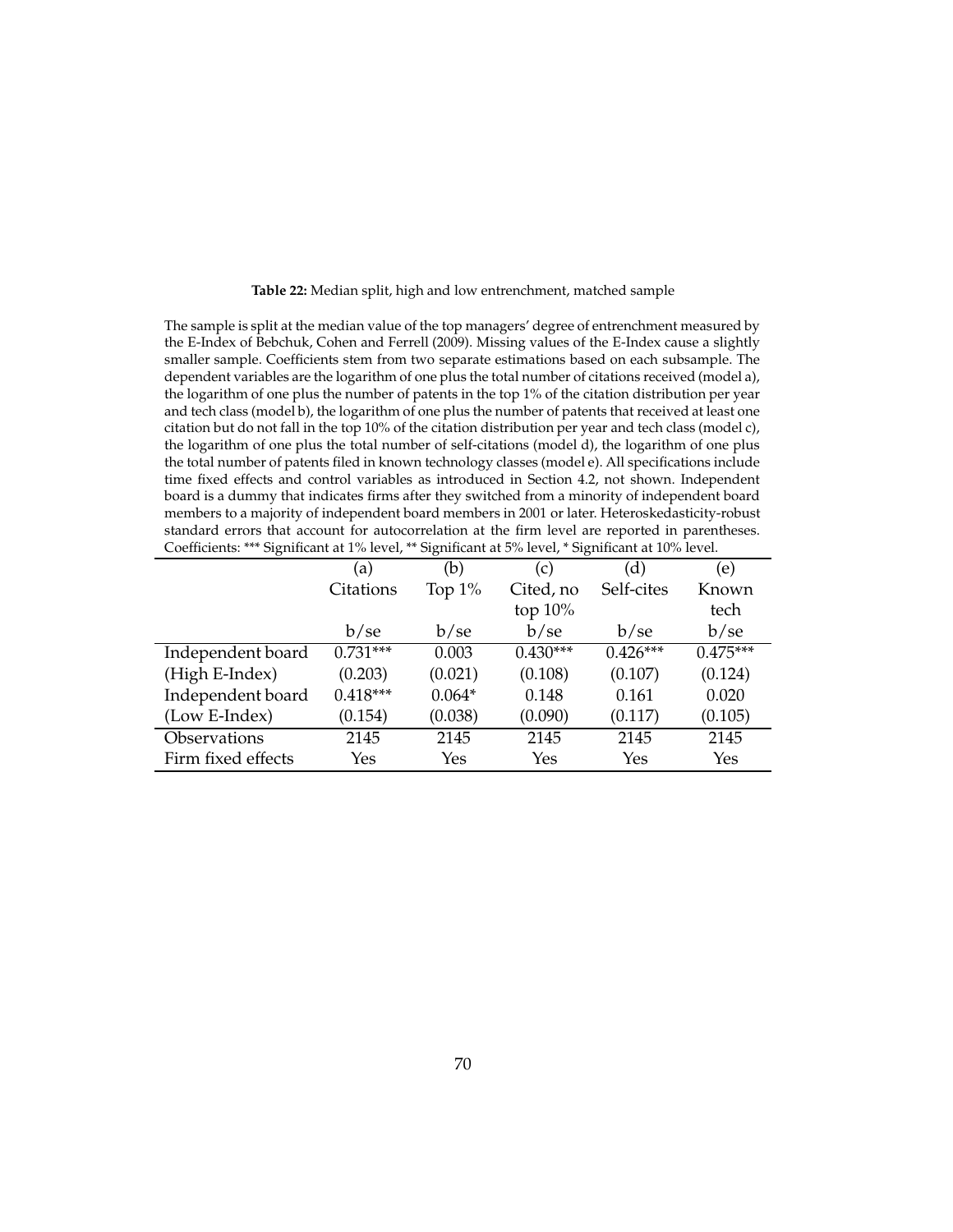**Table 22:** Median split, high and low entrenchment, matched sample

The sample is split at the median value of the top managers' degree of entrenchment measured by the E-Index of Bebchuk, Cohen and Ferrell (2009). Missing values of the E-Index cause a slightly smaller sample. Coefficients stem from two separate estimations based on each subsample. The dependent variables are the logarithm of one plus the total number of citations received (model a), the logarithm of one plus the number of patents in the top 1% of the citation distribution per year and tech class (model b), the logarithm of one plus the number of patents that received at least one citation but do not fall in the top 10% of the citation distribution per year and tech class (model c), the logarithm of one plus the total number of self-citations (model d), the logarithm of one plus the total number of patents filed in known technology classes (model e). All specifications include time fixed effects and control variables as introduced in Section 4.2, not shown. Independent board is a dummy that indicates firms after they switched from a minority of independent board members to a majority of independent board members in 2001 or later. Heteroskedasticity-robust standard errors that account for autocorrelation at the firm level are reported in parentheses. Coefficients: *** Significant at 1% level, ** Significant at 5% level, * Significant at 10% level.

| | (a) | (b) | (c) | (d) | (e) |
|---|---|---|---|---|---|
| | Citations | Top 1% | Cited, no top 10% | Self-cites | Known tech |
| | b/se | b/se | b/se | b/se | b/se |
| Independent board | 0.731*** | 0.003 | 0.430*** | 0.426*** | 0.475*** |
| (High E-Index) | (0.203) | (0.021) | (0.108) | (0.107) | (0.124) |
| Independent board | 0.418*** | 0.064* | 0.148 | 0.161 | 0.020 |
| (Low E-Index) | (0.154) | (0.038) | (0.090) | (0.117) | (0.105) |
| Observations | 2145 | 2145 | 2145 | 2145 | 2145 |
| Firm fixed effects | Yes | Yes | Yes | Yes | Yes |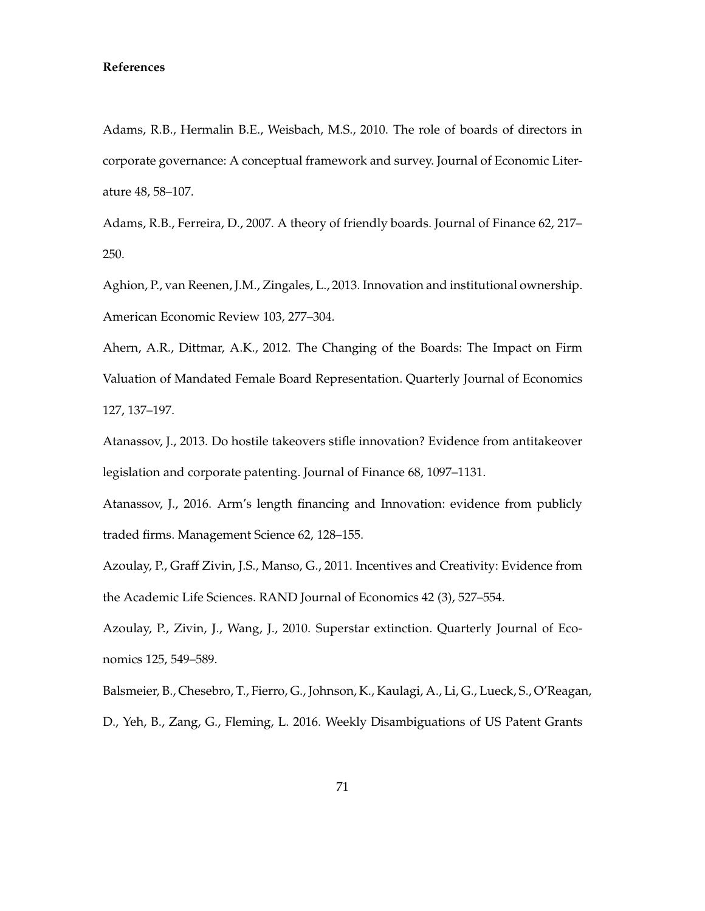**References**

Adams, R.B., Hermalin B.E., Weisbach, M.S., 2010. The role of boards of directors in corporate governance: A conceptual framework and survey. Journal of Economic Literature 48, 58–107.

Adams, R.B., Ferreira, D., 2007. A theory of friendly boards. Journal of Finance 62, 217–250.

Aghion, P., van Reenen, J.M., Zingales, L., 2013. Innovation and institutional ownership. American Economic Review 103, 277–304.

Ahern, A.R., Dittmar, A.K., 2012. The Changing of the Boards: The Impact on Firm Valuation of Mandated Female Board Representation. Quarterly Journal of Economics 127, 137–197.

Atanassov, J., 2013. Do hostile takeovers stifle innovation? Evidence from antitakeover legislation and corporate patenting. Journal of Finance 68, 1097–1131.

Atanassov, J., 2016. Arm's length financing and Innovation: evidence from publicly traded firms. Management Science 62, 128–155.

Azoulay, P., Graff Zivin, J.S., Manso, G., 2011. Incentives and Creativity: Evidence from the Academic Life Sciences. RAND Journal of Economics 42 (3), 527–554.

Azoulay, P., Zivin, J., Wang, J., 2010. Superstar extinction. Quarterly Journal of Economics 125, 549–589.

Balsmeier, B., Chesebro, T., Fierro, G., Johnson, K., Kaulagi, A., Li, G., Lueck, S., O'Reagan, D., Yeh, B., Zang, G., Fleming, L. 2016. Weekly Disambiguations of US Patent Grants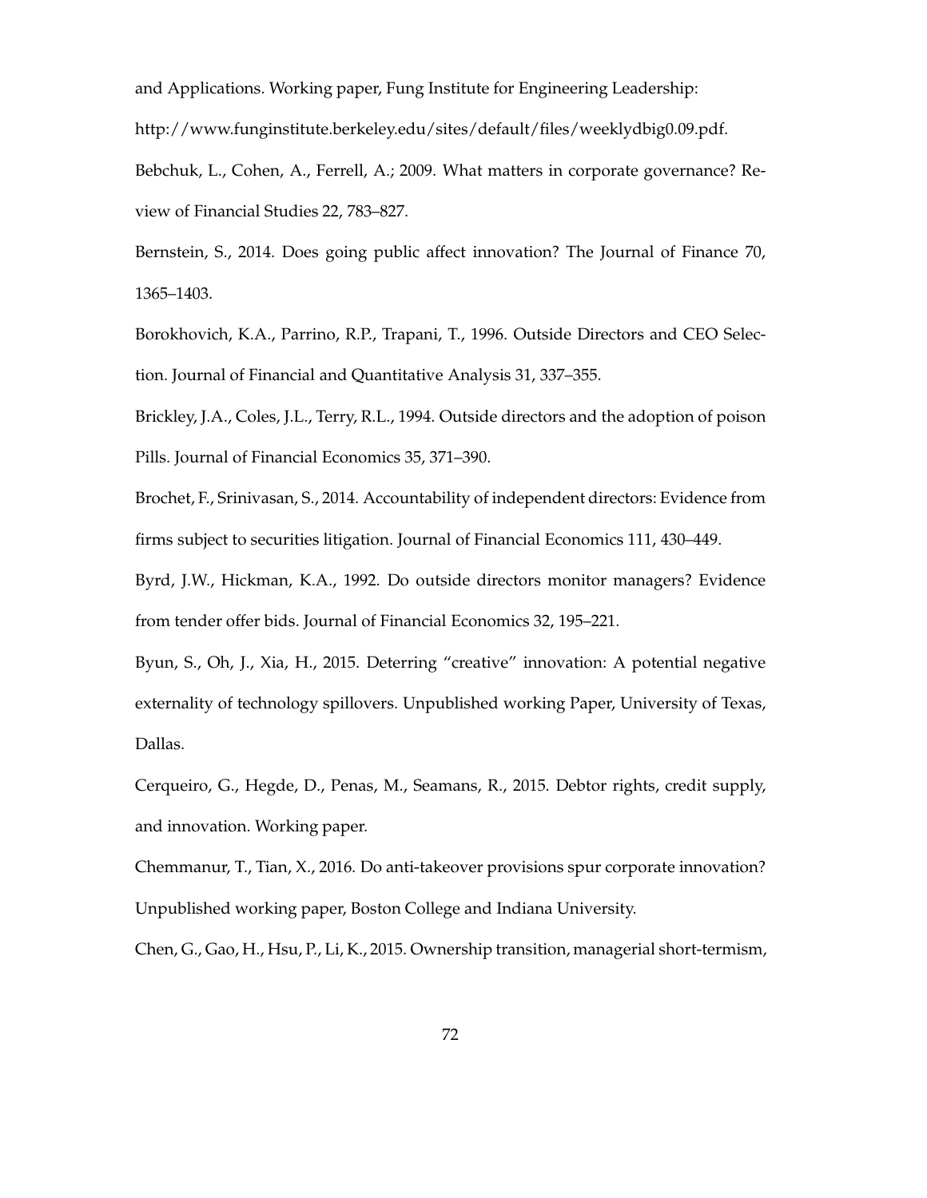and Applications. Working paper, Fung Institute for Engineering Leadership: http://www.funginstitute.berkeley.edu/sites/default/files/weeklydbig0.09.pdf.

Bebchuk, L., Cohen, A., Ferrell, A.; 2009. What matters in corporate governance? Review of Financial Studies 22, 783–827.

Bernstein, S., 2014. Does going public affect innovation? The Journal of Finance 70, 1365–1403.

Borokhovich, K.A., Parrino, R.P., Trapani, T., 1996. Outside Directors and CEO Selection. Journal of Financial and Quantitative Analysis 31, 337–355.

Brickley, J.A., Coles, J.L., Terry, R.L., 1994. Outside directors and the adoption of poison Pills. Journal of Financial Economics 35, 371–390.

Brochet, F., Srinivasan, S., 2014. Accountability of independent directors: Evidence from firms subject to securities litigation. Journal of Financial Economics 111, 430–449.

Byrd, J.W., Hickman, K.A., 1992. Do outside directors monitor managers? Evidence from tender offer bids. Journal of Financial Economics 32, 195–221.

Byun, S., Oh, J., Xia, H., 2015. Deterring "creative" innovation: A potential negative externality of technology spillovers. Unpublished working Paper, University of Texas, Dallas.

Cerqueiro, G., Hegde, D., Penas, M., Seamans, R., 2015. Debtor rights, credit supply, and innovation. Working paper.

Chemmanur, T., Tian, X., 2016. Do anti-takeover provisions spur corporate innovation? Unpublished working paper, Boston College and Indiana University.

Chen, G., Gao, H., Hsu, P., Li, K., 2015. Ownership transition, managerial short-termism,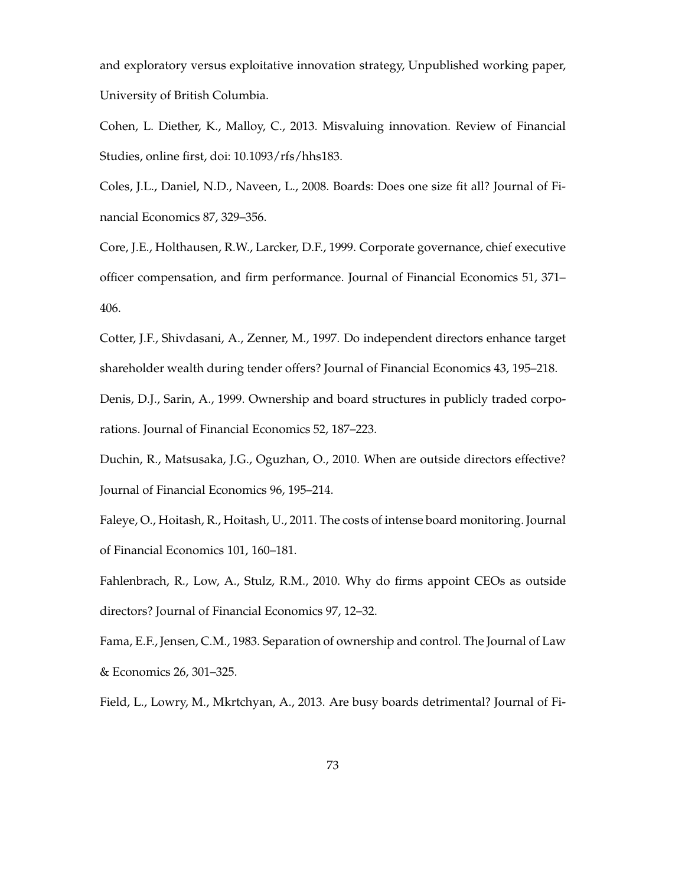and exploratory versus exploitative innovation strategy, Unpublished working paper, University of British Columbia.

Cohen, L. Diether, K., Malloy, C., 2013. Misvaluing innovation. Review of Financial Studies, online first, doi: 10.1093/rfs/hhs183.

Coles, J.L., Daniel, N.D., Naveen, L., 2008. Boards: Does one size fit all? Journal of Financial Economics 87, 329–356.

Core, J.E., Holthausen, R.W., Larcker, D.F., 1999. Corporate governance, chief executive officer compensation, and firm performance. Journal of Financial Economics 51, 371–406.

Cotter, J.F., Shivdasani, A., Zenner, M., 1997. Do independent directors enhance target shareholder wealth during tender offers? Journal of Financial Economics 43, 195–218.

Denis, D.J., Sarin, A., 1999. Ownership and board structures in publicly traded corporations. Journal of Financial Economics 52, 187–223.

Duchin, R., Matsusaka, J.G., Oguzhan, O., 2010. When are outside directors effective? Journal of Financial Economics 96, 195–214.

Faleye, O., Hoitash, R., Hoitash, U., 2011. The costs of intense board monitoring. Journal of Financial Economics 101, 160–181.

Fahlenbrach, R., Low, A., Stulz, R.M., 2010. Why do firms appoint CEOs as outside directors? Journal of Financial Economics 97, 12–32.

Fama, E.F., Jensen, C.M., 1983. Separation of ownership and control. The Journal of Law & Economics 26, 301–325.

Field, L., Lowry, M., Mkrtchyan, A., 2013. Are busy boards detrimental? Journal of Fi-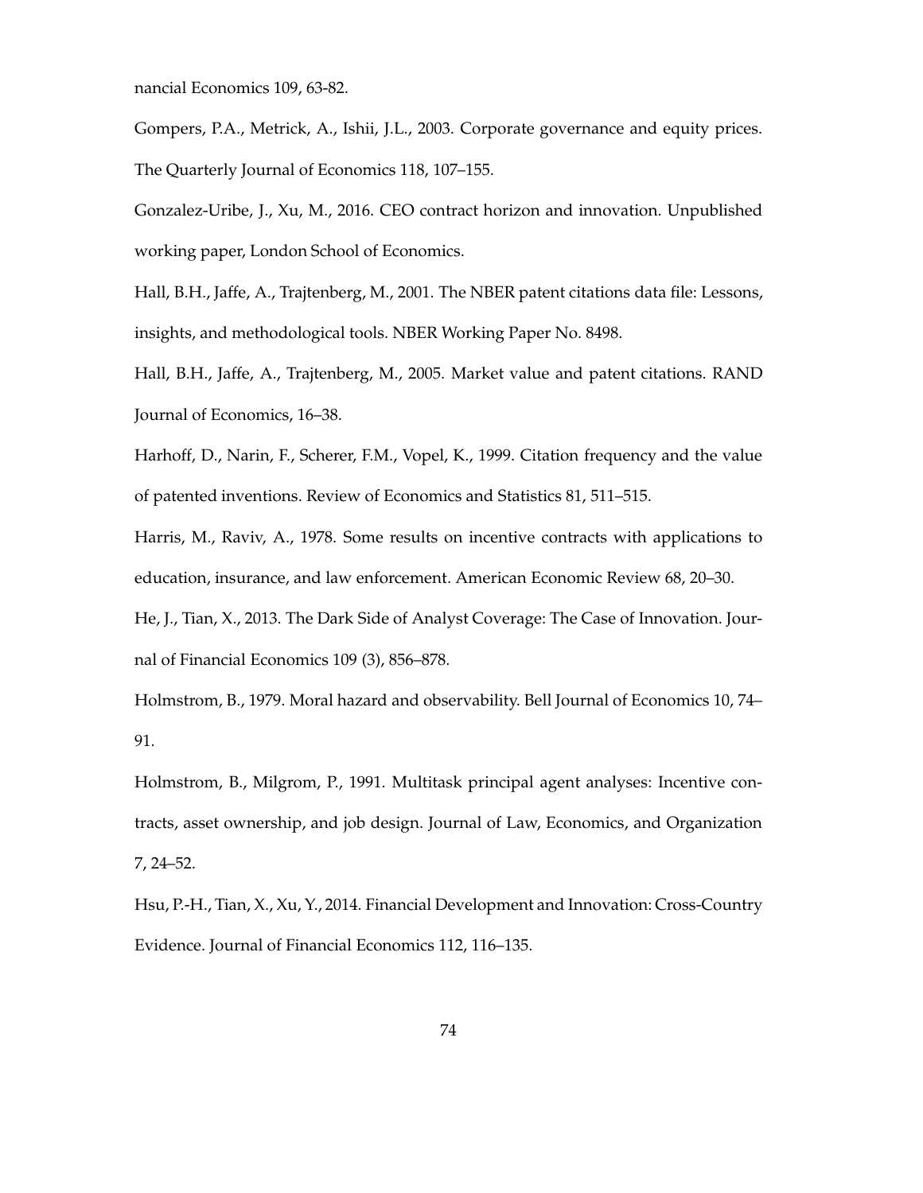nancial Economics 109, 63-82.

Gompers, P.A., Metrick, A., Ishii, J.L., 2003. Corporate governance and equity prices. The Quarterly Journal of Economics 118, 107–155.

Gonzalez-Uribe, J., Xu, M., 2016. CEO contract horizon and innovation. Unpublished working paper, London School of Economics.

Hall, B.H., Jaffe, A., Trajtenberg, M., 2001. The NBER patent citations data file: Lessons, insights, and methodological tools. NBER Working Paper No. 8498.

Hall, B.H., Jaffe, A., Trajtenberg, M., 2005. Market value and patent citations. RAND Journal of Economics, 16–38.

Harhoff, D., Narin, F., Scherer, F.M., Vopel, K., 1999. Citation frequency and the value of patented inventions. Review of Economics and Statistics 81, 511–515.

Harris, M., Raviv, A., 1978. Some results on incentive contracts with applications to education, insurance, and law enforcement. American Economic Review 68, 20–30.

He, J., Tian, X., 2013. The Dark Side of Analyst Coverage: The Case of Innovation. Journal of Financial Economics 109 (3), 856–878.

Holmstrom, B., 1979. Moral hazard and observability. Bell Journal of Economics 10, 74–91.

Holmstrom, B., Milgrom, P., 1991. Multitask principal agent analyses: Incentive contracts, asset ownership, and job design. Journal of Law, Economics, and Organization 7, 24–52.

Hsu, P.-H., Tian, X., Xu, Y., 2014. Financial Development and Innovation: Cross-Country Evidence. Journal of Financial Economics 112, 116–135.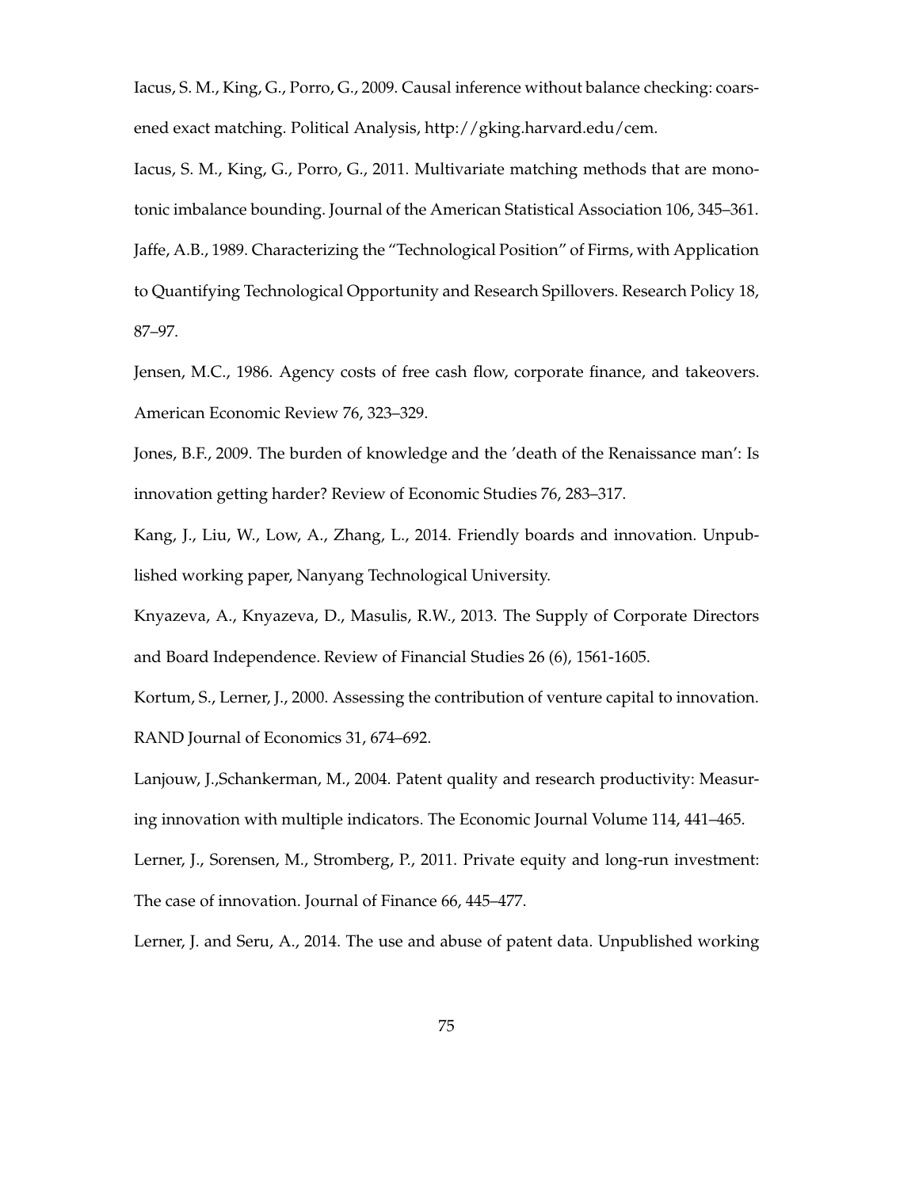Iacus, S. M., King, G., Porro, G., 2009. Causal inference without balance checking: coarsened exact matching. Political Analysis, http://gking.harvard.edu/cem.

Iacus, S. M., King, G., Porro, G., 2011. Multivariate matching methods that are monotonic imbalance bounding. Journal of the American Statistical Association 106, 345–361.

Jaffe, A.B., 1989. Characterizing the "Technological Position" of Firms, with Application to Quantifying Technological Opportunity and Research Spillovers. Research Policy 18, 87–97.

Jensen, M.C., 1986. Agency costs of free cash flow, corporate finance, and takeovers. American Economic Review 76, 323–329.

Jones, B.F., 2009. The burden of knowledge and the 'death of the Renaissance man': Is innovation getting harder? Review of Economic Studies 76, 283–317.

Kang, J., Liu, W., Low, A., Zhang, L., 2014. Friendly boards and innovation. Unpublished working paper, Nanyang Technological University.

Knyazeva, A., Knyazeva, D., Masulis, R.W., 2013. The Supply of Corporate Directors and Board Independence. Review of Financial Studies 26 (6), 1561-1605.

Kortum, S., Lerner, J., 2000. Assessing the contribution of venture capital to innovation. RAND Journal of Economics 31, 674–692.

Lanjouw, J.,Schankerman, M., 2004. Patent quality and research productivity: Measuring innovation with multiple indicators. The Economic Journal Volume 114, 441–465.

Lerner, J., Sorensen, M., Stromberg, P., 2011. Private equity and long-run investment: The case of innovation. Journal of Finance 66, 445–477.

Lerner, J. and Seru, A., 2014. The use and abuse of patent data. Unpublished working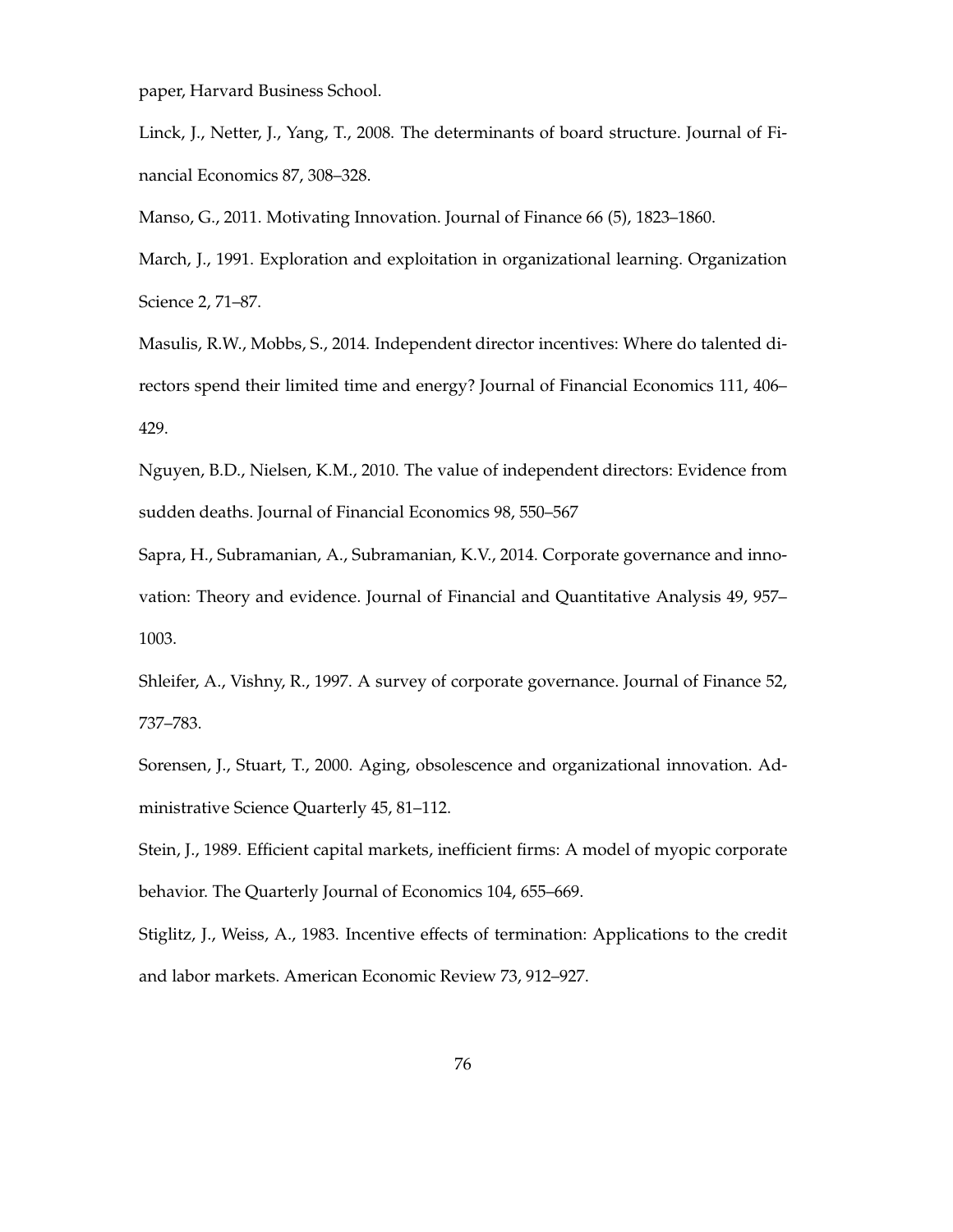paper, Harvard Business School.

Linck, J., Netter, J., Yang, T., 2008. The determinants of board structure. Journal of Financial Economics 87, 308–328.

Manso, G., 2011. Motivating Innovation. Journal of Finance 66 (5), 1823–1860.

March, J., 1991. Exploration and exploitation in organizational learning. Organization Science 2, 71–87.

Masulis, R.W., Mobbs, S., 2014. Independent director incentives: Where do talented directors spend their limited time and energy? Journal of Financial Economics 111, 406–429.

Nguyen, B.D., Nielsen, K.M., 2010. The value of independent directors: Evidence from sudden deaths. Journal of Financial Economics 98, 550–567

Sapra, H., Subramanian, A., Subramanian, K.V., 2014. Corporate governance and innovation: Theory and evidence. Journal of Financial and Quantitative Analysis 49, 957–1003.

Shleifer, A., Vishny, R., 1997. A survey of corporate governance. Journal of Finance 52, 737–783.

Sorensen, J., Stuart, T., 2000. Aging, obsolescence and organizational innovation. Administrative Science Quarterly 45, 81–112.

Stein, J., 1989. Efficient capital markets, inefficient firms: A model of myopic corporate behavior. The Quarterly Journal of Economics 104, 655–669.

Stiglitz, J., Weiss, A., 1983. Incentive effects of termination: Applications to the credit and labor markets. American Economic Review 73, 912–927.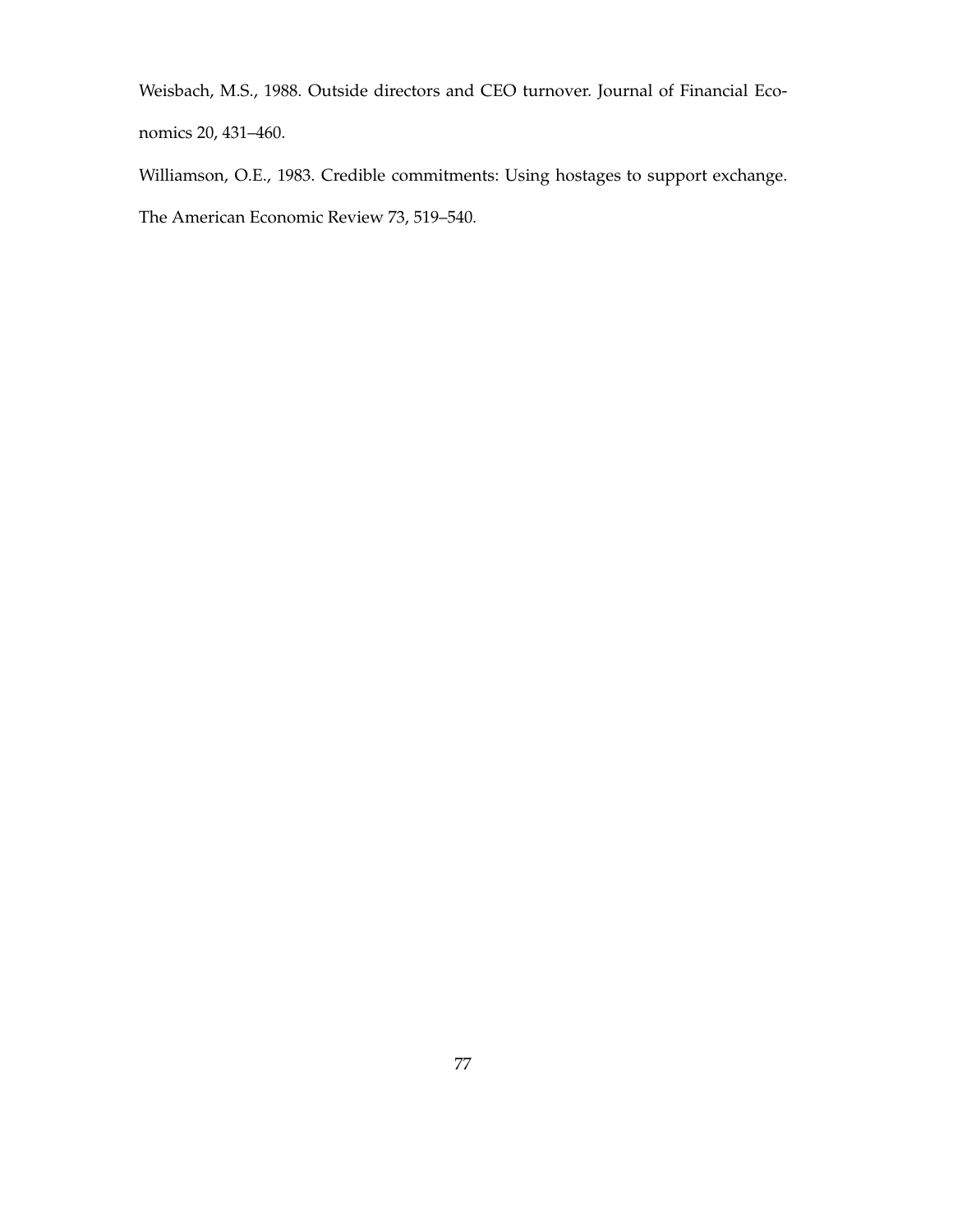Weisbach, M.S., 1988. Outside directors and CEO turnover. Journal of Financial Economics 20, 431–460.

Williamson, O.E., 1983. Credible commitments: Using hostages to support exchange. The American Economic Review 73, 519–540.